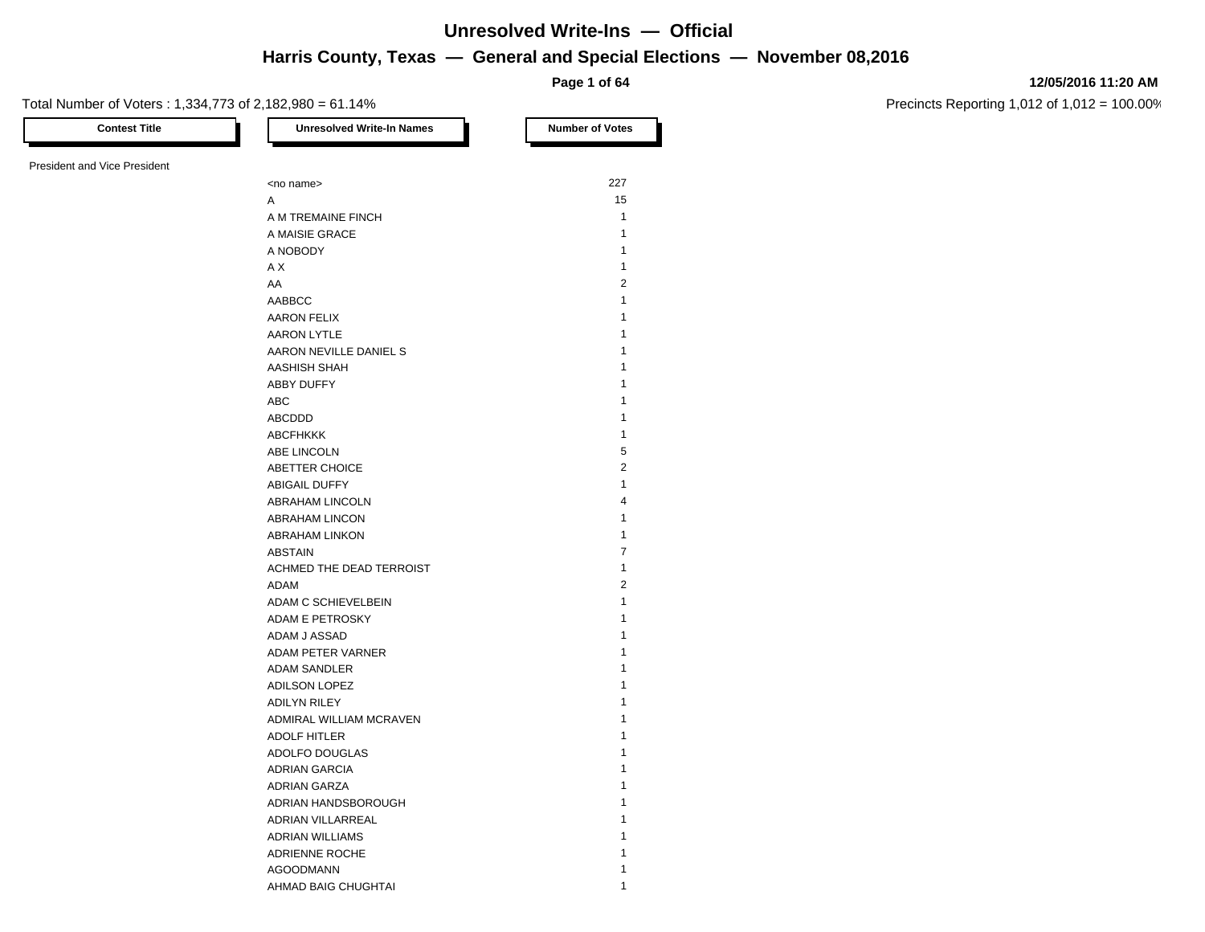# Unresolved Write-Ins — Official

## Harris County, Texas — General and Special Elections — November 08,2016

12/05/2016 11:20 AM

Total Number of Voters : 1,334,773 of 2,182,980 = 61.14%

Precincts Reporting 1,012 of 1,012 = 100.00%

| Contest Title | Unresolved Write-In Names | Number of Votes |
|---|---|---|
| President and Vice President | | |
| | <no name> | 227 |
| | A | 15 |
| | A M TREMAINE FINCH | 1 |
| | A MAISIE GRACE | 1 |
| | A NOBODY | 1 |
| | A X | 1 |
| | AA | 2 |
| | AABBCC | 1 |
| | AARON FELIX | 1 |
| | AARON LYTLE | 1 |
| | AARON NEVILLE DANIEL S | 1 |
| | AASHISH SHAH | 1 |
| | ABBY DUFFY | 1 |
| | ABC | 1 |
| | ABCDDD | 1 |
| | ABCFHKKK | 1 |
| | ABE LINCOLN | 5 |
| | ABETTER CHOICE | 2 |
| | ABIGAIL DUFFY | 1 |
| | ABRAHAM LINCOLN | 4 |
| | ABRAHAM LINCON | 1 |
| | ABRAHAM LINKON | 1 |
| | ABSTAIN | 7 |
| | ACHMED THE DEAD TERROIST | 1 |
| | ADAM | 2 |
| | ADAM C SCHIEVELBEIN | 1 |
| | ADAM E PETROSKY | 1 |
| | ADAM J ASSAD | 1 |
| | ADAM PETER VARNER | 1 |
| | ADAM SANDLER | 1 |
| | ADILSON LOPEZ | 1 |
| | ADILYN RILEY | 1 |
| | ADMIRAL WILLIAM MCRAVEN | 1 |
| | ADOLF HITLER | 1 |
| | ADOLFO DOUGLAS | 1 |
| | ADRIAN GARCIA | 1 |
| | ADRIAN GARZA | 1 |
| | ADRIAN HANDSBOROUGH | 1 |
| | ADRIAN VILLARREAL | 1 |
| | ADRIAN WILLIAMS | 1 |
| | ADRIENNE ROCHE | 1 |
| | AGOODMANN | 1 |
| | AHMAD BAIG CHUGHTAI | 1 |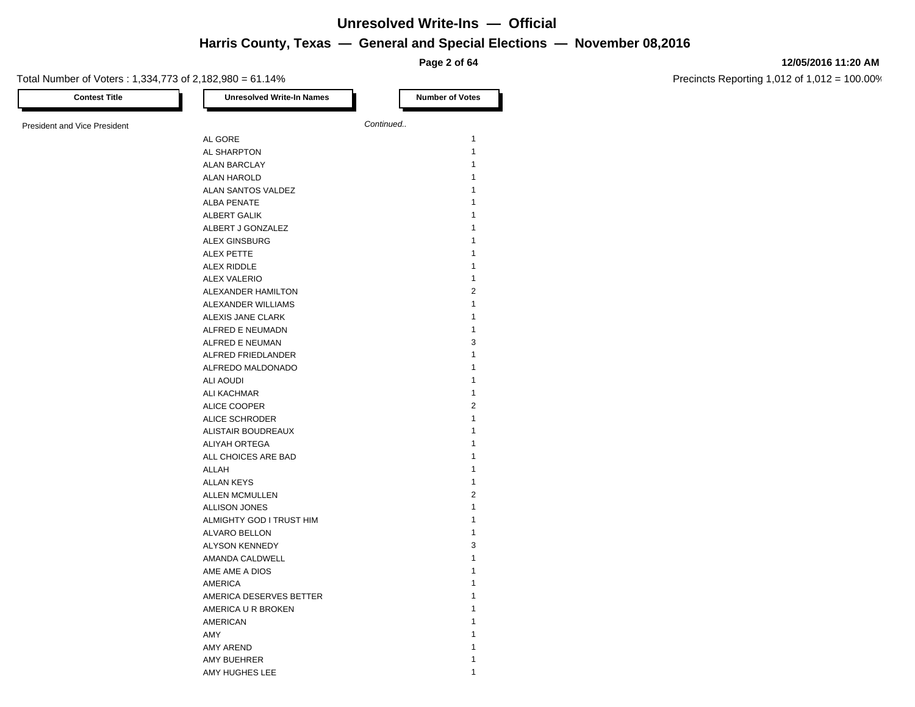# Unresolved Write-Ins — Official

## Harris County, Texas — General and Special Elections — November 08,2016

**12/05/2016 11:20 AM**

Total Number of Voters : 1,334,773 of 2,182,980 = 61.14%

Precincts Reporting 1,012 of 1,012 = 100.00%

| Contest Title | Unresolved Write-In Names | Number of Votes |
|---|---|---|
| President and Vice President | *Continued..* | |
| | AL GORE | 1 |
| | AL SHARPTON | 1 |
| | ALAN BARCLAY | 1 |
| | ALAN HAROLD | 1 |
| | ALAN SANTOS VALDEZ | 1 |
| | ALBA PENATE | 1 |
| | ALBERT GALIK | 1 |
| | ALBERT J GONZALEZ | 1 |
| | ALEX GINSBURG | 1 |
| | ALEX PETTE | 1 |
| | ALEX RIDDLE | 1 |
| | ALEX VALERIO | 1 |
| | ALEXANDER HAMILTON | 2 |
| | ALEXANDER WILLIAMS | 1 |
| | ALEXIS JANE CLARK | 1 |
| | ALFRED E NEUMADN | 1 |
| | ALFRED E NEUMAN | 3 |
| | ALFRED FRIEDLANDER | 1 |
| | ALFREDO MALDONADO | 1 |
| | ALI AOUDI | 1 |
| | ALI KACHMAR | 1 |
| | ALICE COOPER | 2 |
| | ALICE SCHRODER | 1 |
| | ALISTAIR BOUDREAUX | 1 |
| | ALIYAH ORTEGA | 1 |
| | ALL CHOICES ARE BAD | 1 |
| | ALLAH | 1 |
| | ALLAN KEYS | 1 |
| | ALLEN MCMULLEN | 2 |
| | ALLISON JONES | 1 |
| | ALMIGHTY GOD I TRUST HIM | 1 |
| | ALVARO BELLON | 1 |
| | ALYSON KENNEDY | 3 |
| | AMANDA CALDWELL | 1 |
| | AME AME A DIOS | 1 |
| | AMERICA | 1 |
| | AMERICA DESERVES BETTER | 1 |
| | AMERICA U R BROKEN | 1 |
| | AMERICAN | 1 |
| | AMY | 1 |
| | AMY AREND | 1 |
| | AMY BUEHRER | 1 |
| | AMY HUGHES LEE | 1 |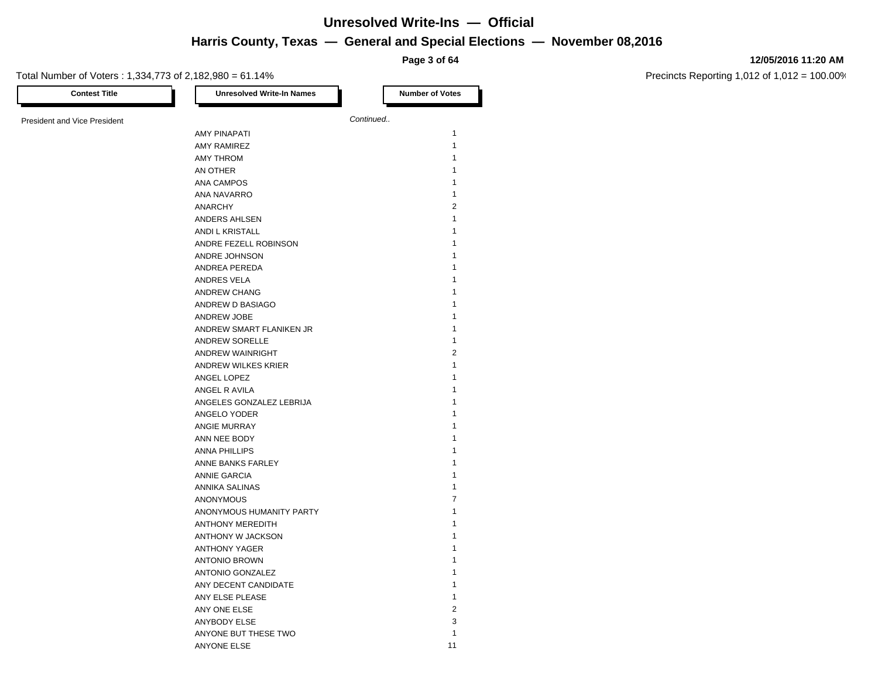# Unresolved Write-Ins — Official

## Harris County, Texas — General and Special Elections — November 08,2016

Total Number of Voters : 1,334,773 of 2,182,980 = 61.14%

Precincts Reporting 1,012 of 1,012 = 100.00%

| Contest Title | Unresolved Write-In Names | Number of Votes |
|---|---|---|
| President and Vice President | | *Continued..* |
| | AMY PINAPATI | 1 |
| | AMY RAMIREZ | 1 |
| | AMY THROM | 1 |
| | AN OTHER | 1 |
| | ANA CAMPOS | 1 |
| | ANA NAVARRO | 1 |
| | ANARCHY | 2 |
| | ANDERS AHLSEN | 1 |
| | ANDI L KRISTALL | 1 |
| | ANDRE FEZELL ROBINSON | 1 |
| | ANDRE JOHNSON | 1 |
| | ANDREA PEREDA | 1 |
| | ANDRES VELA | 1 |
| | ANDREW CHANG | 1 |
| | ANDREW D BASIAGO | 1 |
| | ANDREW JOBE | 1 |
| | ANDREW SMART FLANIKEN JR | 1 |
| | ANDREW SORELLE | 1 |
| | ANDREW WAINRIGHT | 2 |
| | ANDREW WILKES KRIER | 1 |
| | ANGEL LOPEZ | 1 |
| | ANGEL R AVILA | 1 |
| | ANGELES GONZALEZ LEBRIJA | 1 |
| | ANGELO YODER | 1 |
| | ANGIE MURRAY | 1 |
| | ANN NEE BODY | 1 |
| | ANNA PHILLIPS | 1 |
| | ANNE BANKS FARLEY | 1 |
| | ANNIE GARCIA | 1 |
| | ANNIKA SALINAS | 1 |
| | ANONYMOUS | 7 |
| | ANONYMOUS HUMANITY PARTY | 1 |
| | ANTHONY MEREDITH | 1 |
| | ANTHONY W JACKSON | 1 |
| | ANTHONY YAGER | 1 |
| | ANTONIO BROWN | 1 |
| | ANTONIO GONZALEZ | 1 |
| | ANY DECENT CANDIDATE | 1 |
| | ANY ELSE PLEASE | 1 |
| | ANY ONE ELSE | 2 |
| | ANYBODY ELSE | 3 |
| | ANYONE BUT THESE TWO | 1 |
| | ANYONE ELSE | 11 |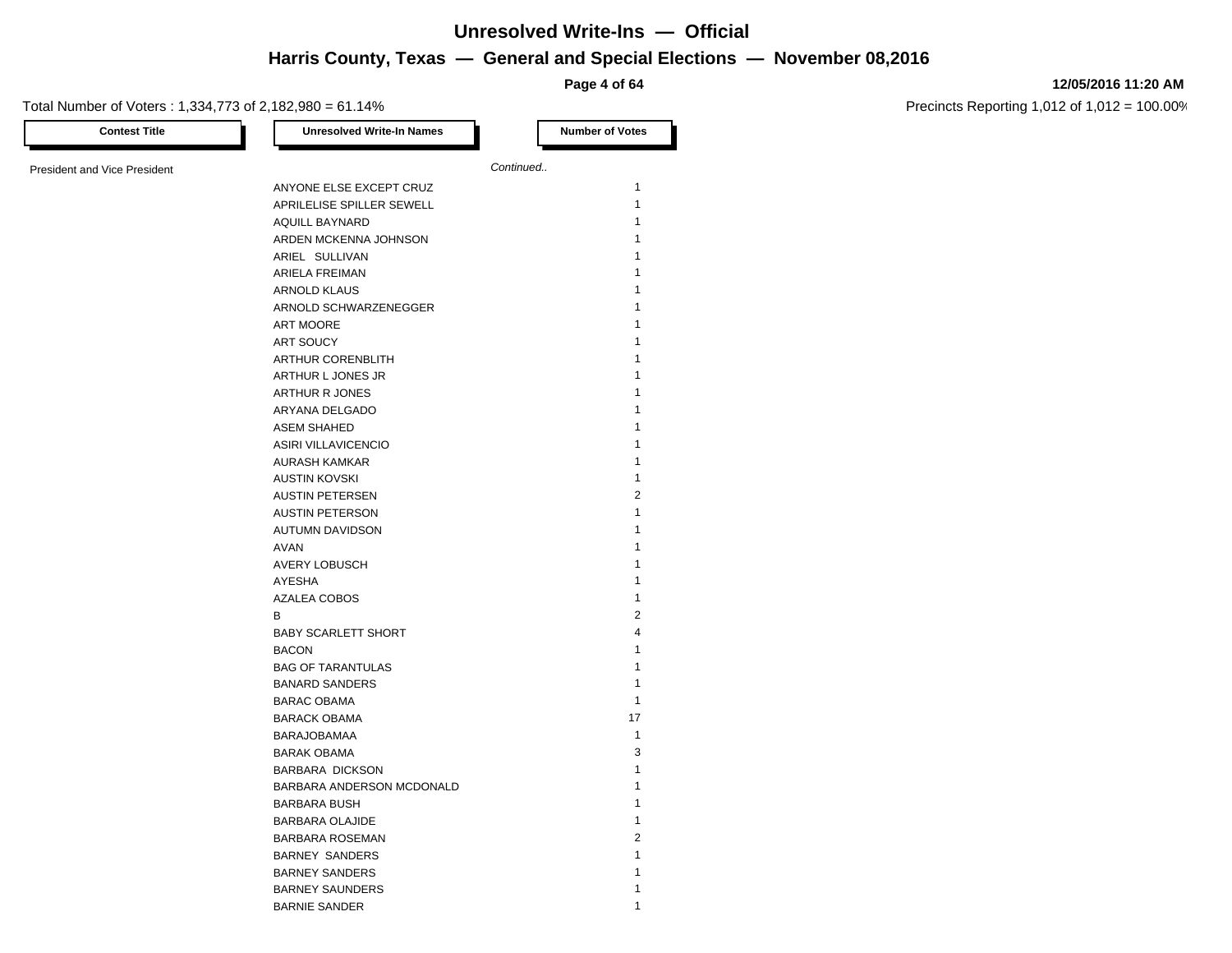# Unresolved Write-Ins — Official

## Harris County, Texas — General and Special Elections — November 08,2016

Total Number of Voters : 1,334,773 of 2,182,980 = 61.14%

Precincts Reporting 1,012 of 1,012 = 100.00%

| Contest Title | Unresolved Write-In Names | Number of Votes |
|---|---|---|
| President and Vice President | *Continued..* | |
| | ANYONE ELSE EXCEPT CRUZ | 1 |
| | APRILELISE SPILLER SEWELL | 1 |
| | AQUILL BAYNARD | 1 |
| | ARDEN MCKENNA JOHNSON | 1 |
| | ARIEL SULLIVAN | 1 |
| | ARIELA FREIMAN | 1 |
| | ARNOLD KLAUS | 1 |
| | ARNOLD SCHWARZENEGGER | 1 |
| | ART MOORE | 1 |
| | ART SOUCY | 1 |
| | ARTHUR CORENBLITH | 1 |
| | ARTHUR L JONES JR | 1 |
| | ARTHUR R JONES | 1 |
| | ARYANA DELGADO | 1 |
| | ASEM SHAHED | 1 |
| | ASIRI VILLAVICENCIO | 1 |
| | AURASH KAMKAR | 1 |
| | AUSTIN KOVSKI | 1 |
| | AUSTIN PETERSEN | 2 |
| | AUSTIN PETERSON | 1 |
| | AUTUMN DAVIDSON | 1 |
| | AVAN | 1 |
| | AVERY LOBUSCH | 1 |
| | AYESHA | 1 |
| | AZALEA COBOS | 1 |
| | B | 2 |
| | BABY SCARLETT SHORT | 4 |
| | BACON | 1 |
| | BAG OF TARANTULAS | 1 |
| | BANARD SANDERS | 1 |
| | BARAC OBAMA | 1 |
| | BARACK OBAMA | 17 |
| | BARAJOBAMAA | 1 |
| | BARAK OBAMA | 3 |
| | BARBARA DICKSON | 1 |
| | BARBARA ANDERSON MCDONALD | 1 |
| | BARBARA BUSH | 1 |
| | BARBARA OLAJIDE | 1 |
| | BARBARA ROSEMAN | 2 |
| | BARNEY SANDERS | 1 |
| | BARNEY SANDERS | 1 |
| | BARNEY SAUNDERS | 1 |
| | BARNIE SANDER | 1 |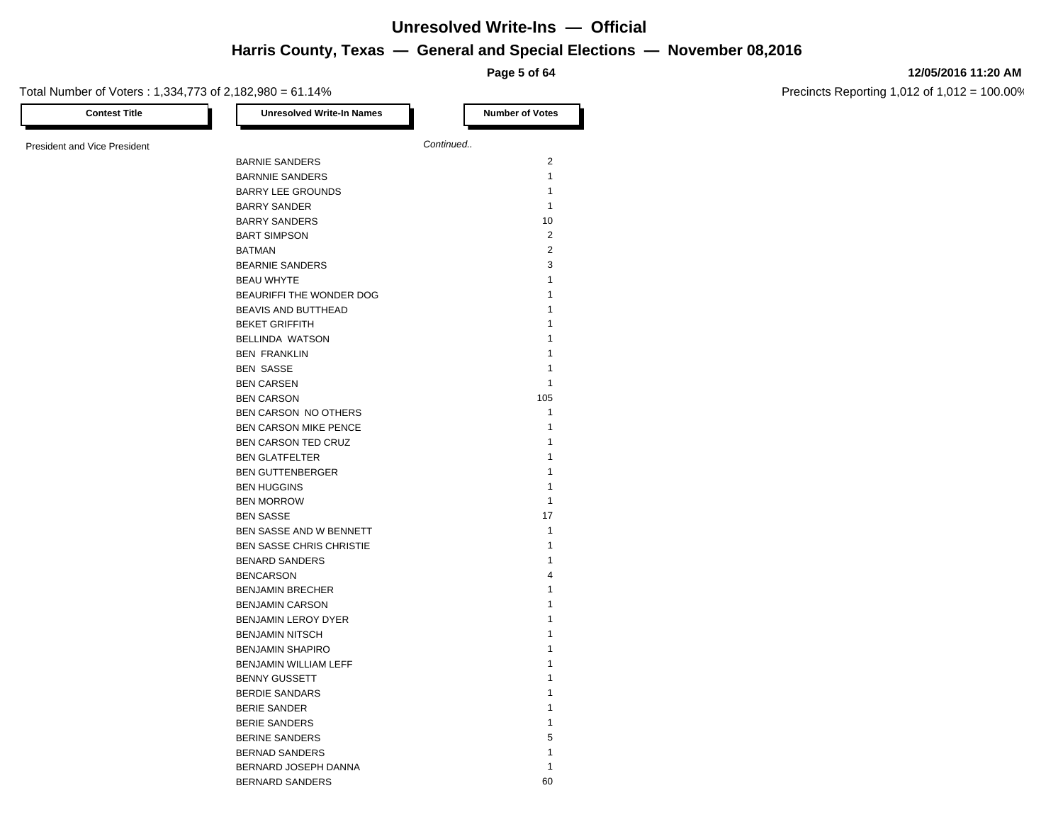# Unresolved Write-Ins — Official

## Harris County, Texas — General and Special Elections — November 08,2016

Total Number of Voters : 1,334,773 of 2,182,980 = 61.14%

Precincts Reporting 1,012 of 1,012 = 100.00%

| Contest Title | Unresolved Write-In Names | Number of Votes |
|---|---|---|
| President and Vice President | | *Continued..* |
| | BARNIE SANDERS | 2 |
| | BARNNIE SANDERS | 1 |
| | BARRY LEE GROUNDS | 1 |
| | BARRY SANDER | 1 |
| | BARRY SANDERS | 10 |
| | BART SIMPSON | 2 |
| | BATMAN | 2 |
| | BEARNIE SANDERS | 3 |
| | BEAU WHYTE | 1 |
| | BEAURIFFI THE WONDER DOG | 1 |
| | BEAVIS AND BUTTHEAD | 1 |
| | BEKET GRIFFITH | 1 |
| | BELLINDA WATSON | 1 |
| | BEN FRANKLIN | 1 |
| | BEN SASSE | 1 |
| | BEN CARSEN | 1 |
| | BEN CARSON | 105 |
| | BEN CARSON NO OTHERS | 1 |
| | BEN CARSON MIKE PENCE | 1 |
| | BEN CARSON TED CRUZ | 1 |
| | BEN GLATFELTER | 1 |
| | BEN GUTTENBERGER | 1 |
| | BEN HUGGINS | 1 |
| | BEN MORROW | 1 |
| | BEN SASSE | 17 |
| | BEN SASSE AND W BENNETT | 1 |
| | BEN SASSE CHRIS CHRISTIE | 1 |
| | BENARD SANDERS | 1 |
| | BENCARSON | 4 |
| | BENJAMIN BRECHER | 1 |
| | BENJAMIN CARSON | 1 |
| | BENJAMIN LEROY DYER | 1 |
| | BENJAMIN NITSCH | 1 |
| | BENJAMIN SHAPIRO | 1 |
| | BENJAMIN WILLIAM LEFF | 1 |
| | BENNY GUSSETT | 1 |
| | BERDIE SANDARS | 1 |
| | BERIE SANDER | 1 |
| | BERIE SANDERS | 1 |
| | BERINE SANDERS | 5 |
| | BERNAD SANDERS | 1 |
| | BERNARD JOSEPH DANNA | 1 |
| | BERNARD SANDERS | 60 |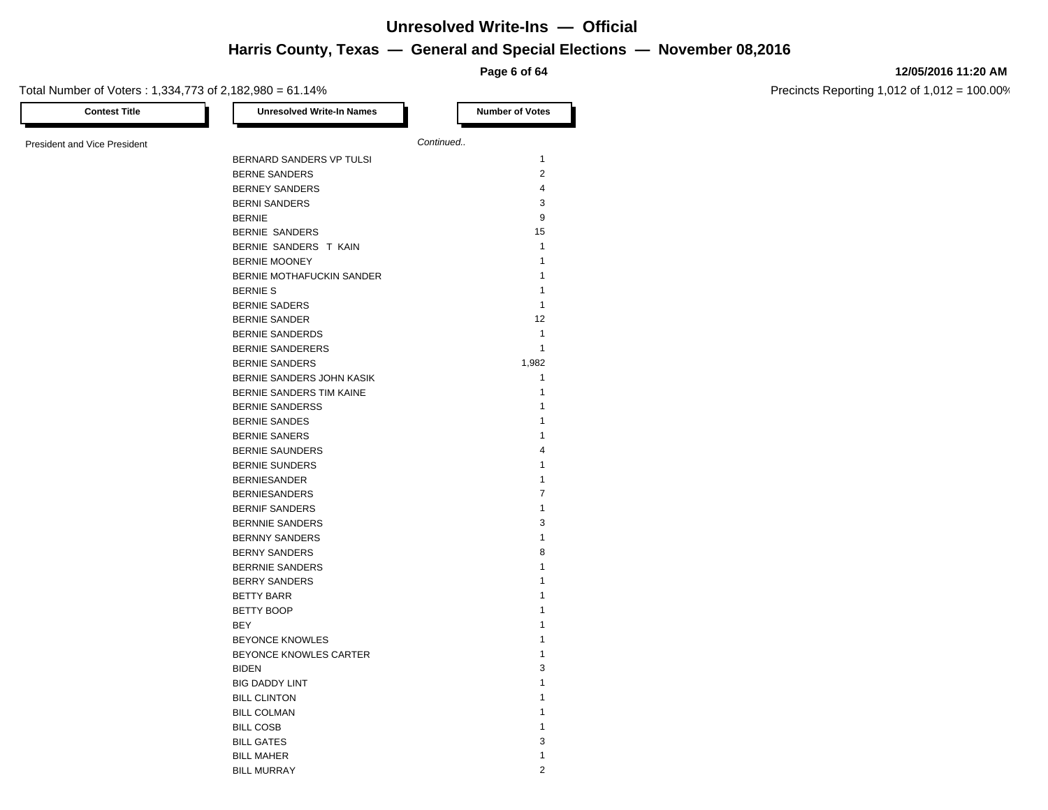# Unresolved Write-Ins — Official

## Harris County, Texas — General and Special Elections — November 08,2016

Total Number of Voters : 1,334,773 of 2,182,980 = 61.14%

Precincts Reporting 1,012 of 1,012 = 100.00%

| Contest Title | Unresolved Write-In Names | Number of Votes |
|---|---|---|
| President and Vice President | *Continued..* | |
| | BERNARD SANDERS VP TULSI | 1 |
| | BERNE SANDERS | 2 |
| | BERNEY SANDERS | 4 |
| | BERNI SANDERS | 3 |
| | BERNIE | 9 |
| | BERNIE SANDERS | 15 |
| | BERNIE SANDERS T KAIN | 1 |
| | BERNIE MOONEY | 1 |
| | BERNIE MOTHAFUCKIN SANDER | 1 |
| | BERNIE S | 1 |
| | BERNIE SADERS | 1 |
| | BERNIE SANDER | 12 |
| | BERNIE SANDERDS | 1 |
| | BERNIE SANDERERS | 1 |
| | BERNIE SANDERS | 1,982 |
| | BERNIE SANDERS JOHN KASIK | 1 |
| | BERNIE SANDERS TIM KAINE | 1 |
| | BERNIE SANDERSS | 1 |
| | BERNIE SANDES | 1 |
| | BERNIE SANERS | 1 |
| | BERNIE SAUNDERS | 4 |
| | BERNIE SUNDERS | 1 |
| | BERNIESANDER | 1 |
| | BERNIESANDERS | 7 |
| | BERNIF SANDERS | 1 |
| | BERNNIE SANDERS | 3 |
| | BERNNY SANDERS | 1 |
| | BERNY SANDERS | 8 |
| | BERRNIE SANDERS | 1 |
| | BERRY SANDERS | 1 |
| | BETTY BARR | 1 |
| | BETTY BOOP | 1 |
| | BEY | 1 |
| | BEYONCE KNOWLES | 1 |
| | BEYONCE KNOWLES CARTER | 1 |
| | BIDEN | 3 |
| | BIG DADDY LINT | 1 |
| | BILL CLINTON | 1 |
| | BILL COLMAN | 1 |
| | BILL COSB | 1 |
| | BILL GATES | 3 |
| | BILL MAHER | 1 |
| | BILL MURRAY | 2 |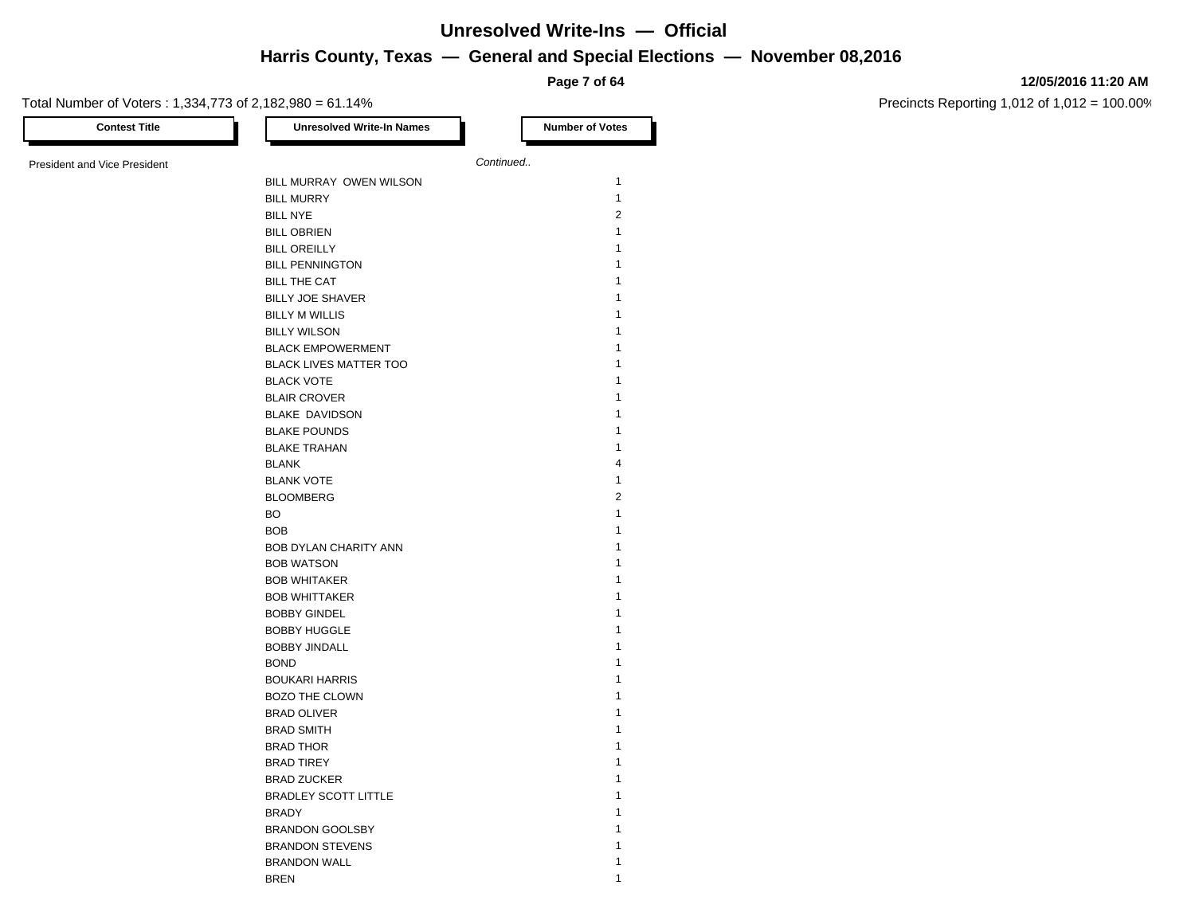# Unresolved Write-Ins — Official

## Harris County, Texas — General and Special Elections — November 08,2016

Total Number of Voters : 1,334,773 of 2,182,980 = 61.14%

Precincts Reporting 1,012 of 1,012 = 100.00%

| Contest Title | Unresolved Write-In Names | Number of Votes |
|---|---|---|
| President and Vice President | | *Continued..* |
| | BILL MURRAY OWEN WILSON | 1 |
| | BILL MURRY | 1 |
| | BILL NYE | 2 |
| | BILL OBRIEN | 1 |
| | BILL OREILLY | 1 |
| | BILL PENNINGTON | 1 |
| | BILL THE CAT | 1 |
| | BILLY JOE SHAVER | 1 |
| | BILLY M WILLIS | 1 |
| | BILLY WILSON | 1 |
| | BLACK EMPOWERMENT | 1 |
| | BLACK LIVES MATTER TOO | 1 |
| | BLACK VOTE | 1 |
| | BLAIR CROVER | 1 |
| | BLAKE DAVIDSON | 1 |
| | BLAKE POUNDS | 1 |
| | BLAKE TRAHAN | 1 |
| | BLANK | 4 |
| | BLANK VOTE | 1 |
| | BLOOMBERG | 2 |
| | BO | 1 |
| | BOB | 1 |
| | BOB DYLAN CHARITY ANN | 1 |
| | BOB WATSON | 1 |
| | BOB WHITAKER | 1 |
| | BOB WHITTAKER | 1 |
| | BOBBY GINDEL | 1 |
| | BOBBY HUGGLE | 1 |
| | BOBBY JINDALL | 1 |
| | BOND | 1 |
| | BOUKARI HARRIS | 1 |
| | BOZO THE CLOWN | 1 |
| | BRAD OLIVER | 1 |
| | BRAD SMITH | 1 |
| | BRAD THOR | 1 |
| | BRAD TIREY | 1 |
| | BRAD ZUCKER | 1 |
| | BRADLEY SCOTT LITTLE | 1 |
| | BRADY | 1 |
| | BRANDON GOOLSBY | 1 |
| | BRANDON STEVENS | 1 |
| | BRANDON WALL | 1 |
| | BREN | 1 |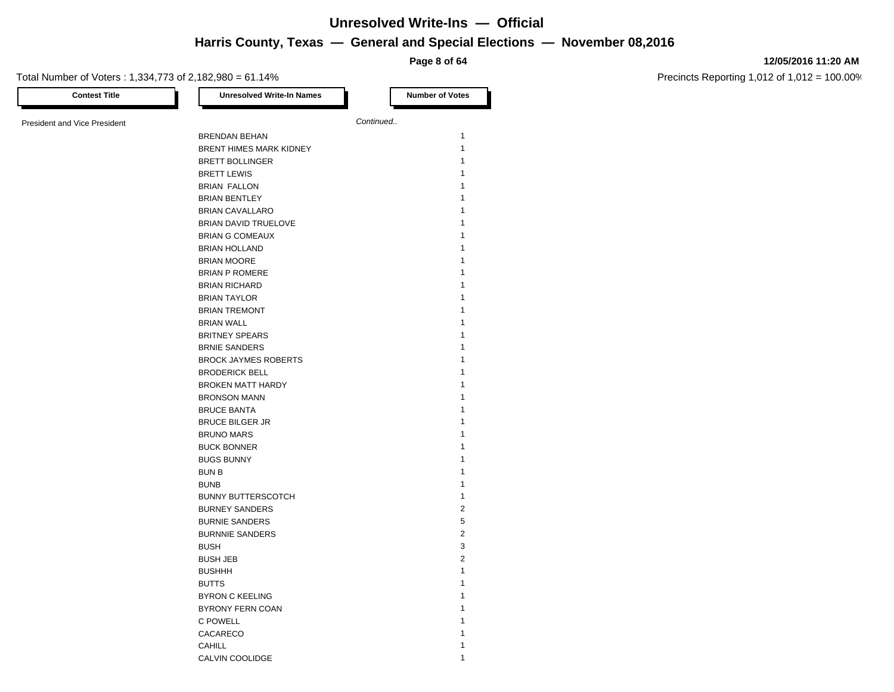# Unresolved Write-Ins — Official

## Harris County, Texas — General and Special Elections — November 08,2016

**12/05/2016 11:20 AM**

Total Number of Voters : 1,334,773 of 2,182,980 = 61.14%

Precincts Reporting 1,012 of 1,012 = 100.00%

| Contest Title | Unresolved Write-In Names | Number of Votes |
|---|---|---|
| President and Vice President | *Continued..* | |
| | BRENDAN BEHAN | 1 |
| | BRENT HIMES MARK KIDNEY | 1 |
| | BRETT BOLLINGER | 1 |
| | BRETT LEWIS | 1 |
| | BRIAN FALLON | 1 |
| | BRIAN BENTLEY | 1 |
| | BRIAN CAVALLARO | 1 |
| | BRIAN DAVID TRUELOVE | 1 |
| | BRIAN G COMEAUX | 1 |
| | BRIAN HOLLAND | 1 |
| | BRIAN MOORE | 1 |
| | BRIAN P ROMERE | 1 |
| | BRIAN RICHARD | 1 |
| | BRIAN TAYLOR | 1 |
| | BRIAN TREMONT | 1 |
| | BRIAN WALL | 1 |
| | BRITNEY SPEARS | 1 |
| | BRNIE SANDERS | 1 |
| | BROCK JAYMES ROBERTS | 1 |
| | BRODERICK BELL | 1 |
| | BROKEN MATT HARDY | 1 |
| | BRONSON MANN | 1 |
| | BRUCE BANTA | 1 |
| | BRUCE BILGER JR | 1 |
| | BRUNO MARS | 1 |
| | BUCK BONNER | 1 |
| | BUGS BUNNY | 1 |
| | BUN B | 1 |
| | BUNB | 1 |
| | BUNNY BUTTERSCOTCH | 1 |
| | BURNEY SANDERS | 2 |
| | BURNIE SANDERS | 5 |
| | BURNNIE SANDERS | 2 |
| | BUSH | 3 |
| | BUSH JEB | 2 |
| | BUSHHH | 1 |
| | BUTTS | 1 |
| | BYRON C KEELING | 1 |
| | BYRONY FERN COAN | 1 |
| | C POWELL | 1 |
| | CACARECO | 1 |
| | CAHILL | 1 |
| | CALVIN COOLIDGE | 1 |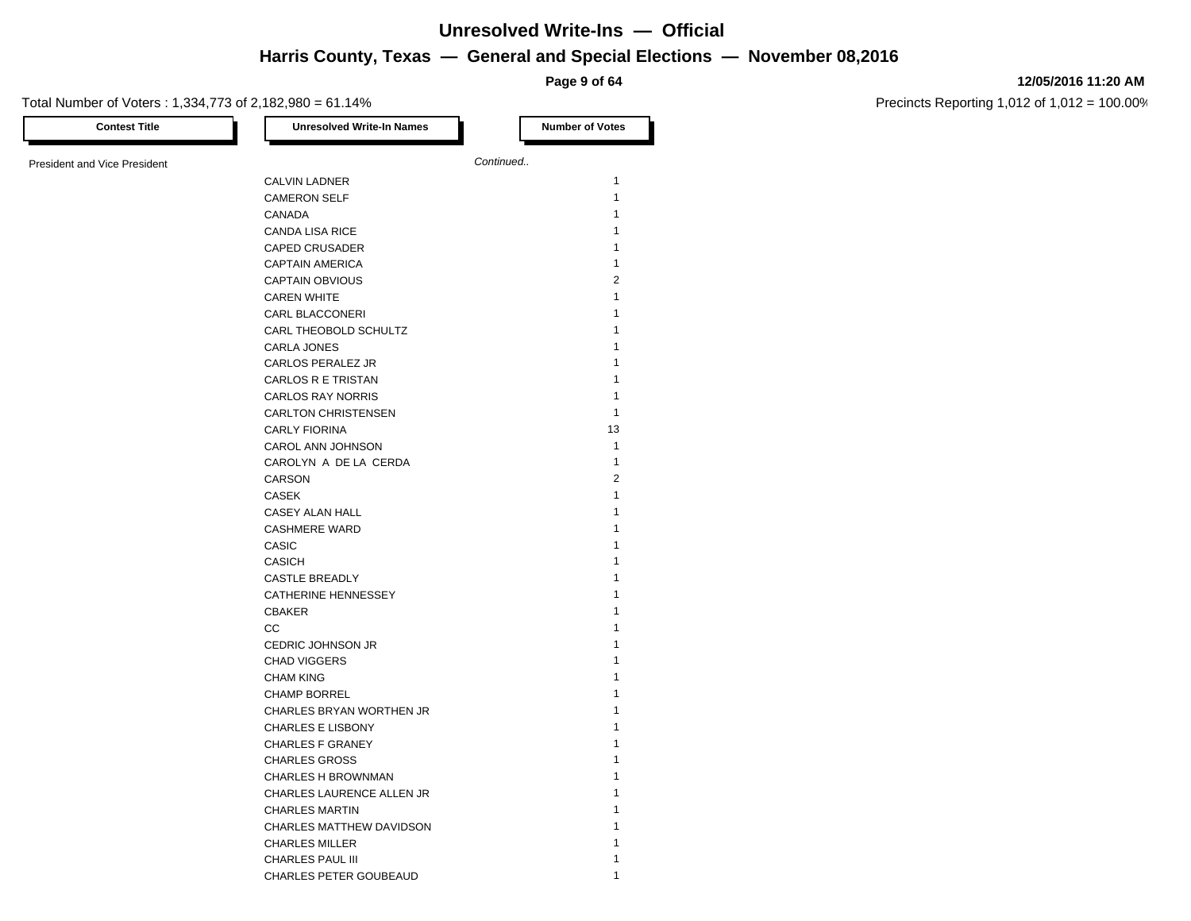# Unresolved Write-Ins — Official

## Harris County, Texas — General and Special Elections — November 08,2016

Total Number of Voters : 1,334,773 of 2,182,980 = 61.14%

Precincts Reporting 1,012 of 1,012 = 100.00%

| Contest Title | Unresolved Write-In Names | Number of Votes |
|---|---|---|
| President and Vice President | | *Continued..* |
| | CALVIN LADNER | 1 |
| | CAMERON SELF | 1 |
| | CANADA | 1 |
| | CANDA LISA RICE | 1 |
| | CAPED CRUSADER | 1 |
| | CAPTAIN AMERICA | 1 |
| | CAPTAIN OBVIOUS | 2 |
| | CAREN WHITE | 1 |
| | CARL BLACCONERI | 1 |
| | CARL THEOBOLD SCHULTZ | 1 |
| | CARLA JONES | 1 |
| | CARLOS PERALEZ JR | 1 |
| | CARLOS R E TRISTAN | 1 |
| | CARLOS RAY NORRIS | 1 |
| | CARLTON CHRISTENSEN | 1 |
| | CARLY FIORINA | 13 |
| | CAROL ANN JOHNSON | 1 |
| | CAROLYN A DE LA CERDA | 1 |
| | CARSON | 2 |
| | CASEK | 1 |
| | CASEY ALAN HALL | 1 |
| | CASHMERE WARD | 1 |
| | CASIC | 1 |
| | CASICH | 1 |
| | CASTLE BREADLY | 1 |
| | CATHERINE HENNESSEY | 1 |
| | CBAKER | 1 |
| | CC | 1 |
| | CEDRIC JOHNSON JR | 1 |
| | CHAD VIGGERS | 1 |
| | CHAM KING | 1 |
| | CHAMP BORREL | 1 |
| | CHARLES BRYAN WORTHEN JR | 1 |
| | CHARLES E LISBONY | 1 |
| | CHARLES F GRANEY | 1 |
| | CHARLES GROSS | 1 |
| | CHARLES H BROWNMAN | 1 |
| | CHARLES LAURENCE ALLEN JR | 1 |
| | CHARLES MARTIN | 1 |
| | CHARLES MATTHEW DAVIDSON | 1 |
| | CHARLES MILLER | 1 |
| | CHARLES PAUL III | 1 |
| | CHARLES PETER GOUBEAUD | 1 |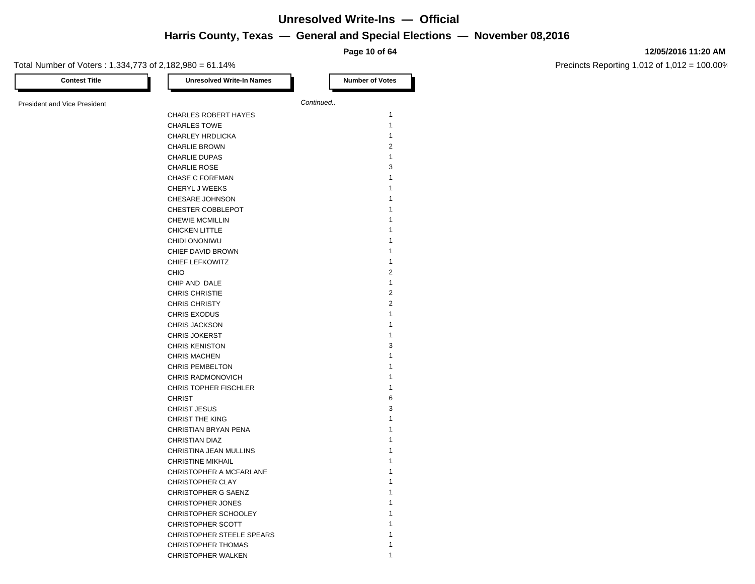# Unresolved Write-Ins — Official

## Harris County, Texas — General and Special Elections — November 08,2016

12/05/2016 11:20 AM

Total Number of Voters : 1,334,773 of 2,182,980 = 61.14%

Precincts Reporting 1,012 of 1,012 = 100.00%

| Contest Title | Unresolved Write-In Names | Number of Votes |
|---|---|---|
| President and Vice President | *Continued..* | |
| | CHARLES ROBERT HAYES | 1 |
| | CHARLES TOWE | 1 |
| | CHARLEY HRDLICKA | 1 |
| | CHARLIE BROWN | 2 |
| | CHARLIE DUPAS | 1 |
| | CHARLIE ROSE | 3 |
| | CHASE C FOREMAN | 1 |
| | CHERYL J WEEKS | 1 |
| | CHESARE JOHNSON | 1 |
| | CHESTER COBBLEPOT | 1 |
| | CHEWIE MCMILLIN | 1 |
| | CHICKEN LITTLE | 1 |
| | CHIDI ONONIWU | 1 |
| | CHIEF DAVID BROWN | 1 |
| | CHIEF LEFKOWITZ | 1 |
| | CHIO | 2 |
| | CHIP AND DALE | 1 |
| | CHRIS CHRISTIE | 2 |
| | CHRIS CHRISTY | 2 |
| | CHRIS EXODUS | 1 |
| | CHRIS JACKSON | 1 |
| | CHRIS JOKERST | 1 |
| | CHRIS KENISTON | 3 |
| | CHRIS MACHEN | 1 |
| | CHRIS PEMBELTON | 1 |
| | CHRIS RADMONOVICH | 1 |
| | CHRIS TOPHER FISCHLER | 1 |
| | CHRIST | 6 |
| | CHRIST JESUS | 3 |
| | CHRIST THE KING | 1 |
| | CHRISTIAN BRYAN PENA | 1 |
| | CHRISTIAN DIAZ | 1 |
| | CHRISTINA JEAN MULLINS | 1 |
| | CHRISTINE MIKHAIL | 1 |
| | CHRISTOPHER A MCFARLANE | 1 |
| | CHRISTOPHER CLAY | 1 |
| | CHRISTOPHER G SAENZ | 1 |
| | CHRISTOPHER JONES | 1 |
| | CHRISTOPHER SCHOOLEY | 1 |
| | CHRISTOPHER SCOTT | 1 |
| | CHRISTOPHER STEELE SPEARS | 1 |
| | CHRISTOPHER THOMAS | 1 |
| | CHRISTOPHER WALKEN | 1 |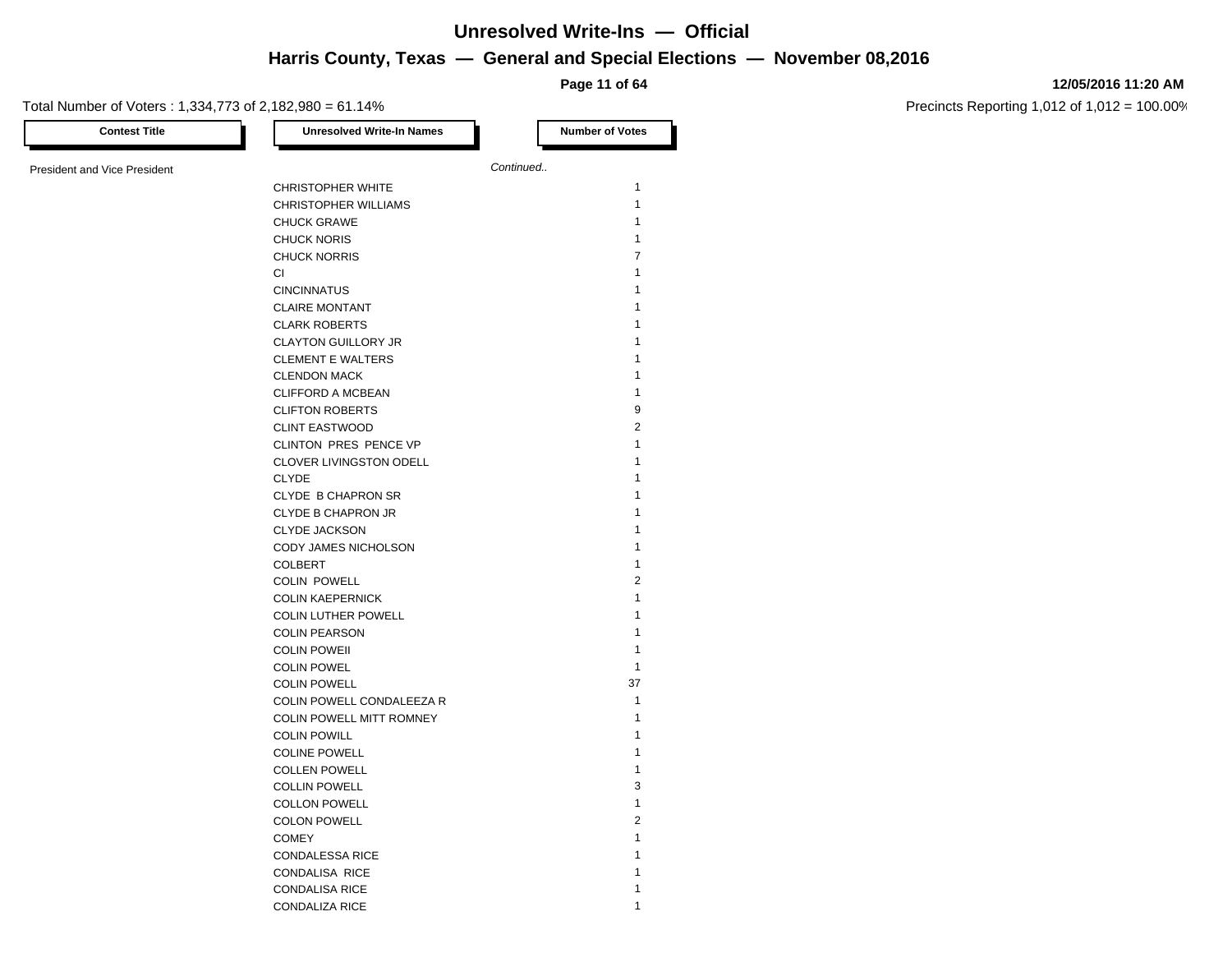# Unresolved Write-Ins — Official

## Harris County, Texas — General and Special Elections — November 08,2016

**12/05/2016 11:20 AM**

Total Number of Voters : 1,334,773 of 2,182,980 = 61.14%

Precincts Reporting 1,012 of 1,012 = 100.00%

| Contest Title | Unresolved Write-In Names | Number of Votes |
|---|---|---|
| President and Vice President | *Continued..* | |
| | CHRISTOPHER WHITE | 1 |
| | CHRISTOPHER WILLIAMS | 1 |
| | CHUCK GRAWE | 1 |
| | CHUCK NORIS | 1 |
| | CHUCK NORRIS | 7 |
| | CI | 1 |
| | CINCINNATUS | 1 |
| | CLAIRE MONTANT | 1 |
| | CLARK ROBERTS | 1 |
| | CLAYTON GUILLORY JR | 1 |
| | CLEMENT E WALTERS | 1 |
| | CLENDON MACK | 1 |
| | CLIFFORD A MCBEAN | 1 |
| | CLIFTON ROBERTS | 9 |
| | CLINT EASTWOOD | 2 |
| | CLINTON PRES PENCE VP | 1 |
| | CLOVER LIVINGSTON ODELL | 1 |
| | CLYDE | 1 |
| | CLYDE B CHAPRON SR | 1 |
| | CLYDE B CHAPRON JR | 1 |
| | CLYDE JACKSON | 1 |
| | CODY JAMES NICHOLSON | 1 |
| | COLBERT | 1 |
| | COLIN POWELL | 2 |
| | COLIN KAEPERNICK | 1 |
| | COLIN LUTHER POWELL | 1 |
| | COLIN PEARSON | 1 |
| | COLIN POWEII | 1 |
| | COLIN POWEL | 1 |
| | COLIN POWELL | 37 |
| | COLIN POWELL CONDALEEZA R | 1 |
| | COLIN POWELL MITT ROMNEY | 1 |
| | COLIN POWILL | 1 |
| | COLINE POWELL | 1 |
| | COLLEN POWELL | 1 |
| | COLLIN POWELL | 3 |
| | COLLON POWELL | 1 |
| | COLON POWELL | 2 |
| | COMEY | 1 |
| | CONDALESSA RICE | 1 |
| | CONDALISA RICE | 1 |
| | CONDALISA RICE | 1 |
| | CONDALIZA RICE | 1 |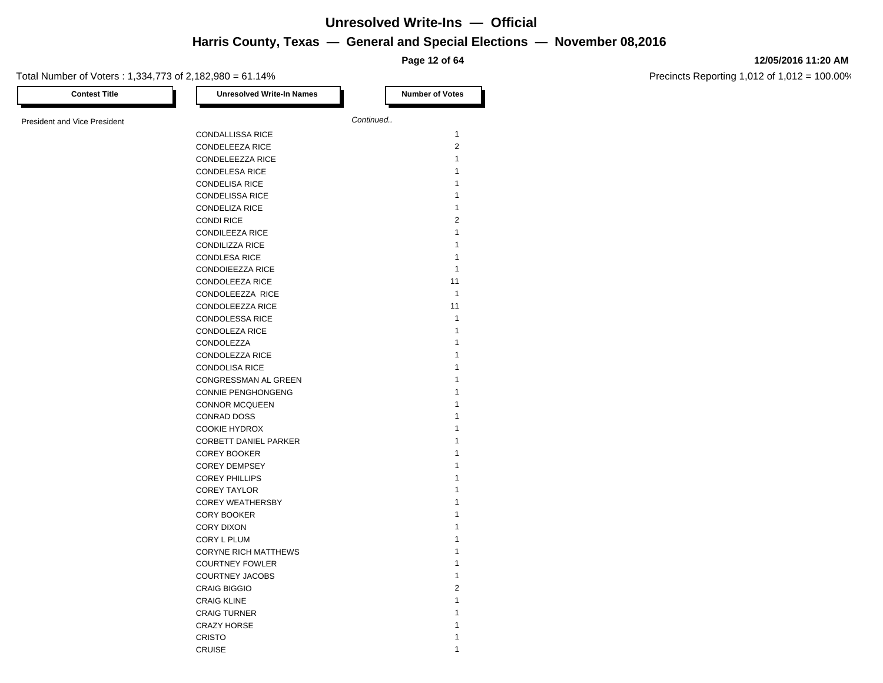# Unresolved Write-Ins — Official

## Harris County, Texas — General and Special Elections — November 08,2016

12/05/2016 11:20 AM

Total Number of Voters : 1,334,773 of 2,182,980 = 61.14%

Precincts Reporting 1,012 of 1,012 = 100.00%

| Contest Title | Unresolved Write-In Names | Number of Votes |
|---|---|---|
| President and Vice President | *Continued..* | |
| | CONDALLISSA RICE | 1 |
| | CONDELEEZA RICE | 2 |
| | CONDELEEZZA RICE | 1 |
| | CONDELESA RICE | 1 |
| | CONDELISA RICE | 1 |
| | CONDELISSA RICE | 1 |
| | CONDELIZA RICE | 1 |
| | CONDI RICE | 2 |
| | CONDILEEZA RICE | 1 |
| | CONDILIZZA RICE | 1 |
| | CONDLESA RICE | 1 |
| | CONDOIEEZZA RICE | 1 |
| | CONDOLEEZA RICE | 11 |
| | CONDOLEEZZA  RICE | 1 |
| | CONDOLEEZZA RICE | 11 |
| | CONDOLESSA RICE | 1 |
| | CONDOLEZA RICE | 1 |
| | CONDOLEZZA | 1 |
| | CONDOLEZZA RICE | 1 |
| | CONDOLISA RICE | 1 |
| | CONGRESSMAN AL GREEN | 1 |
| | CONNIE PENGHONGENG | 1 |
| | CONNOR MCQUEEN | 1 |
| | CONRAD DOSS | 1 |
| | COOKIE HYDROX | 1 |
| | CORBETT DANIEL PARKER | 1 |
| | COREY BOOKER | 1 |
| | COREY DEMPSEY | 1 |
| | COREY PHILLIPS | 1 |
| | COREY TAYLOR | 1 |
| | COREY WEATHERSBY | 1 |
| | CORY BOOKER | 1 |
| | CORY DIXON | 1 |
| | CORY L PLUM | 1 |
| | CORYNE RICH MATTHEWS | 1 |
| | COURTNEY FOWLER | 1 |
| | COURTNEY JACOBS | 1 |
| | CRAIG BIGGIO | 2 |
| | CRAIG KLINE | 1 |
| | CRAIG TURNER | 1 |
| | CRAZY HORSE | 1 |
| | CRISTO | 1 |
| | CRUISE | 1 |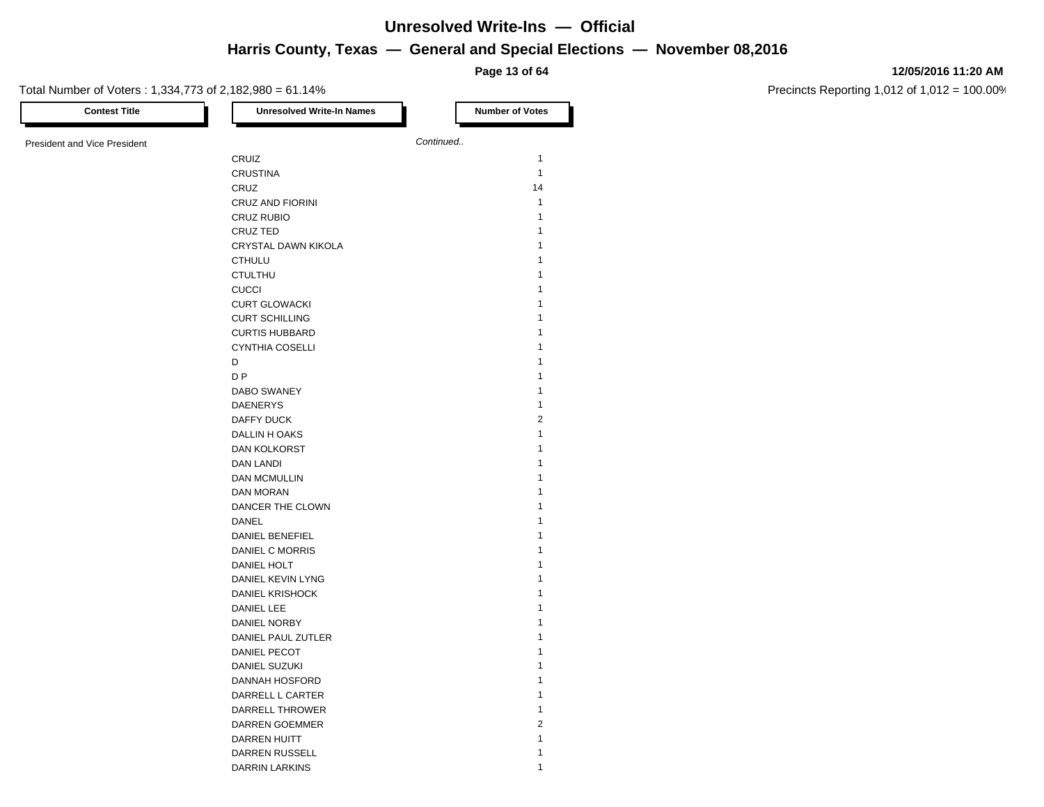# Unresolved Write-Ins — Official

## Harris County, Texas — General and Special Elections — November 08,2016

Total Number of Voters : 1,334,773 of 2,182,980 = 61.14%

Precincts Reporting 1,012 of 1,012 = 100.00%

| Contest Title | Unresolved Write-In Names | Number of Votes |
|---|---|---|
| President and Vice President | *Continued..* | |
| | CRUIZ | 1 |
| | CRUSTINA | 1 |
| | CRUZ | 14 |
| | CRUZ AND FIORINI | 1 |
| | CRUZ RUBIO | 1 |
| | CRUZ TED | 1 |
| | CRYSTAL DAWN KIKOLA | 1 |
| | CTHULU | 1 |
| | CTULTHU | 1 |
| | CUCCI | 1 |
| | CURT GLOWACKI | 1 |
| | CURT SCHILLING | 1 |
| | CURTIS HUBBARD | 1 |
| | CYNTHIA COSELLI | 1 |
| | D | 1 |
| | D P | 1 |
| | DABO SWANEY | 1 |
| | DAENERYS | 1 |
| | DAFFY DUCK | 2 |
| | DALLIN H OAKS | 1 |
| | DAN KOLKORST | 1 |
| | DAN LANDI | 1 |
| | DAN MCMULLIN | 1 |
| | DAN MORAN | 1 |
| | DANCER THE CLOWN | 1 |
| | DANEL | 1 |
| | DANIEL BENEFIEL | 1 |
| | DANIEL C MORRIS | 1 |
| | DANIEL HOLT | 1 |
| | DANIEL KEVIN LYNG | 1 |
| | DANIEL KRISHOCK | 1 |
| | DANIEL LEE | 1 |
| | DANIEL NORBY | 1 |
| | DANIEL PAUL ZUTLER | 1 |
| | DANIEL PECOT | 1 |
| | DANIEL SUZUKI | 1 |
| | DANNAH HOSFORD | 1 |
| | DARRELL L CARTER | 1 |
| | DARRELL THROWER | 1 |
| | DARREN GOEMMER | 2 |
| | DARREN HUITT | 1 |
| | DARREN RUSSELL | 1 |
| | DARRIN LARKINS | 1 |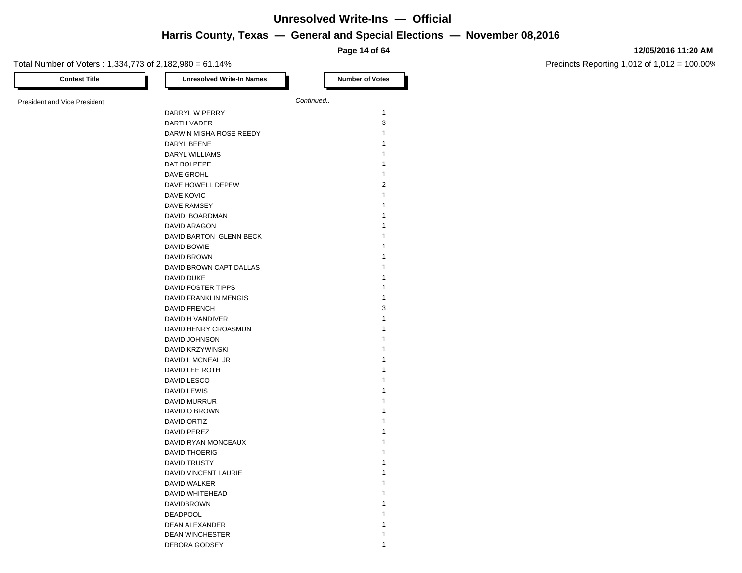# Unresolved Write-Ins — Official

## Harris County, Texas — General and Special Elections — November 08,2016

Total Number of Voters : 1,334,773 of 2,182,980 = 61.14%

Precincts Reporting 1,012 of 1,012 = 100.00%

| Contest Title | Unresolved Write-In Names | Number of Votes |
|---|---|---|
| President and Vice President | *Continued..* | |
| | DARRYL W PERRY | 1 |
| | DARTH VADER | 3 |
| | DARWIN MISHA ROSE REEDY | 1 |
| | DARYL BEENE | 1 |
| | DARYL WILLIAMS | 1 |
| | DAT BOI PEPE | 1 |
| | DAVE GROHL | 1 |
| | DAVE HOWELL DEPEW | 2 |
| | DAVE KOVIC | 1 |
| | DAVE RAMSEY | 1 |
| | DAVID  BOARDMAN | 1 |
| | DAVID ARAGON | 1 |
| | DAVID BARTON  GLENN BECK | 1 |
| | DAVID BOWIE | 1 |
| | DAVID BROWN | 1 |
| | DAVID BROWN CAPT DALLAS | 1 |
| | DAVID DUKE | 1 |
| | DAVID FOSTER TIPPS | 1 |
| | DAVID FRANKLIN MENGIS | 1 |
| | DAVID FRENCH | 3 |
| | DAVID H VANDIVER | 1 |
| | DAVID HENRY CROASMUN | 1 |
| | DAVID JOHNSON | 1 |
| | DAVID KRZYWINSKI | 1 |
| | DAVID L MCNEAL JR | 1 |
| | DAVID LEE ROTH | 1 |
| | DAVID LESCO | 1 |
| | DAVID LEWIS | 1 |
| | DAVID MURRUR | 1 |
| | DAVID O BROWN | 1 |
| | DAVID ORTIZ | 1 |
| | DAVID PEREZ | 1 |
| | DAVID RYAN MONCEAUX | 1 |
| | DAVID THOERIG | 1 |
| | DAVID TRUSTY | 1 |
| | DAVID VINCENT LAURIE | 1 |
| | DAVID WALKER | 1 |
| | DAVID WHITEHEAD | 1 |
| | DAVIDBROWN | 1 |
| | DEADPOOL | 1 |
| | DEAN ALEXANDER | 1 |
| | DEAN WINCHESTER | 1 |
| | DEBORA GODSEY | 1 |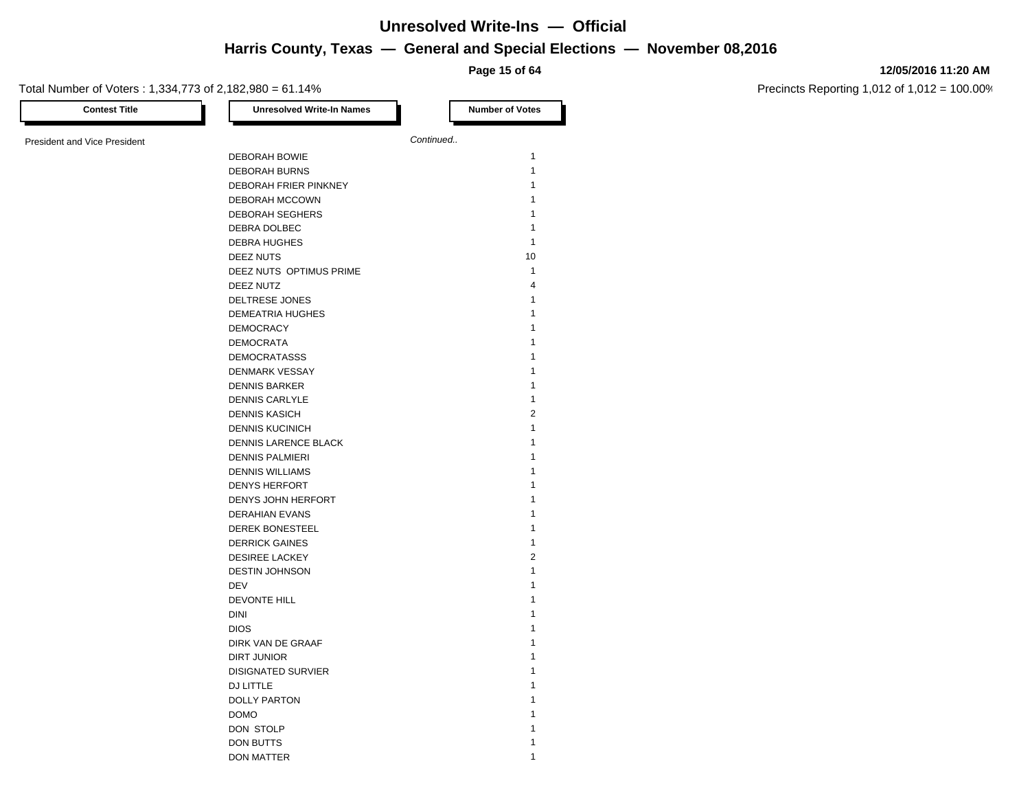# Unresolved Write-Ins — Official

## Harris County, Texas — General and Special Elections — November 08,2016

Total Number of Voters : 1,334,773 of 2,182,980 = 61.14%

Precincts Reporting 1,012 of 1,012 = 100.00%

| Contest Title | Unresolved Write-In Names | Number of Votes |
|---|---|---|
| President and Vice President | | *Continued..* |
| | DEBORAH BOWIE | 1 |
| | DEBORAH BURNS | 1 |
| | DEBORAH FRIER PINKNEY | 1 |
| | DEBORAH MCCOWN | 1 |
| | DEBORAH SEGHERS | 1 |
| | DEBRA DOLBEC | 1 |
| | DEBRA HUGHES | 1 |
| | DEEZ NUTS | 10 |
| | DEEZ NUTS OPTIMUS PRIME | 1 |
| | DEEZ NUTZ | 4 |
| | DELTRESE JONES | 1 |
| | DEMEATRIA HUGHES | 1 |
| | DEMOCRACY | 1 |
| | DEMOCRATA | 1 |
| | DEMOCRATASSS | 1 |
| | DENMARK VESSAY | 1 |
| | DENNIS BARKER | 1 |
| | DENNIS CARLYLE | 1 |
| | DENNIS KASICH | 2 |
| | DENNIS KUCINICH | 1 |
| | DENNIS LARENCE BLACK | 1 |
| | DENNIS PALMIERI | 1 |
| | DENNIS WILLIAMS | 1 |
| | DENYS HERFORT | 1 |
| | DENYS JOHN HERFORT | 1 |
| | DERAHIAN EVANS | 1 |
| | DEREK BONESTEEL | 1 |
| | DERRICK GAINES | 1 |
| | DESIREE LACKEY | 2 |
| | DESTIN JOHNSON | 1 |
| | DEV | 1 |
| | DEVONTE HILL | 1 |
| | DINI | 1 |
| | DIOS | 1 |
| | DIRK VAN DE GRAAF | 1 |
| | DIRT JUNIOR | 1 |
| | DISIGNATED SURVIER | 1 |
| | DJ LITTLE | 1 |
| | DOLLY PARTON | 1 |
| | DOMO | 1 |
| | DON STOLP | 1 |
| | DON BUTTS | 1 |
| | DON MATTER | 1 |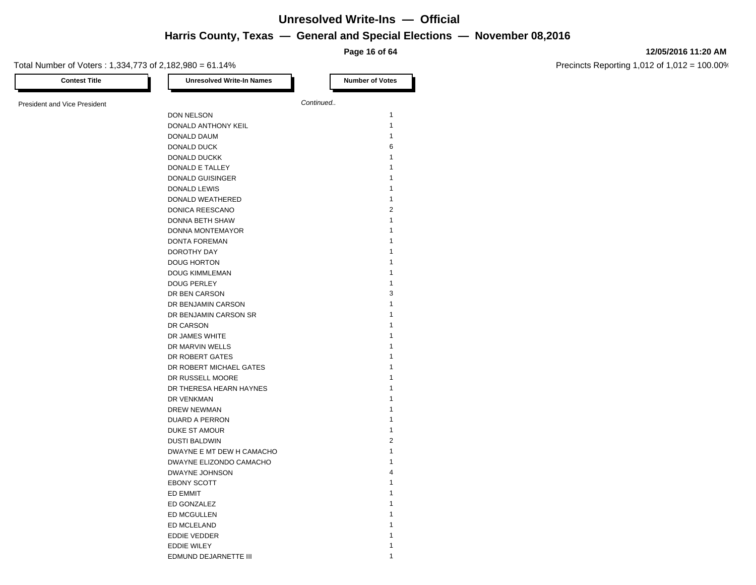# Unresolved Write-Ins — Official

## Harris County, Texas — General and Special Elections — November 08,2016

Total Number of Voters : 1,334,773 of 2,182,980 = 61.14%

Precincts Reporting 1,012 of 1,012 = 100.00%

| Contest Title | Unresolved Write-In Names | Number of Votes |
|---|---|---|
| President and Vice President | *Continued..* | |
| | DON NELSON | 1 |
| | DONALD ANTHONY KEIL | 1 |
| | DONALD DAUM | 1 |
| | DONALD DUCK | 6 |
| | DONALD DUCKK | 1 |
| | DONALD E TALLEY | 1 |
| | DONALD GUISINGER | 1 |
| | DONALD LEWIS | 1 |
| | DONALD WEATHERED | 1 |
| | DONICA REESCANO | 2 |
| | DONNA BETH SHAW | 1 |
| | DONNA MONTEMAYOR | 1 |
| | DONTA FOREMAN | 1 |
| | DOROTHY DAY | 1 |
| | DOUG HORTON | 1 |
| | DOUG KIMMLEMAN | 1 |
| | DOUG PERLEY | 1 |
| | DR BEN CARSON | 3 |
| | DR BENJAMIN CARSON | 1 |
| | DR BENJAMIN CARSON SR | 1 |
| | DR CARSON | 1 |
| | DR JAMES WHITE | 1 |
| | DR MARVIN WELLS | 1 |
| | DR ROBERT GATES | 1 |
| | DR ROBERT MICHAEL GATES | 1 |
| | DR RUSSELL MOORE | 1 |
| | DR THERESA HEARN HAYNES | 1 |
| | DR VENKMAN | 1 |
| | DREW NEWMAN | 1 |
| | DUARD A PERRON | 1 |
| | DUKE ST AMOUR | 1 |
| | DUSTI BALDWIN | 2 |
| | DWAYNE E MT DEW H CAMACHO | 1 |
| | DWAYNE ELIZONDO CAMACHO | 1 |
| | DWAYNE JOHNSON | 4 |
| | EBONY SCOTT | 1 |
| | ED EMMIT | 1 |
| | ED GONZALEZ | 1 |
| | ED MCGULLEN | 1 |
| | ED MCLELAND | 1 |
| | EDDIE VEDDER | 1 |
| | EDDIE WILEY | 1 |
| | EDMUND DEJARNETTE III | 1 |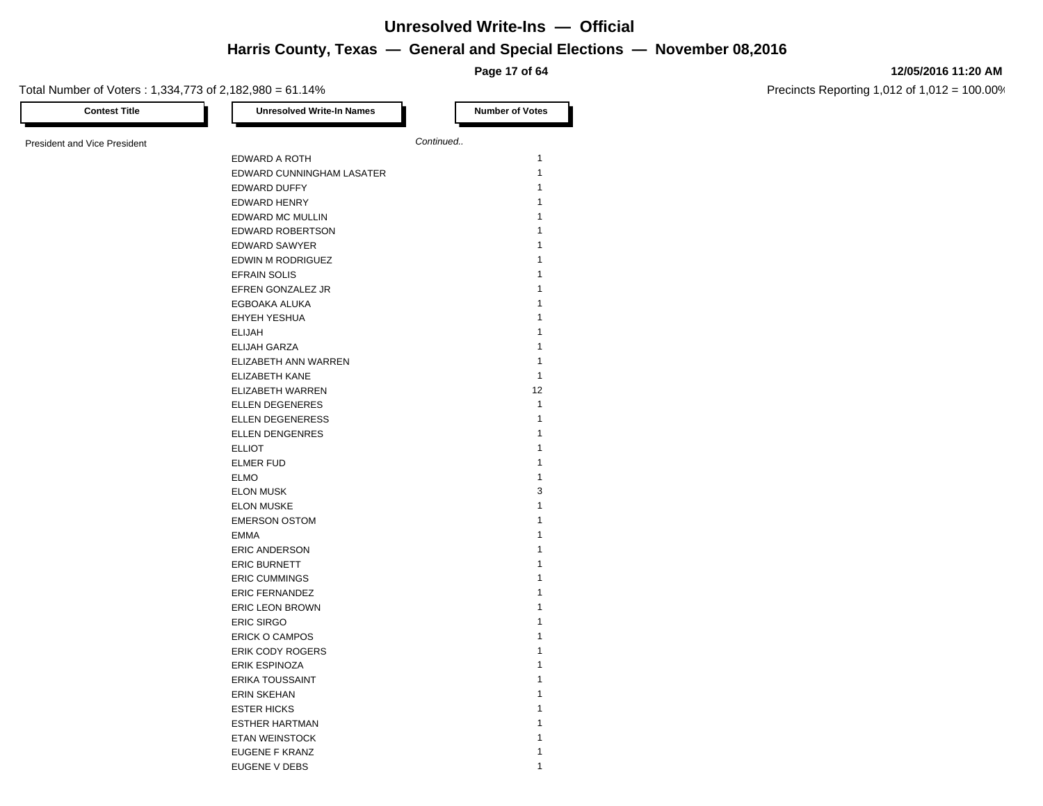# Unresolved Write-Ins — Official

## Harris County, Texas — General and Special Elections — November 08,2016

Total Number of Voters : 1,334,773 of 2,182,980 = 61.14%

12/05/2016 11:20 AM

Precincts Reporting 1,012 of 1,012 = 100.00%

| Contest Title | Unresolved Write-In Names | Number of Votes |
|---|---|---|
| President and Vice President | *Continued..* | |
| | EDWARD A ROTH | 1 |
| | EDWARD CUNNINGHAM LASATER | 1 |
| | EDWARD DUFFY | 1 |
| | EDWARD HENRY | 1 |
| | EDWARD MC MULLIN | 1 |
| | EDWARD ROBERTSON | 1 |
| | EDWARD SAWYER | 1 |
| | EDWIN M RODRIGUEZ | 1 |
| | EFRAIN SOLIS | 1 |
| | EFREN GONZALEZ JR | 1 |
| | EGBOAKA ALUKA | 1 |
| | EHYEH YESHUA | 1 |
| | ELIJAH | 1 |
| | ELIJAH GARZA | 1 |
| | ELIZABETH ANN WARREN | 1 |
| | ELIZABETH KANE | 1 |
| | ELIZABETH WARREN | 12 |
| | ELLEN DEGENERES | 1 |
| | ELLEN DEGENERESS | 1 |
| | ELLEN DENGENRES | 1 |
| | ELLIOT | 1 |
| | ELMER FUD | 1 |
| | ELMO | 1 |
| | ELON MUSK | 3 |
| | ELON MUSKE | 1 |
| | EMERSON OSTOM | 1 |
| | EMMA | 1 |
| | ERIC ANDERSON | 1 |
| | ERIC BURNETT | 1 |
| | ERIC CUMMINGS | 1 |
| | ERIC FERNANDEZ | 1 |
| | ERIC LEON BROWN | 1 |
| | ERIC SIRGO | 1 |
| | ERICK O CAMPOS | 1 |
| | ERIK CODY ROGERS | 1 |
| | ERIK ESPINOZA | 1 |
| | ERIKA TOUSSAINT | 1 |
| | ERIN SKEHAN | 1 |
| | ESTER HICKS | 1 |
| | ESTHER HARTMAN | 1 |
| | ETAN WEINSTOCK | 1 |
| | EUGENE F KRANZ | 1 |
| | EUGENE V DEBS | 1 |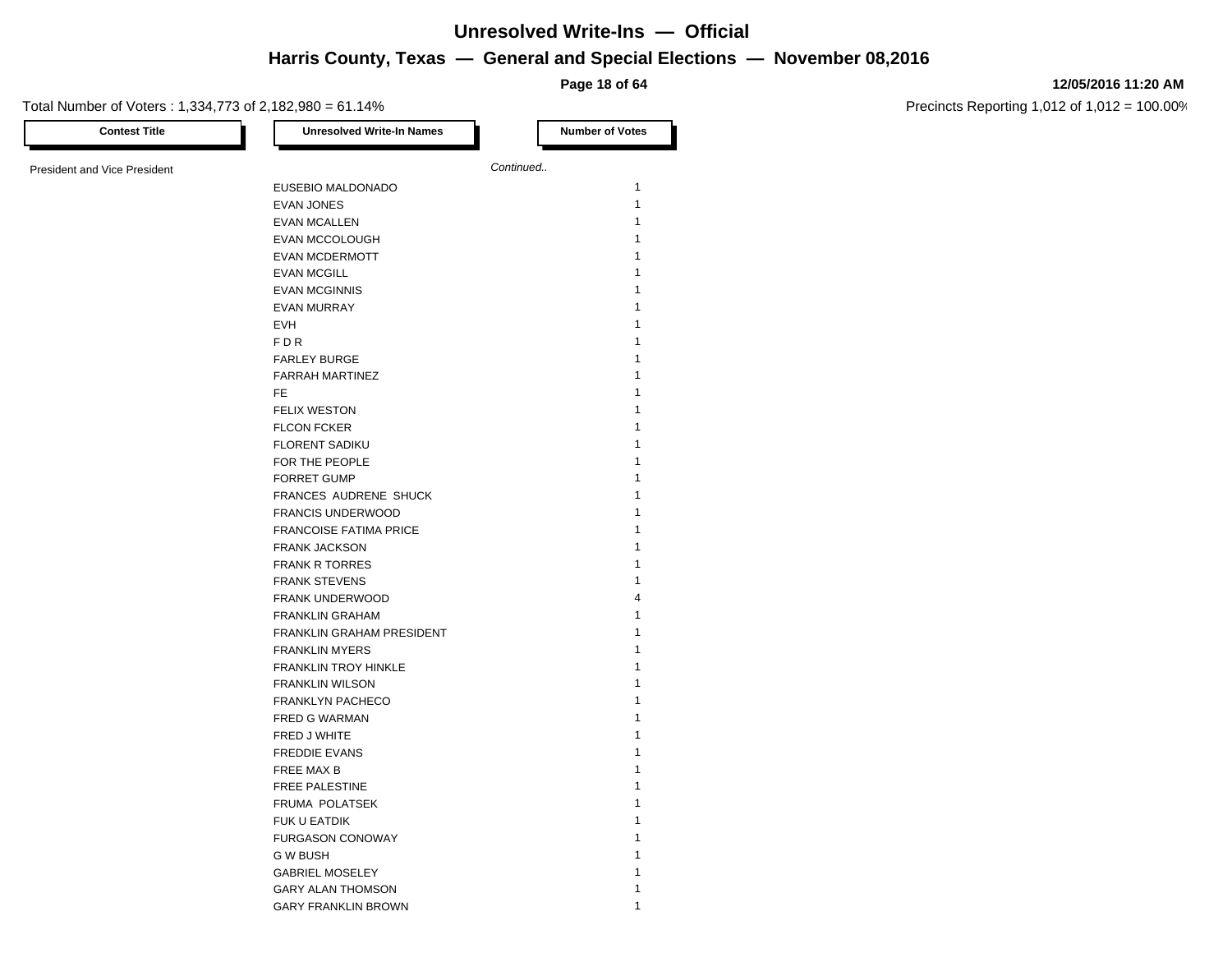# Unresolved Write-Ins — Official

## Harris County, Texas — General and Special Elections — November 08,2016

Total Number of Voters : 1,334,773 of 2,182,980 = 61.14%

Precincts Reporting 1,012 of 1,012 = 100.00%

| Contest Title | Unresolved Write-In Names | Number of Votes |
|---|---|---|
| President and Vice President | *Continued..* | |
| | EUSEBIO MALDONADO | 1 |
| | EVAN JONES | 1 |
| | EVAN MCALLEN | 1 |
| | EVAN MCCOLOUGH | 1 |
| | EVAN MCDERMOTT | 1 |
| | EVAN MCGILL | 1 |
| | EVAN MCGINNIS | 1 |
| | EVAN MURRAY | 1 |
| | EVH | 1 |
| | F D R | 1 |
| | FARLEY BURGE | 1 |
| | FARRAH MARTINEZ | 1 |
| | FE | 1 |
| | FELIX WESTON | 1 |
| | FLCON FCKER | 1 |
| | FLORENT SADIKU | 1 |
| | FOR THE PEOPLE | 1 |
| | FORRET GUMP | 1 |
| | FRANCES AUDRENE SHUCK | 1 |
| | FRANCIS UNDERWOOD | 1 |
| | FRANCOISE FATIMA PRICE | 1 |
| | FRANK JACKSON | 1 |
| | FRANK R TORRES | 1 |
| | FRANK STEVENS | 1 |
| | FRANK UNDERWOOD | 4 |
| | FRANKLIN GRAHAM | 1 |
| | FRANKLIN GRAHAM PRESIDENT | 1 |
| | FRANKLIN MYERS | 1 |
| | FRANKLIN TROY HINKLE | 1 |
| | FRANKLIN WILSON | 1 |
| | FRANKLYN PACHECO | 1 |
| | FRED G WARMAN | 1 |
| | FRED J WHITE | 1 |
| | FREDDIE EVANS | 1 |
| | FREE MAX B | 1 |
| | FREE PALESTINE | 1 |
| | FRUMA POLATSEK | 1 |
| | FUK U EATDIK | 1 |
| | FURGASON CONOWAY | 1 |
| | G W BUSH | 1 |
| | GABRIEL MOSELEY | 1 |
| | GARY ALAN THOMSON | 1 |
| | GARY FRANKLIN BROWN | 1 |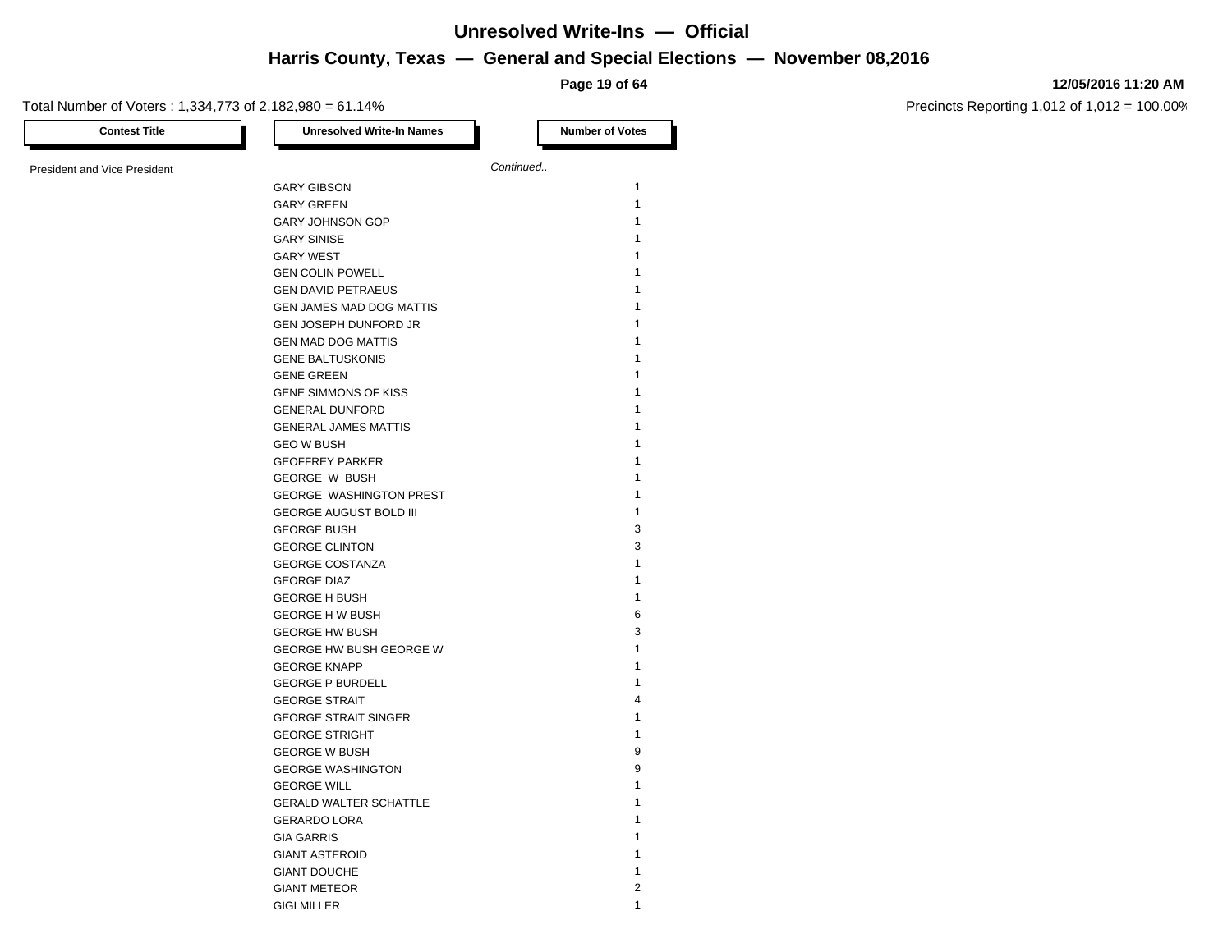# Unresolved Write-Ins — Official

## Harris County, Texas — General and Special Elections — November 08,2016

Total Number of Voters : 1,334,773 of 2,182,980 = 61.14%

Precincts Reporting 1,012 of 1,012 = 100.00%

| Contest Title | Unresolved Write-In Names | Number of Votes |
|---|---|---|
| President and Vice President | *Continued..* | |
| | GARY GIBSON | 1 |
| | GARY GREEN | 1 |
| | GARY JOHNSON GOP | 1 |
| | GARY SINISE | 1 |
| | GARY WEST | 1 |
| | GEN COLIN POWELL | 1 |
| | GEN DAVID PETRAEUS | 1 |
| | GEN JAMES MAD DOG MATTIS | 1 |
| | GEN JOSEPH DUNFORD JR | 1 |
| | GEN MAD DOG MATTIS | 1 |
| | GENE BALTUSKONIS | 1 |
| | GENE GREEN | 1 |
| | GENE SIMMONS OF KISS | 1 |
| | GENERAL DUNFORD | 1 |
| | GENERAL JAMES MATTIS | 1 |
| | GEO W BUSH | 1 |
| | GEOFFREY PARKER | 1 |
| | GEORGE W BUSH | 1 |
| | GEORGE WASHINGTON PREST | 1 |
| | GEORGE AUGUST BOLD III | 1 |
| | GEORGE BUSH | 3 |
| | GEORGE CLINTON | 3 |
| | GEORGE COSTANZA | 1 |
| | GEORGE DIAZ | 1 |
| | GEORGE H BUSH | 1 |
| | GEORGE H W BUSH | 6 |
| | GEORGE HW BUSH | 3 |
| | GEORGE HW BUSH GEORGE W | 1 |
| | GEORGE KNAPP | 1 |
| | GEORGE P BURDELL | 1 |
| | GEORGE STRAIT | 4 |
| | GEORGE STRAIT SINGER | 1 |
| | GEORGE STRIGHT | 1 |
| | GEORGE W BUSH | 9 |
| | GEORGE WASHINGTON | 9 |
| | GEORGE WILL | 1 |
| | GERALD WALTER SCHATTLE | 1 |
| | GERARDO LORA | 1 |
| | GIA GARRIS | 1 |
| | GIANT ASTEROID | 1 |
| | GIANT DOUCHE | 1 |
| | GIANT METEOR | 2 |
| | GIGI MILLER | 1 |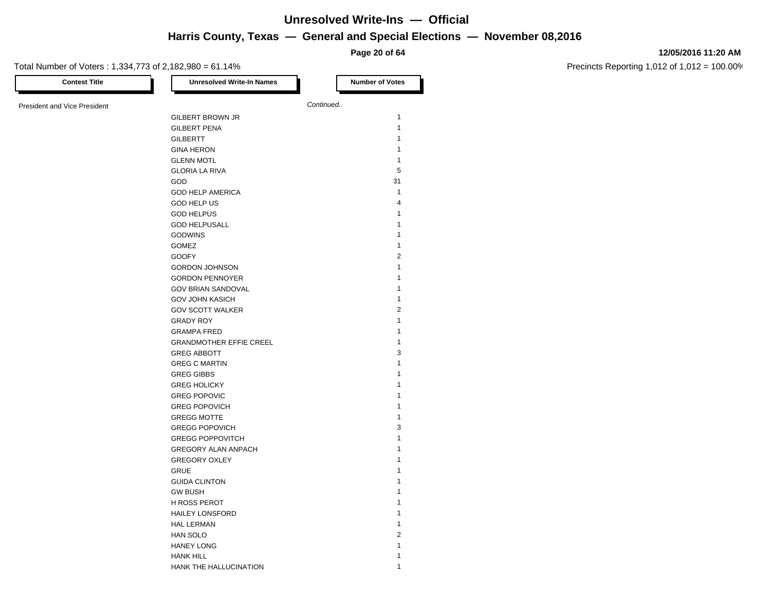# Unresolved Write-Ins — Official

## Harris County, Texas — General and Special Elections — November 08,2016

Total Number of Voters : 1,334,773 of 2,182,980 = 61.14%

Precincts Reporting 1,012 of 1,012 = 100.00%

| Contest Title | Unresolved Write-In Names | Number of Votes |
|---|---|---|
| President and Vice President | | *Continued..* |
| | GILBERT BROWN JR | 1 |
| | GILBERT PENA | 1 |
| | GILBERTT | 1 |
| | GINA HERON | 1 |
| | GLENN MOTL | 1 |
| | GLORIA LA RIVA | 5 |
| | GOD | 31 |
| | GOD HELP AMERICA | 1 |
| | GOD HELP US | 4 |
| | GOD HELPUS | 1 |
| | GOD HELPUSALL | 1 |
| | GODWINS | 1 |
| | GOMEZ | 1 |
| | GOOFY | 2 |
| | GORDON JOHNSON | 1 |
| | GORDON PENNOYER | 1 |
| | GOV BRIAN SANDOVAL | 1 |
| | GOV JOHN KASICH | 1 |
| | GOV SCOTT WALKER | 2 |
| | GRADY ROY | 1 |
| | GRAMPA FRED | 1 |
| | GRANDMOTHER EFFIE CREEL | 1 |
| | GREG ABBOTT | 3 |
| | GREG C MARTIN | 1 |
| | GREG GIBBS | 1 |
| | GREG HOLICKY | 1 |
| | GREG POPOVIC | 1 |
| | GREG POPOVICH | 1 |
| | GREGG MOTTE | 1 |
| | GREGG POPOVICH | 3 |
| | GREGG POPPOVITCH | 1 |
| | GREGORY ALAN ANPACH | 1 |
| | GREGORY OXLEY | 1 |
| | GRUE | 1 |
| | GUIDA CLINTON | 1 |
| | GW BUSH | 1 |
| | H ROSS PEROT | 1 |
| | HAILEY LONSFORD | 1 |
| | HAL LERMAN | 1 |
| | HAN SOLO | 2 |
| | HANEY LONG | 1 |
| | HANK HILL | 1 |
| | HANK THE HALLUCINATION | 1 |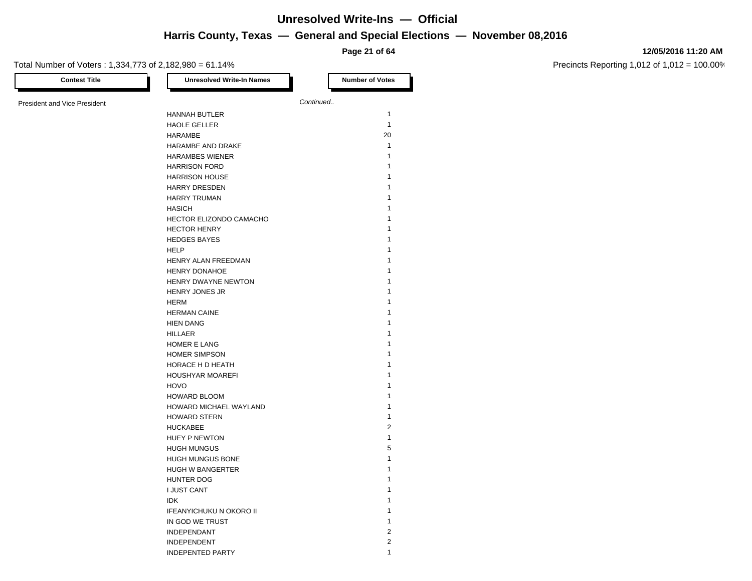# Unresolved Write-Ins — Official

## Harris County, Texas — General and Special Elections — November 08,2016

**12/05/2016 11:20 AM**

Total Number of Voters : 1,334,773 of 2,182,980 = 61.14%

Precincts Reporting 1,012 of 1,012 = 100.00%

| Contest Title | Unresolved Write-In Names | Number of Votes |
|---|---|---|
| President and Vice President | *Continued..* | |
| | HANNAH BUTLER | 1 |
| | HAOLE GELLER | 1 |
| | HARAMBE | 20 |
| | HARAMBE AND DRAKE | 1 |
| | HARAMBES WIENER | 1 |
| | HARRISON FORD | 1 |
| | HARRISON HOUSE | 1 |
| | HARRY DRESDEN | 1 |
| | HARRY TRUMAN | 1 |
| | HASICH | 1 |
| | HECTOR ELIZONDO CAMACHO | 1 |
| | HECTOR HENRY | 1 |
| | HEDGES BAYES | 1 |
| | HELP | 1 |
| | HENRY ALAN FREEDMAN | 1 |
| | HENRY DONAHOE | 1 |
| | HENRY DWAYNE NEWTON | 1 |
| | HENRY JONES JR | 1 |
| | HERM | 1 |
| | HERMAN CAINE | 1 |
| | HIEN DANG | 1 |
| | HILLAER | 1 |
| | HOMER E LANG | 1 |
| | HOMER SIMPSON | 1 |
| | HORACE H D HEATH | 1 |
| | HOUSHYAR MOAREFI | 1 |
| | HOVO | 1 |
| | HOWARD BLOOM | 1 |
| | HOWARD MICHAEL WAYLAND | 1 |
| | HOWARD STERN | 1 |
| | HUCKABEE | 2 |
| | HUEY P NEWTON | 1 |
| | HUGH MUNGUS | 5 |
| | HUGH MUNGUS BONE | 1 |
| | HUGH W BANGERTER | 1 |
| | HUNTER DOG | 1 |
| | I JUST CANT | 1 |
| | IDK | 1 |
| | IFEANYICHUKU N OKORO II | 1 |
| | IN GOD WE TRUST | 1 |
| | INDEPENDANT | 2 |
| | INDEPENDENT | 2 |
| | INDEPENTED PARTY | 1 |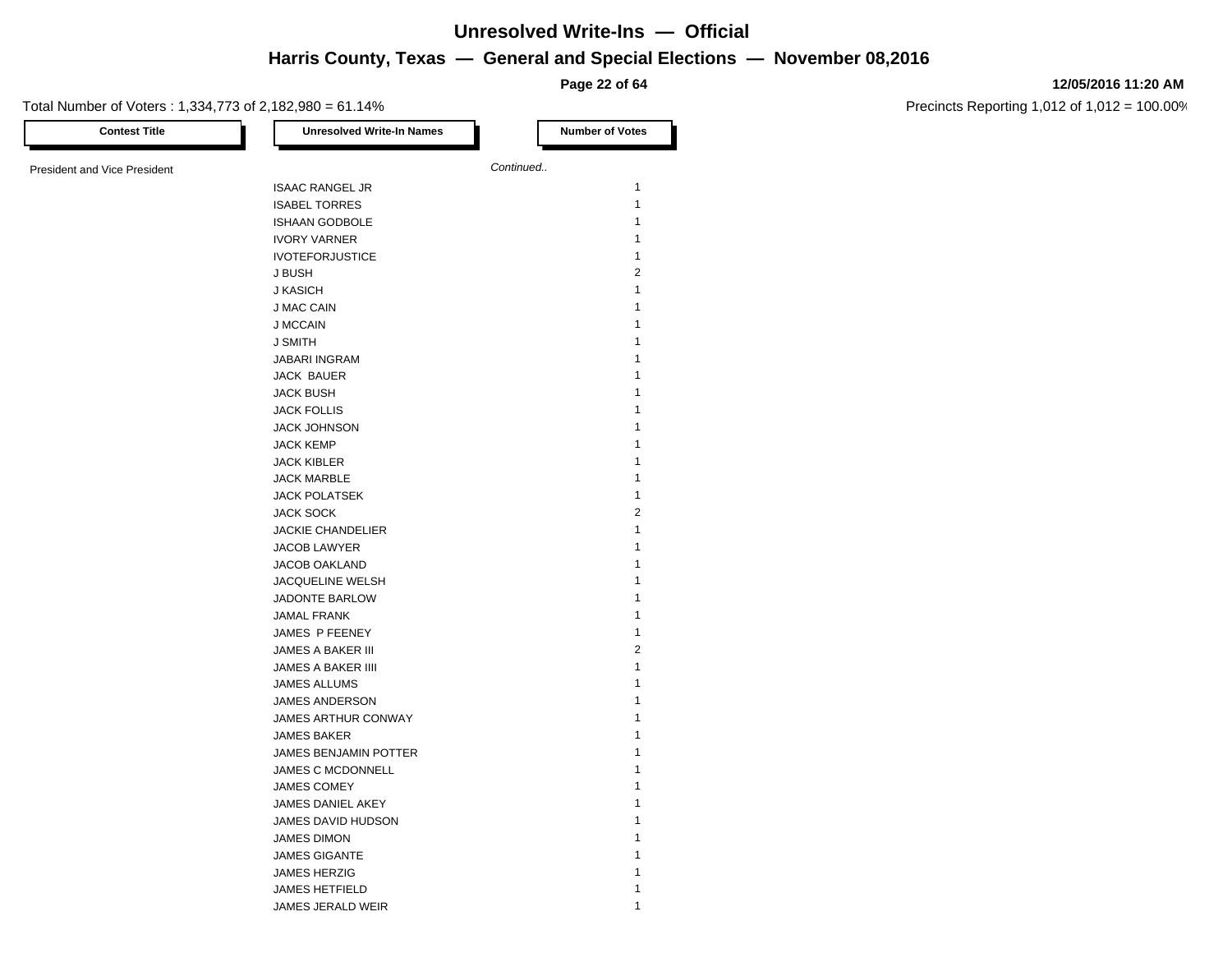# Unresolved Write-Ins — Official

## Harris County, Texas — General and Special Elections — November 08,2016

Total Number of Voters : 1,334,773 of 2,182,980 = 61.14%

Precincts Reporting 1,012 of 1,012 = 100.00%

| Contest Title | Unresolved Write-In Names | Number of Votes |
|---|---|---|
| President and Vice President | *Continued..* | |
| | ISAAC RANGEL JR | 1 |
| | ISABEL TORRES | 1 |
| | ISHAAN GODBOLE | 1 |
| | IVORY VARNER | 1 |
| | IVOTEFORJUSTICE | 1 |
| | J BUSH | 2 |
| | J KASICH | 1 |
| | J MAC CAIN | 1 |
| | J MCCAIN | 1 |
| | J SMITH | 1 |
| | JABARI INGRAM | 1 |
| | JACK BAUER | 1 |
| | JACK BUSH | 1 |
| | JACK FOLLIS | 1 |
| | JACK JOHNSON | 1 |
| | JACK KEMP | 1 |
| | JACK KIBLER | 1 |
| | JACK MARBLE | 1 |
| | JACK POLATSEK | 1 |
| | JACK SOCK | 2 |
| | JACKIE CHANDELIER | 1 |
| | JACOB LAWYER | 1 |
| | JACOB OAKLAND | 1 |
| | JACQUELINE WELSH | 1 |
| | JADONTE BARLOW | 1 |
| | JAMAL FRANK | 1 |
| | JAMES P FEENEY | 1 |
| | JAMES A BAKER III | 2 |
| | JAMES A BAKER IIII | 1 |
| | JAMES ALLUMS | 1 |
| | JAMES ANDERSON | 1 |
| | JAMES ARTHUR CONWAY | 1 |
| | JAMES BAKER | 1 |
| | JAMES BENJAMIN POTTER | 1 |
| | JAMES C MCDONNELL | 1 |
| | JAMES COMEY | 1 |
| | JAMES DANIEL AKEY | 1 |
| | JAMES DAVID HUDSON | 1 |
| | JAMES DIMON | 1 |
| | JAMES GIGANTE | 1 |
| | JAMES HERZIG | 1 |
| | JAMES HETFIELD | 1 |
| | JAMES JERALD WEIR | 1 |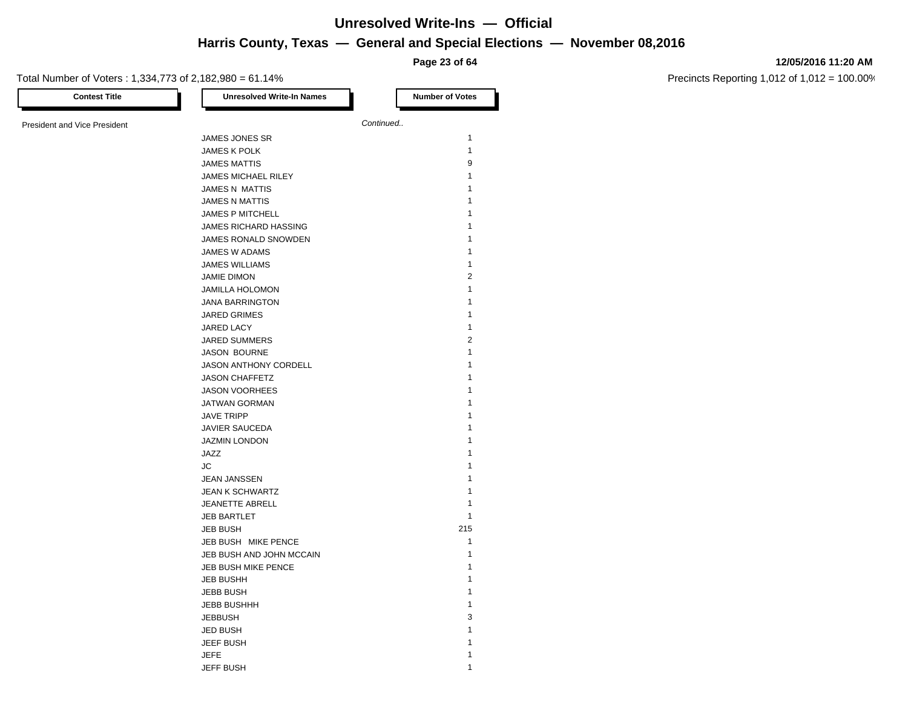# Unresolved Write-Ins — Official

## Harris County, Texas — General and Special Elections — November 08,2016

12/05/2016 11:20 AM

Total Number of Voters : 1,334,773 of 2,182,980 = 61.14%

Precincts Reporting 1,012 of 1,012 = 100.00%

| Contest Title | Unresolved Write-In Names | Number of Votes |
|---|---|---|
| President and Vice President | | *Continued..* |
| | JAMES JONES SR | 1 |
| | JAMES K POLK | 1 |
| | JAMES MATTIS | 9 |
| | JAMES MICHAEL RILEY | 1 |
| | JAMES N MATTIS | 1 |
| | JAMES N MATTIS | 1 |
| | JAMES P MITCHELL | 1 |
| | JAMES RICHARD HASSING | 1 |
| | JAMES RONALD SNOWDEN | 1 |
| | JAMES W ADAMS | 1 |
| | JAMES WILLIAMS | 1 |
| | JAMIE DIMON | 2 |
| | JAMILLA HOLOMON | 1 |
| | JANA BARRINGTON | 1 |
| | JARED GRIMES | 1 |
| | JARED LACY | 1 |
| | JARED SUMMERS | 2 |
| | JASON BOURNE | 1 |
| | JASON ANTHONY CORDELL | 1 |
| | JASON CHAFFETZ | 1 |
| | JASON VOORHEES | 1 |
| | JATWAN GORMAN | 1 |
| | JAVE TRIPP | 1 |
| | JAVIER SAUCEDA | 1 |
| | JAZMIN LONDON | 1 |
| | JAZZ | 1 |
| | JC | 1 |
| | JEAN JANSSEN | 1 |
| | JEAN K SCHWARTZ | 1 |
| | JEANETTE ABRELL | 1 |
| | JEB BARTLET | 1 |
| | JEB BUSH | 215 |
| | JEB BUSH MIKE PENCE | 1 |
| | JEB BUSH AND JOHN MCCAIN | 1 |
| | JEB BUSH MIKE PENCE | 1 |
| | JEB BUSHH | 1 |
| | JEBB BUSH | 1 |
| | JEBB BUSHHH | 1 |
| | JEBBUSH | 3 |
| | JED BUSH | 1 |
| | JEEF BUSH | 1 |
| | JEFE | 1 |
| | JEFF BUSH | 1 |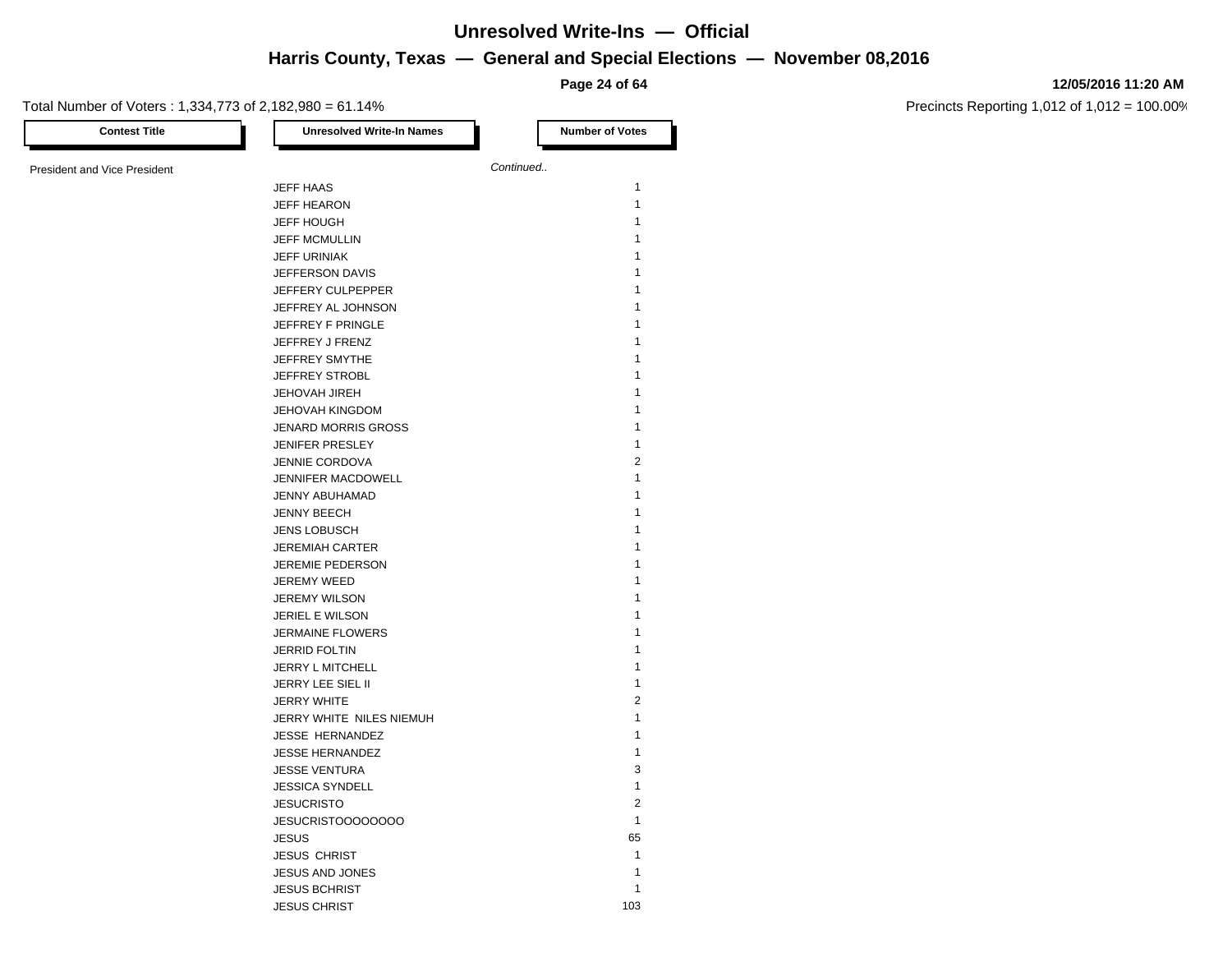# Unresolved Write-Ins — Official

## Harris County, Texas — General and Special Elections — November 08,2016

Total Number of Voters : 1,334,773 of 2,182,980 = 61.14%

Precincts Reporting 1,012 of 1,012 = 100.00%

| Contest Title | Unresolved Write-In Names | Number of Votes |
|---|---|---|
| President and Vice President | *Continued..* | |
| | JEFF HAAS | 1 |
| | JEFF HEARON | 1 |
| | JEFF HOUGH | 1 |
| | JEFF MCMULLIN | 1 |
| | JEFF URINIAK | 1 |
| | JEFFERSON DAVIS | 1 |
| | JEFFERY CULPEPPER | 1 |
| | JEFFREY AL JOHNSON | 1 |
| | JEFFREY F PRINGLE | 1 |
| | JEFFREY J FRENZ | 1 |
| | JEFFREY SMYTHE | 1 |
| | JEFFREY STROBL | 1 |
| | JEHOVAH JIREH | 1 |
| | JEHOVAH KINGDOM | 1 |
| | JENARD MORRIS GROSS | 1 |
| | JENIFER PRESLEY | 1 |
| | JENNIE CORDOVA | 2 |
| | JENNIFER MACDOWELL | 1 |
| | JENNY ABUHAMAD | 1 |
| | JENNY BEECH | 1 |
| | JENS LOBUSCH | 1 |
| | JEREMIAH CARTER | 1 |
| | JEREMIE PEDERSON | 1 |
| | JEREMY WEED | 1 |
| | JEREMY WILSON | 1 |
| | JERIEL E WILSON | 1 |
| | JERMAINE FLOWERS | 1 |
| | JERRID FOLTIN | 1 |
| | JERRY L MITCHELL | 1 |
| | JERRY LEE SIEL II | 1 |
| | JERRY WHITE | 2 |
| | JERRY WHITE NILES NIEMUH | 1 |
| | JESSE HERNANDEZ | 1 |
| | JESSE HERNANDEZ | 1 |
| | JESSE VENTURA | 3 |
| | JESSICA SYNDELL | 1 |
| | JESUCRISTO | 2 |
| | JESUCRISTOOOOOOOO | 1 |
| | JESUS | 65 |
| | JESUS CHRIST | 1 |
| | JESUS AND JONES | 1 |
| | JESUS BCHRIST | 1 |
| | JESUS CHRIST | 103 |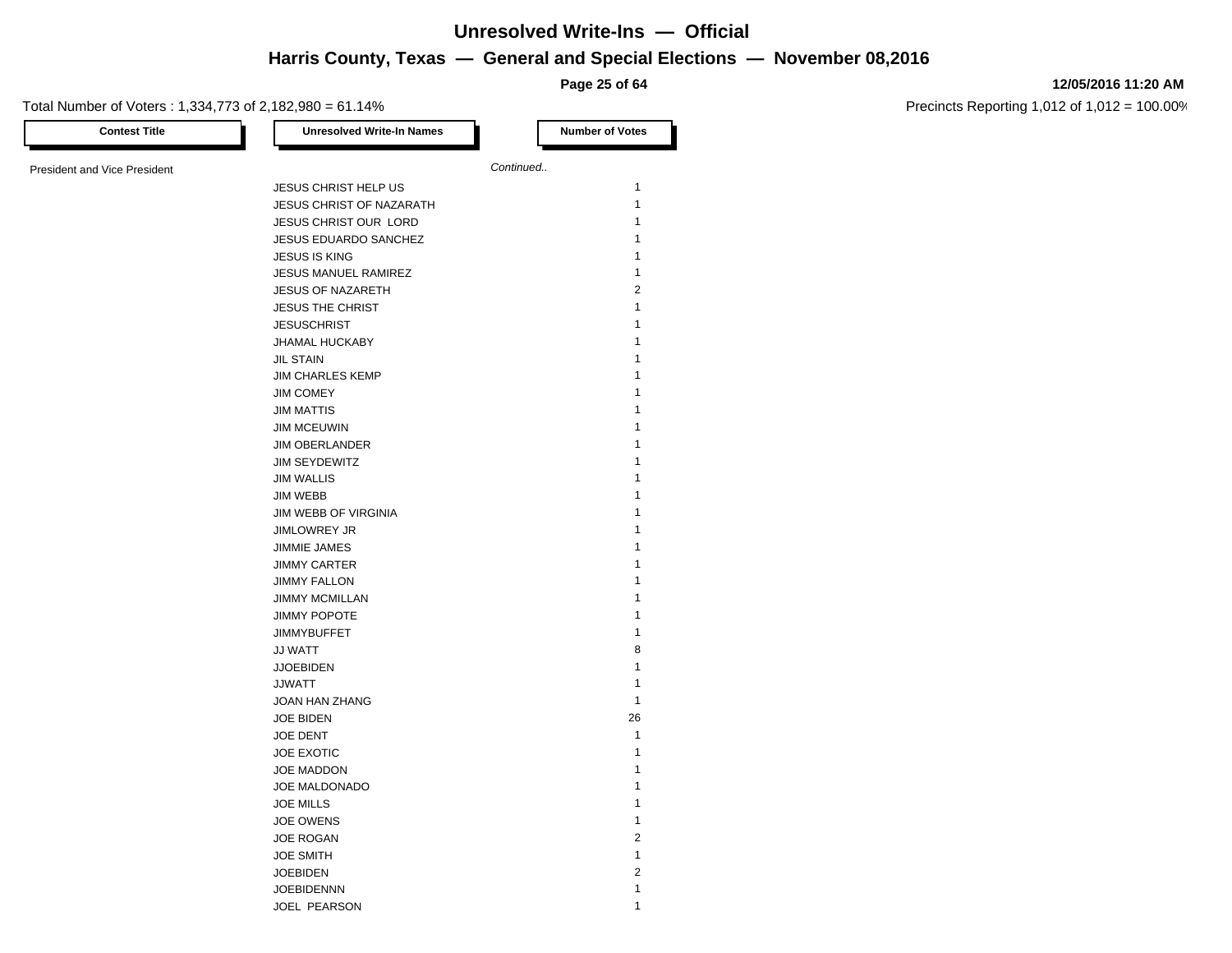# Unresolved Write-Ins — Official

## Harris County, Texas — General and Special Elections — November 08,2016

Total Number of Voters : 1,334,773 of 2,182,980 = 61.14%

Precincts Reporting 1,012 of 1,012 = 100.00%

| Contest Title | Unresolved Write-In Names | Number of Votes |
|---|---|---|
| President and Vice President | *Continued..* | |
| | JESUS CHRIST HELP US | 1 |
| | JESUS CHRIST OF NAZARATH | 1 |
| | JESUS CHRIST OUR LORD | 1 |
| | JESUS EDUARDO SANCHEZ | 1 |
| | JESUS IS KING | 1 |
| | JESUS MANUEL RAMIREZ | 1 |
| | JESUS OF NAZARETH | 2 |
| | JESUS THE CHRIST | 1 |
| | JESUSCHRIST | 1 |
| | JHAMAL HUCKABY | 1 |
| | JIL STAIN | 1 |
| | JIM CHARLES KEMP | 1 |
| | JIM COMEY | 1 |
| | JIM MATTIS | 1 |
| | JIM MCEUWIN | 1 |
| | JIM OBERLANDER | 1 |
| | JIM SEYDEWITZ | 1 |
| | JIM WALLIS | 1 |
| | JIM WEBB | 1 |
| | JIM WEBB OF VIRGINIA | 1 |
| | JIMLOWREY JR | 1 |
| | JIMMIE JAMES | 1 |
| | JIMMY CARTER | 1 |
| | JIMMY FALLON | 1 |
| | JIMMY MCMILLAN | 1 |
| | JIMMY POPOTE | 1 |
| | JIMMYBUFFET | 1 |
| | JJ WATT | 8 |
| | JJOEBIDEN | 1 |
| | JJWATT | 1 |
| | JOAN HAN ZHANG | 1 |
| | JOE BIDEN | 26 |
| | JOE DENT | 1 |
| | JOE EXOTIC | 1 |
| | JOE MADDON | 1 |
| | JOE MALDONADO | 1 |
| | JOE MILLS | 1 |
| | JOE OWENS | 1 |
| | JOE ROGAN | 2 |
| | JOE SMITH | 1 |
| | JOEBIDEN | 2 |
| | JOEBIDENNN | 1 |
| | JOEL PEARSON | 1 |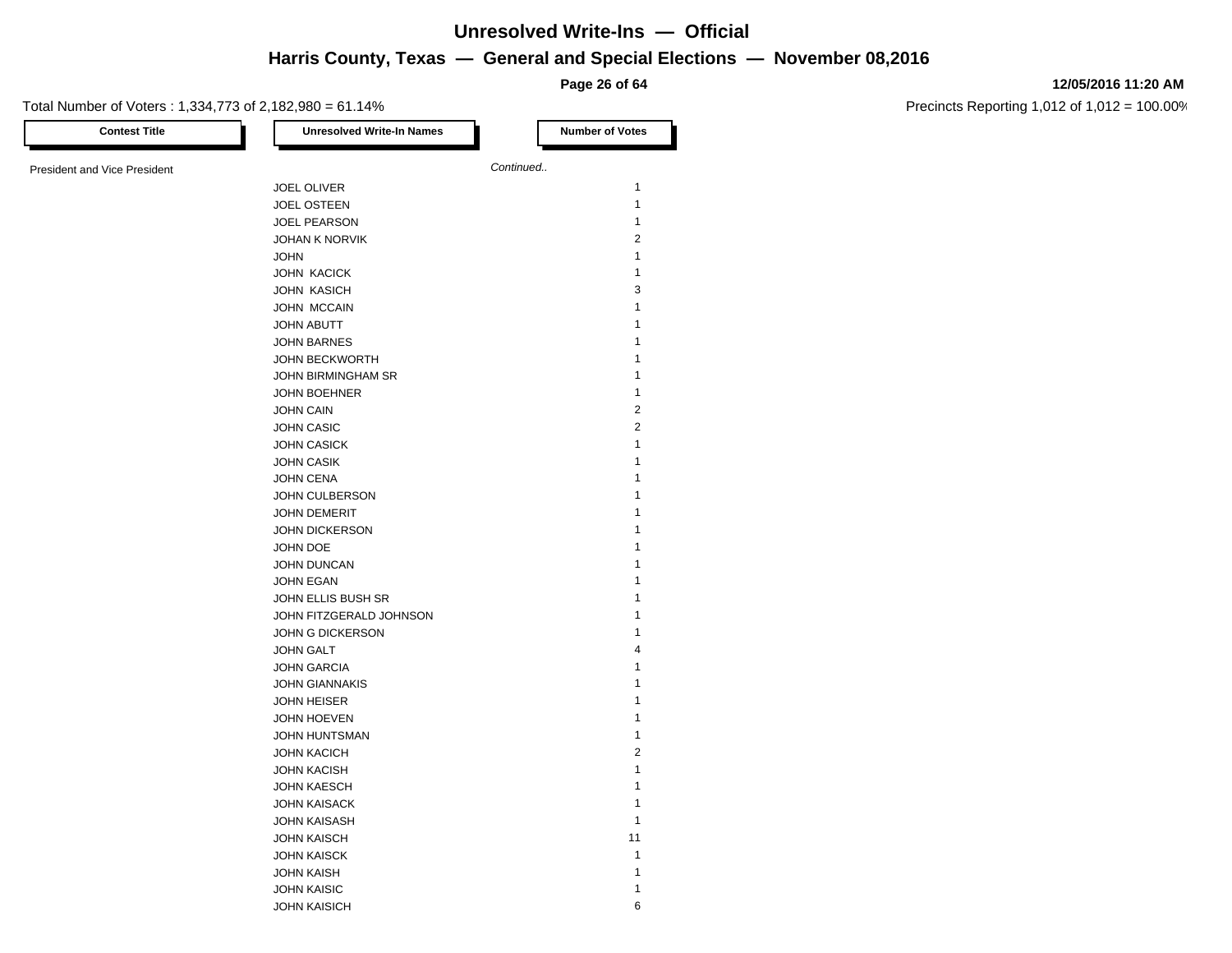# Unresolved Write-Ins — Official

## Harris County, Texas — General and Special Elections — November 08,2016

12/05/2016 11:20 AM

Total Number of Voters : 1,334,773 of 2,182,980 = 61.14%

Precincts Reporting 1,012 of 1,012 = 100.00%

| Contest Title | Unresolved Write-In Names | Number of Votes |
|---|---|---|
| President and Vice President | | *Continued..* |
| | JOEL OLIVER | 1 |
| | JOEL OSTEEN | 1 |
| | JOEL PEARSON | 1 |
| | JOHAN K NORVIK | 2 |
| | JOHN | 1 |
| | JOHN KACICK | 1 |
| | JOHN KASICH | 3 |
| | JOHN MCCAIN | 1 |
| | JOHN ABUTT | 1 |
| | JOHN BARNES | 1 |
| | JOHN BECKWORTH | 1 |
| | JOHN BIRMINGHAM SR | 1 |
| | JOHN BOEHNER | 1 |
| | JOHN CAIN | 2 |
| | JOHN CASIC | 2 |
| | JOHN CASICK | 1 |
| | JOHN CASIK | 1 |
| | JOHN CENA | 1 |
| | JOHN CULBERSON | 1 |
| | JOHN DEMERIT | 1 |
| | JOHN DICKERSON | 1 |
| | JOHN DOE | 1 |
| | JOHN DUNCAN | 1 |
| | JOHN EGAN | 1 |
| | JOHN ELLIS BUSH SR | 1 |
| | JOHN FITZGERALD JOHNSON | 1 |
| | JOHN G DICKERSON | 1 |
| | JOHN GALT | 4 |
| | JOHN GARCIA | 1 |
| | JOHN GIANNAKIS | 1 |
| | JOHN HEISER | 1 |
| | JOHN HOEVEN | 1 |
| | JOHN HUNTSMAN | 1 |
| | JOHN KACICH | 2 |
| | JOHN KACISH | 1 |
| | JOHN KAESCH | 1 |
| | JOHN KAISACK | 1 |
| | JOHN KAISASH | 1 |
| | JOHN KAISCH | 11 |
| | JOHN KAISCK | 1 |
| | JOHN KAISH | 1 |
| | JOHN KAISIC | 1 |
| | JOHN KAISICH | 6 |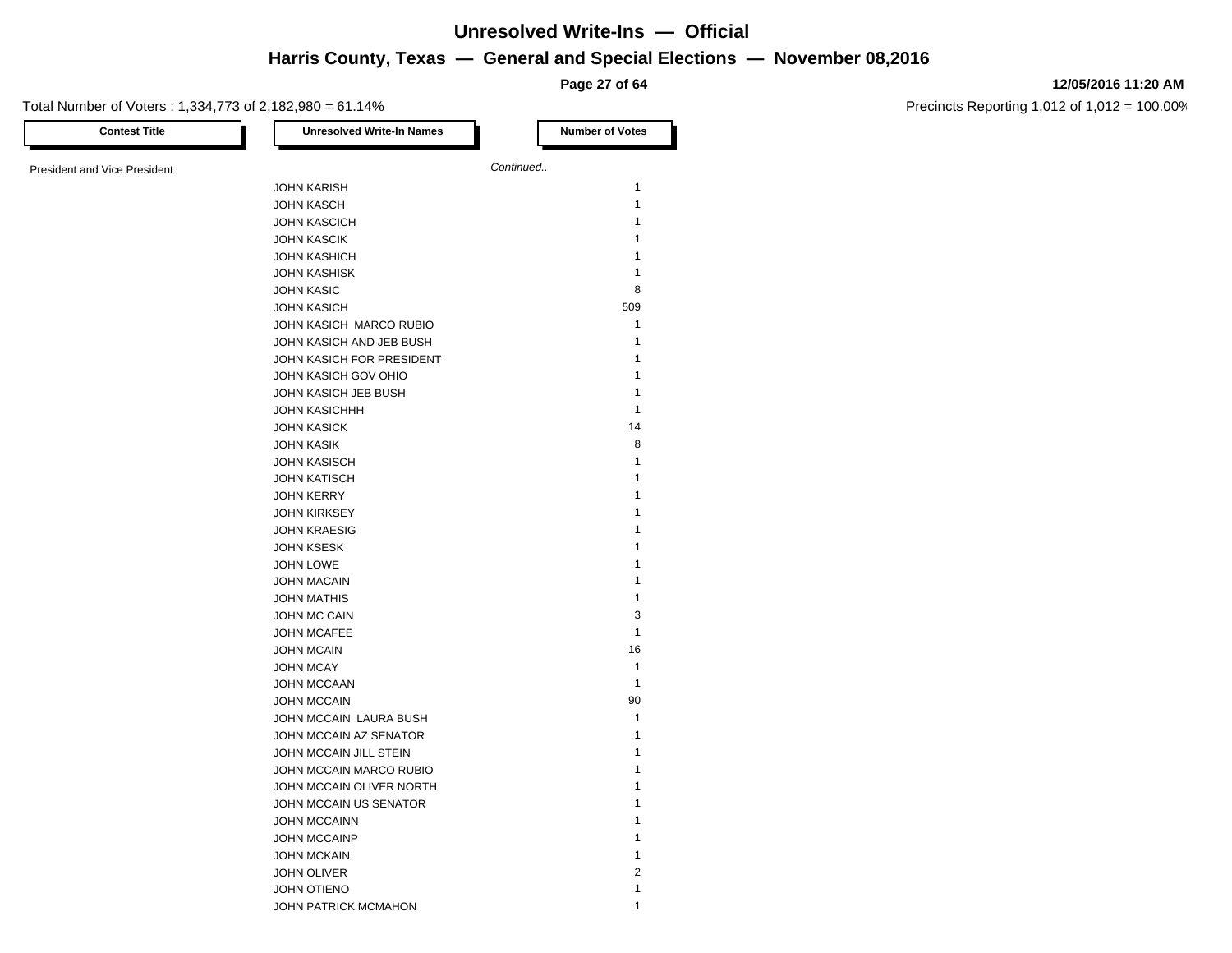# Unresolved Write-Ins — Official

## Harris County, Texas — General and Special Elections — November 08,2016

Total Number of Voters : 1,334,773 of 2,182,980 = 61.14%

Precincts Reporting 1,012 of 1,012 = 100.00%

| Contest Title | Unresolved Write-In Names | Number of Votes |
|---|---|---|
| President and Vice President | | *Continued..* |
| | JOHN KARISH | 1 |
| | JOHN KASCH | 1 |
| | JOHN KASCICH | 1 |
| | JOHN KASCIK | 1 |
| | JOHN KASHICH | 1 |
| | JOHN KASHISK | 1 |
| | JOHN KASIC | 8 |
| | JOHN KASICH | 509 |
| | JOHN KASICH MARCO RUBIO | 1 |
| | JOHN KASICH AND JEB BUSH | 1 |
| | JOHN KASICH FOR PRESIDENT | 1 |
| | JOHN KASICH GOV OHIO | 1 |
| | JOHN KASICH JEB BUSH | 1 |
| | JOHN KASICHHH | 1 |
| | JOHN KASICK | 14 |
| | JOHN KASIK | 8 |
| | JOHN KASISCH | 1 |
| | JOHN KATISCH | 1 |
| | JOHN KERRY | 1 |
| | JOHN KIRKSEY | 1 |
| | JOHN KRAESIG | 1 |
| | JOHN KSESK | 1 |
| | JOHN LOWE | 1 |
| | JOHN MACAIN | 1 |
| | JOHN MATHIS | 1 |
| | JOHN MC CAIN | 3 |
| | JOHN MCAFEE | 1 |
| | JOHN MCAIN | 16 |
| | JOHN MCAY | 1 |
| | JOHN MCCAAN | 1 |
| | JOHN MCCAIN | 90 |
| | JOHN MCCAIN LAURA BUSH | 1 |
| | JOHN MCCAIN AZ SENATOR | 1 |
| | JOHN MCCAIN JILL STEIN | 1 |
| | JOHN MCCAIN MARCO RUBIO | 1 |
| | JOHN MCCAIN OLIVER NORTH | 1 |
| | JOHN MCCAIN US SENATOR | 1 |
| | JOHN MCCAINN | 1 |
| | JOHN MCCAINP | 1 |
| | JOHN MCKAIN | 1 |
| | JOHN OLIVER | 2 |
| | JOHN OTIENO | 1 |
| | JOHN PATRICK MCMAHON | 1 |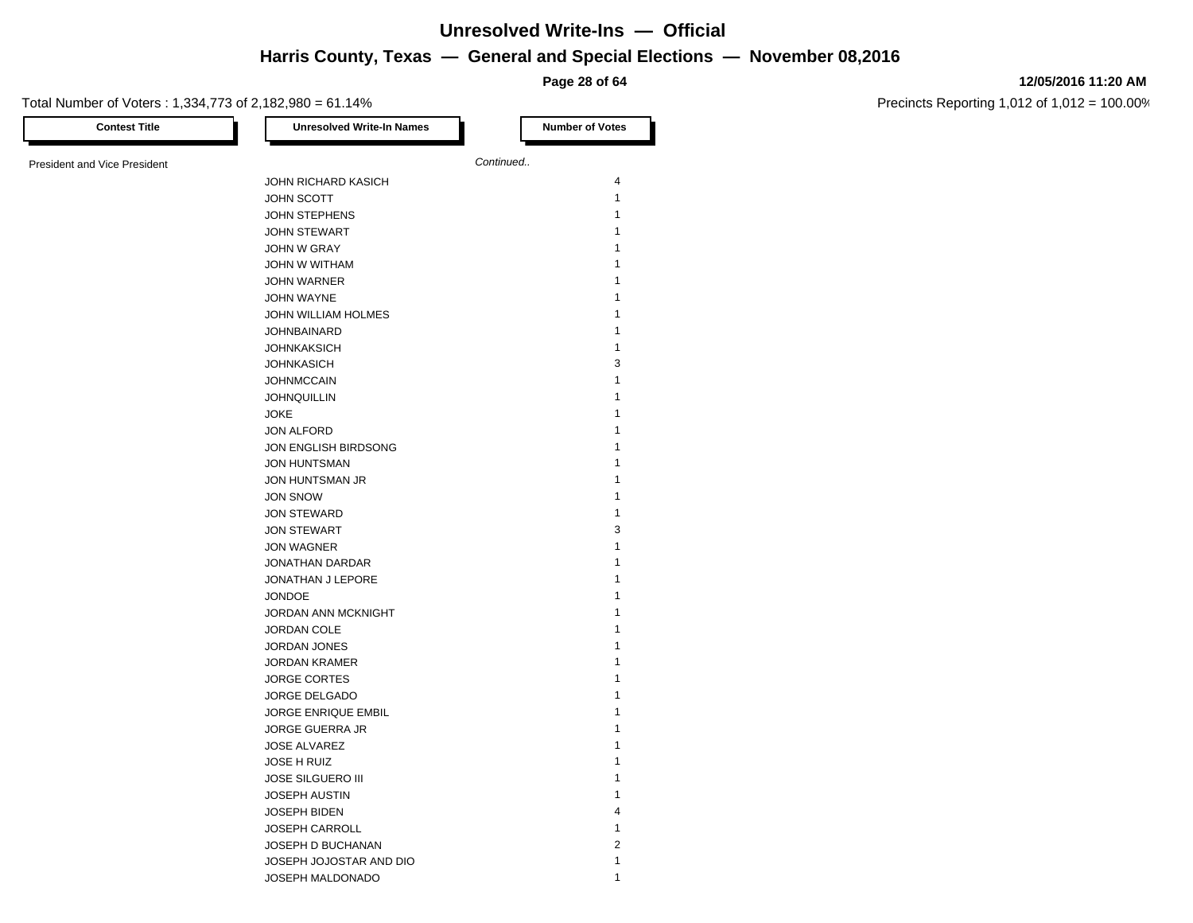# Unresolved Write-Ins — Official

## Harris County, Texas — General and Special Elections — November 08,2016

12/05/2016 11:20 AM

Total Number of Voters : 1,334,773 of 2,182,980 = 61.14%

Precincts Reporting 1,012 of 1,012 = 100.00%

| Contest Title | Unresolved Write-In Names | Number of Votes |
|---|---|---|
| President and Vice President | *Continued..* | |
| | JOHN RICHARD KASICH | 4 |
| | JOHN SCOTT | 1 |
| | JOHN STEPHENS | 1 |
| | JOHN STEWART | 1 |
| | JOHN W GRAY | 1 |
| | JOHN W WITHAM | 1 |
| | JOHN WARNER | 1 |
| | JOHN WAYNE | 1 |
| | JOHN WILLIAM HOLMES | 1 |
| | JOHNBAINARD | 1 |
| | JOHNKAKSICH | 1 |
| | JOHNKASICH | 3 |
| | JOHNMCCAIN | 1 |
| | JOHNQUILLIN | 1 |
| | JOKE | 1 |
| | JON ALFORD | 1 |
| | JON ENGLISH BIRDSONG | 1 |
| | JON HUNTSMAN | 1 |
| | JON HUNTSMAN JR | 1 |
| | JON SNOW | 1 |
| | JON STEWARD | 1 |
| | JON STEWART | 3 |
| | JON WAGNER | 1 |
| | JONATHAN DARDAR | 1 |
| | JONATHAN J LEPORE | 1 |
| | JONDOE | 1 |
| | JORDAN ANN MCKNIGHT | 1 |
| | JORDAN COLE | 1 |
| | JORDAN JONES | 1 |
| | JORDAN KRAMER | 1 |
| | JORGE CORTES | 1 |
| | JORGE DELGADO | 1 |
| | JORGE ENRIQUE EMBIL | 1 |
| | JORGE GUERRA JR | 1 |
| | JOSE ALVAREZ | 1 |
| | JOSE H RUIZ | 1 |
| | JOSE SILGUERO III | 1 |
| | JOSEPH AUSTIN | 1 |
| | JOSEPH BIDEN | 4 |
| | JOSEPH CARROLL | 1 |
| | JOSEPH D BUCHANAN | 2 |
| | JOSEPH JOJOSTAR AND DIO | 1 |
| | JOSEPH MALDONADO | 1 |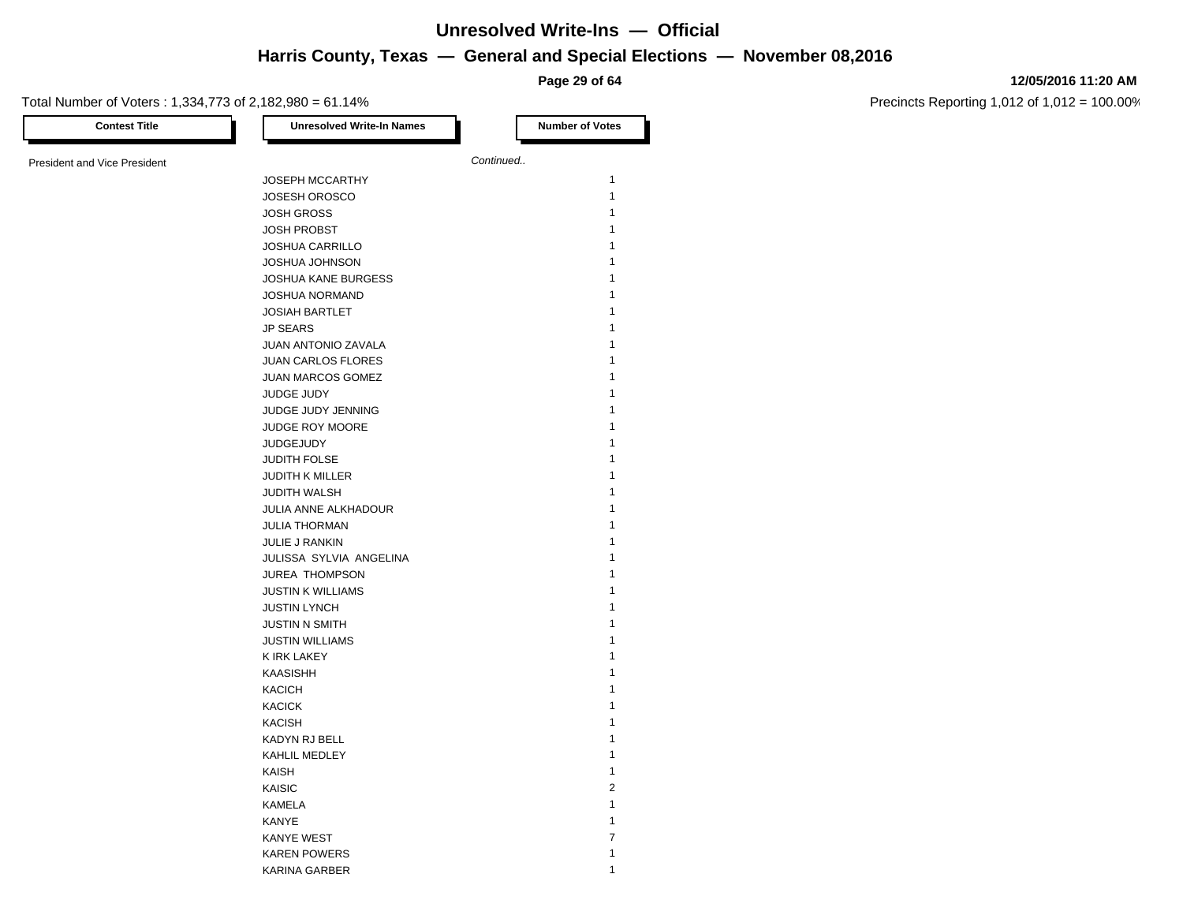# Unresolved Write-Ins — Official

## Harris County, Texas — General and Special Elections — November 08,2016

Total Number of Voters : 1,334,773 of 2,182,980 = 61.14%

Precincts Reporting 1,012 of 1,012 = 100.00%

| Contest Title | Unresolved Write-In Names | Number of Votes |
|---|---|---|
| President and Vice President | *Continued..* | |
| | JOSEPH MCCARTHY | 1 |
| | JOSESH OROSCO | 1 |
| | JOSH GROSS | 1 |
| | JOSH PROBST | 1 |
| | JOSHUA CARRILLO | 1 |
| | JOSHUA JOHNSON | 1 |
| | JOSHUA KANE BURGESS | 1 |
| | JOSHUA NORMAND | 1 |
| | JOSIAH BARTLET | 1 |
| | JP SEARS | 1 |
| | JUAN ANTONIO ZAVALA | 1 |
| | JUAN CARLOS FLORES | 1 |
| | JUAN MARCOS GOMEZ | 1 |
| | JUDGE JUDY | 1 |
| | JUDGE JUDY JENNING | 1 |
| | JUDGE ROY MOORE | 1 |
| | JUDGEJUDY | 1 |
| | JUDITH FOLSE | 1 |
| | JUDITH K MILLER | 1 |
| | JUDITH WALSH | 1 |
| | JULIA ANNE ALKHADOUR | 1 |
| | JULIA THORMAN | 1 |
| | JULIE J RANKIN | 1 |
| | JULISSA SYLVIA ANGELINA | 1 |
| | JUREA THOMPSON | 1 |
| | JUSTIN K WILLIAMS | 1 |
| | JUSTIN LYNCH | 1 |
| | JUSTIN N SMITH | 1 |
| | JUSTIN WILLIAMS | 1 |
| | K IRK LAKEY | 1 |
| | KAASISHH | 1 |
| | KACICH | 1 |
| | KACICK | 1 |
| | KACISH | 1 |
| | KADYN RJ BELL | 1 |
| | KAHLIL MEDLEY | 1 |
| | KAISH | 1 |
| | KAISIC | 2 |
| | KAMELA | 1 |
| | KANYE | 1 |
| | KANYE WEST | 7 |
| | KAREN POWERS | 1 |
| | KARINA GARBER | 1 |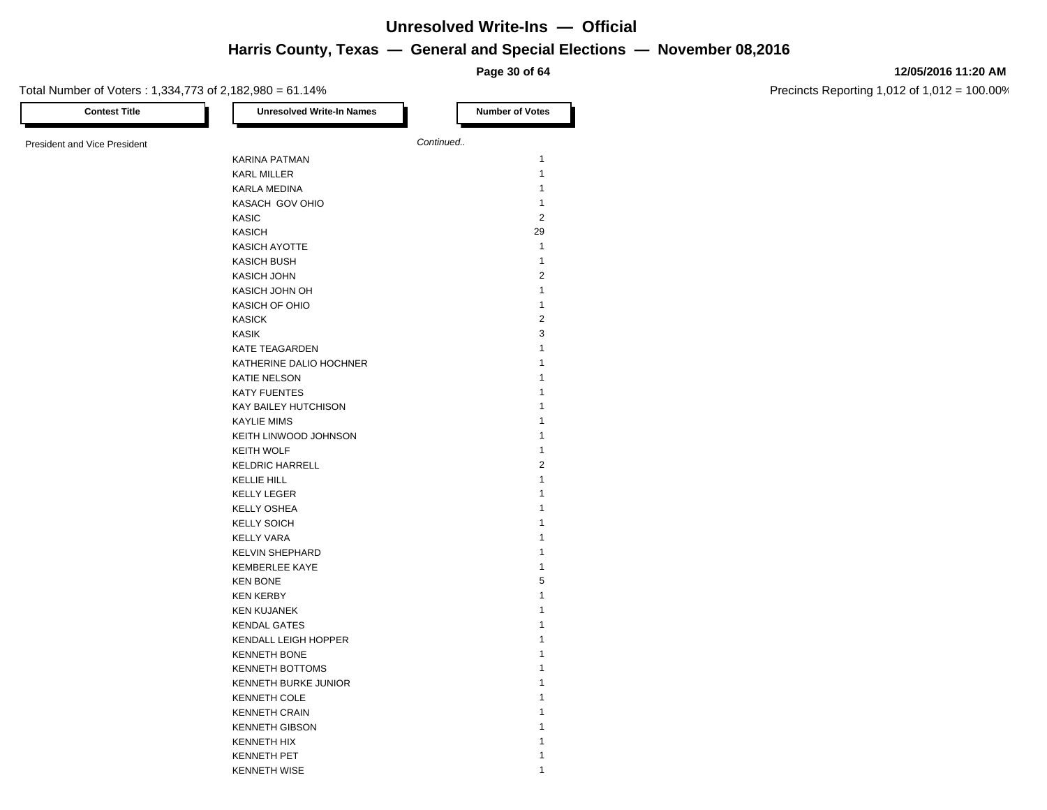# Unresolved Write-Ins — Official

## Harris County, Texas — General and Special Elections — November 08,2016

12/05/2016 11:20 AM

Total Number of Voters : 1,334,773 of 2,182,980 = 61.14%

Precincts Reporting 1,012 of 1,012 = 100.00%

| Contest Title | Unresolved Write-In Names | Number of Votes |
|---|---|---|
| President and Vice President | *Continued..* | |
| | KARINA PATMAN | 1 |
| | KARL MILLER | 1 |
| | KARLA MEDINA | 1 |
| | KASACH GOV OHIO | 1 |
| | KASIC | 2 |
| | KASICH | 29 |
| | KASICH AYOTTE | 1 |
| | KASICH BUSH | 1 |
| | KASICH JOHN | 2 |
| | KASICH JOHN OH | 1 |
| | KASICH OF OHIO | 1 |
| | KASICK | 2 |
| | KASIK | 3 |
| | KATE TEAGARDEN | 1 |
| | KATHERINE DALIO HOCHNER | 1 |
| | KATIE NELSON | 1 |
| | KATY FUENTES | 1 |
| | KAY BAILEY HUTCHISON | 1 |
| | KAYLIE MIMS | 1 |
| | KEITH LINWOOD JOHNSON | 1 |
| | KEITH WOLF | 1 |
| | KELDRIC HARRELL | 2 |
| | KELLIE HILL | 1 |
| | KELLY LEGER | 1 |
| | KELLY OSHEA | 1 |
| | KELLY SOICH | 1 |
| | KELLY VARA | 1 |
| | KELVIN SHEPHARD | 1 |
| | KEMBERLEE KAYE | 1 |
| | KEN BONE | 5 |
| | KEN KERBY | 1 |
| | KEN KUJANEK | 1 |
| | KENDAL GATES | 1 |
| | KENDALL LEIGH HOPPER | 1 |
| | KENNETH BONE | 1 |
| | KENNETH BOTTOMS | 1 |
| | KENNETH BURKE JUNIOR | 1 |
| | KENNETH COLE | 1 |
| | KENNETH CRAIN | 1 |
| | KENNETH GIBSON | 1 |
| | KENNETH HIX | 1 |
| | KENNETH PET | 1 |
| | KENNETH WISE | 1 |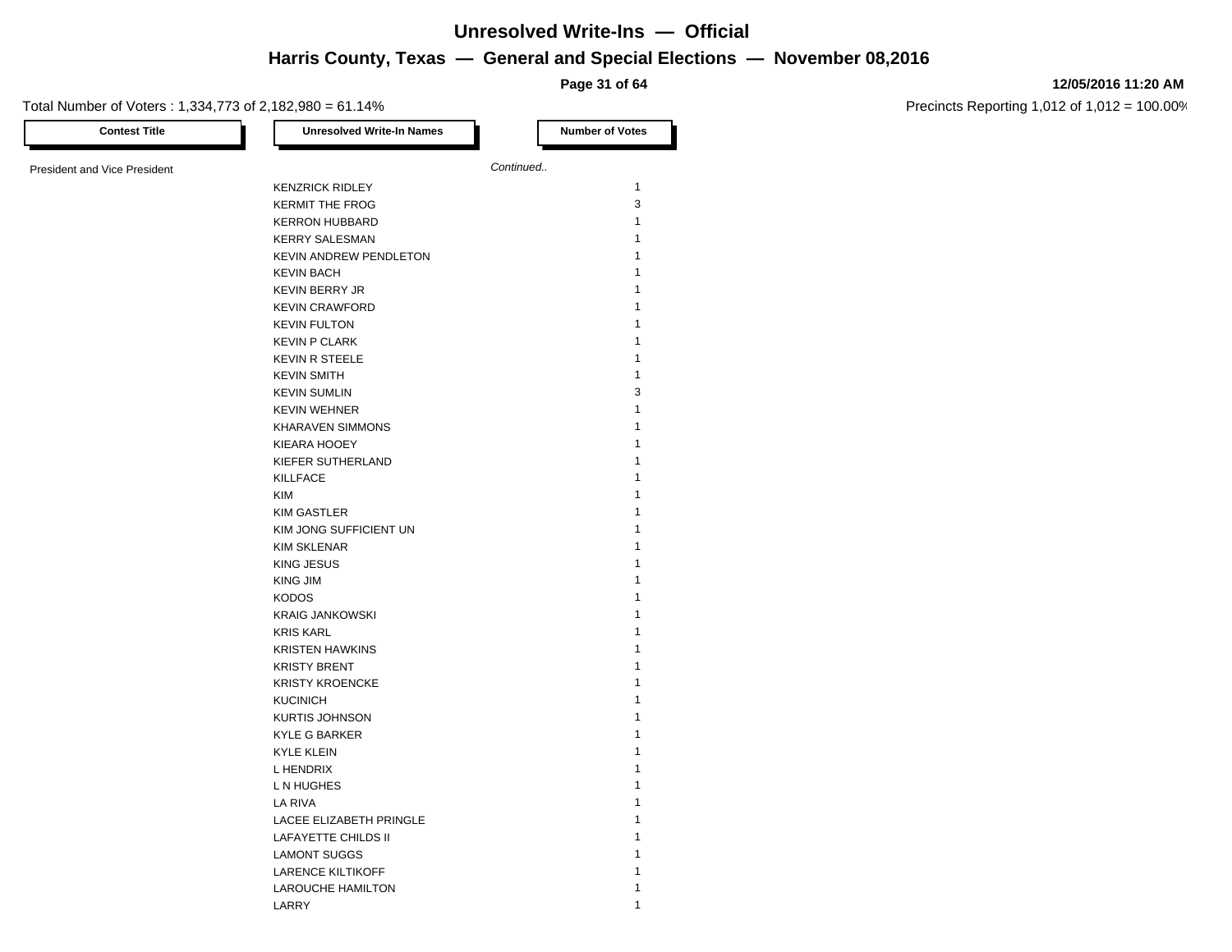# Unresolved Write-Ins — Official

## Harris County, Texas — General and Special Elections — November 08,2016

Total Number of Voters : 1,334,773 of 2,182,980 = 61.14%

Precincts Reporting 1,012 of 1,012 = 100.00%

| Contest Title | Unresolved Write-In Names | Number of Votes |
|---|---|---|
| President and Vice President | *Continued..* | |
| | KENZRICK RIDLEY | 1 |
| | KERMIT THE FROG | 3 |
| | KERRON HUBBARD | 1 |
| | KERRY SALESMAN | 1 |
| | KEVIN ANDREW PENDLETON | 1 |
| | KEVIN BACH | 1 |
| | KEVIN BERRY JR | 1 |
| | KEVIN CRAWFORD | 1 |
| | KEVIN FULTON | 1 |
| | KEVIN P CLARK | 1 |
| | KEVIN R STEELE | 1 |
| | KEVIN SMITH | 1 |
| | KEVIN SUMLIN | 3 |
| | KEVIN WEHNER | 1 |
| | KHARAVEN SIMMONS | 1 |
| | KIEARA HOOEY | 1 |
| | KIEFER SUTHERLAND | 1 |
| | KILLFACE | 1 |
| | KIM | 1 |
| | KIM GASTLER | 1 |
| | KIM JONG SUFFICIENT UN | 1 |
| | KIM SKLENAR | 1 |
| | KING JESUS | 1 |
| | KING JIM | 1 |
| | KODOS | 1 |
| | KRAIG JANKOWSKI | 1 |
| | KRIS KARL | 1 |
| | KRISTEN HAWKINS | 1 |
| | KRISTY BRENT | 1 |
| | KRISTY KROENCKE | 1 |
| | KUCINICH | 1 |
| | KURTIS JOHNSON | 1 |
| | KYLE G BARKER | 1 |
| | KYLE KLEIN | 1 |
| | L HENDRIX | 1 |
| | L N HUGHES | 1 |
| | LA RIVA | 1 |
| | LACEE ELIZABETH PRINGLE | 1 |
| | LAFAYETTE CHILDS II | 1 |
| | LAMONT SUGGS | 1 |
| | LARENCE KILTIKOFF | 1 |
| | LAROUCHE HAMILTON | 1 |
| | LARRY | 1 |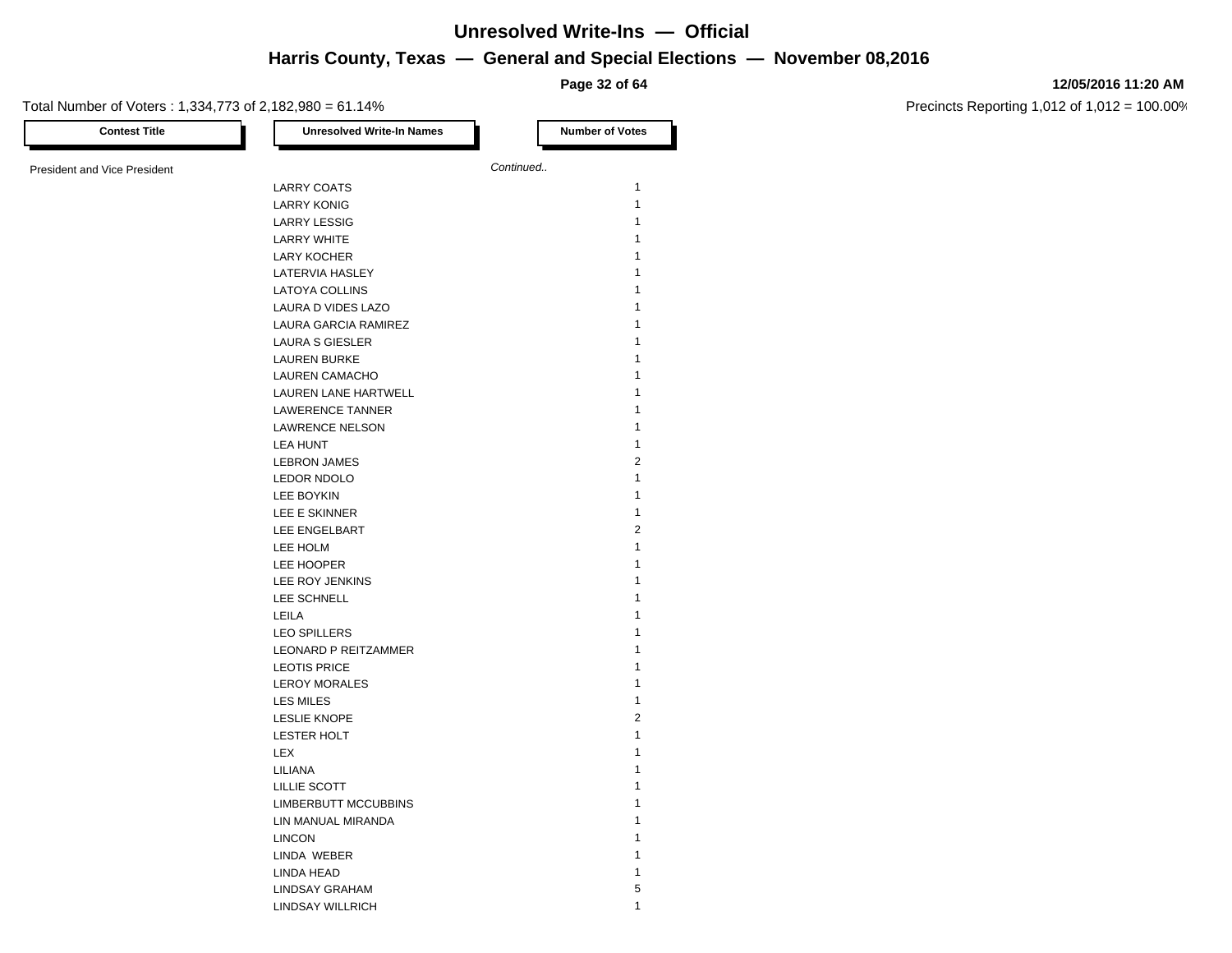# Unresolved Write-Ins — Official

## Harris County, Texas — General and Special Elections — November 08,2016

Total Number of Voters : 1,334,773 of 2,182,980 = 61.14%

Precincts Reporting 1,012 of 1,012 = 100.00%

| Contest Title | Unresolved Write-In Names | Number of Votes |
|---|---|---|
| President and Vice President | *Continued..* | |
| | LARRY COATS | 1 |
| | LARRY KONIG | 1 |
| | LARRY LESSIG | 1 |
| | LARRY WHITE | 1 |
| | LARY KOCHER | 1 |
| | LATERVIA HASLEY | 1 |
| | LATOYA COLLINS | 1 |
| | LAURA D VIDES LAZO | 1 |
| | LAURA GARCIA RAMIREZ | 1 |
| | LAURA S GIESLER | 1 |
| | LAUREN BURKE | 1 |
| | LAUREN CAMACHO | 1 |
| | LAUREN LANE HARTWELL | 1 |
| | LAWERENCE TANNER | 1 |
| | LAWRENCE NELSON | 1 |
| | LEA HUNT | 1 |
| | LEBRON JAMES | 2 |
| | LEDOR NDOLO | 1 |
| | LEE BOYKIN | 1 |
| | LEE E SKINNER | 1 |
| | LEE ENGELBART | 2 |
| | LEE HOLM | 1 |
| | LEE HOOPER | 1 |
| | LEE ROY JENKINS | 1 |
| | LEE SCHNELL | 1 |
| | LEILA | 1 |
| | LEO SPILLERS | 1 |
| | LEONARD P REITZAMMER | 1 |
| | LEOTIS PRICE | 1 |
| | LEROY MORALES | 1 |
| | LES MILES | 1 |
| | LESLIE KNOPE | 2 |
| | LESTER HOLT | 1 |
| | LEX | 1 |
| | LILIANA | 1 |
| | LILLIE SCOTT | 1 |
| | LIMBERBUTT MCCUBBINS | 1 |
| | LIN MANUAL MIRANDA | 1 |
| | LINCON | 1 |
| | LINDA WEBER | 1 |
| | LINDA HEAD | 1 |
| | LINDSAY GRAHAM | 5 |
| | LINDSAY WILLRICH | 1 |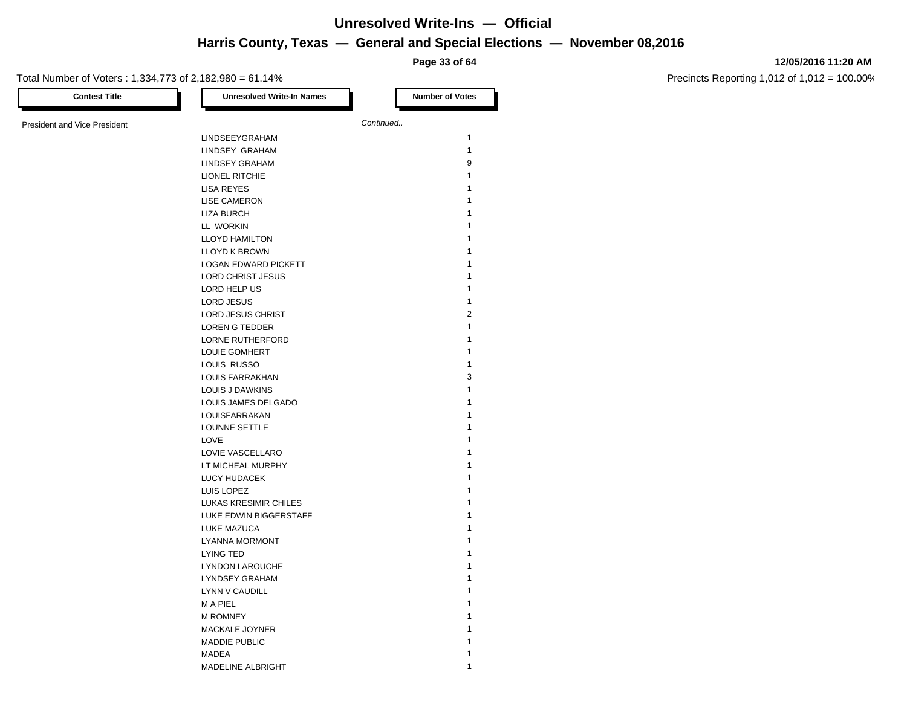# Unresolved Write-Ins — Official

## Harris County, Texas — General and Special Elections — November 08,2016

Total Number of Voters : 1,334,773 of 2,182,980 = 61.14%

Precincts Reporting 1,012 of 1,012 = 100.00%

| Contest Title | Unresolved Write-In Names | Number of Votes |
|---|---|---|
| President and Vice President | *Continued..* | |
| | LINDSEEYGRAHAM | 1 |
| | LINDSEY GRAHAM | 1 |
| | LINDSEY GRAHAM | 9 |
| | LIONEL RITCHIE | 1 |
| | LISA REYES | 1 |
| | LISE CAMERON | 1 |
| | LIZA BURCH | 1 |
| | LL WORKIN | 1 |
| | LLOYD HAMILTON | 1 |
| | LLOYD K BROWN | 1 |
| | LOGAN EDWARD PICKETT | 1 |
| | LORD CHRIST JESUS | 1 |
| | LORD HELP US | 1 |
| | LORD JESUS | 1 |
| | LORD JESUS CHRIST | 2 |
| | LOREN G TEDDER | 1 |
| | LORNE RUTHERFORD | 1 |
| | LOUIE GOMHERT | 1 |
| | LOUIS RUSSO | 1 |
| | LOUIS FARRAKHAN | 3 |
| | LOUIS J DAWKINS | 1 |
| | LOUIS JAMES DELGADO | 1 |
| | LOUISFARRAKAN | 1 |
| | LOUNNE SETTLE | 1 |
| | LOVE | 1 |
| | LOVIE VASCELLARO | 1 |
| | LT MICHEAL MURPHY | 1 |
| | LUCY HUDACEK | 1 |
| | LUIS LOPEZ | 1 |
| | LUKAS KRESIMIR CHILES | 1 |
| | LUKE EDWIN BIGGERSTAFF | 1 |
| | LUKE MAZUCA | 1 |
| | LYANNA MORMONT | 1 |
| | LYING TED | 1 |
| | LYNDON LAROUCHE | 1 |
| | LYNDSEY GRAHAM | 1 |
| | LYNN V CAUDILL | 1 |
| | M A PIEL | 1 |
| | M ROMNEY | 1 |
| | MACKALE JOYNER | 1 |
| | MADDIE PUBLIC | 1 |
| | MADEA | 1 |
| | MADELINE ALBRIGHT | 1 |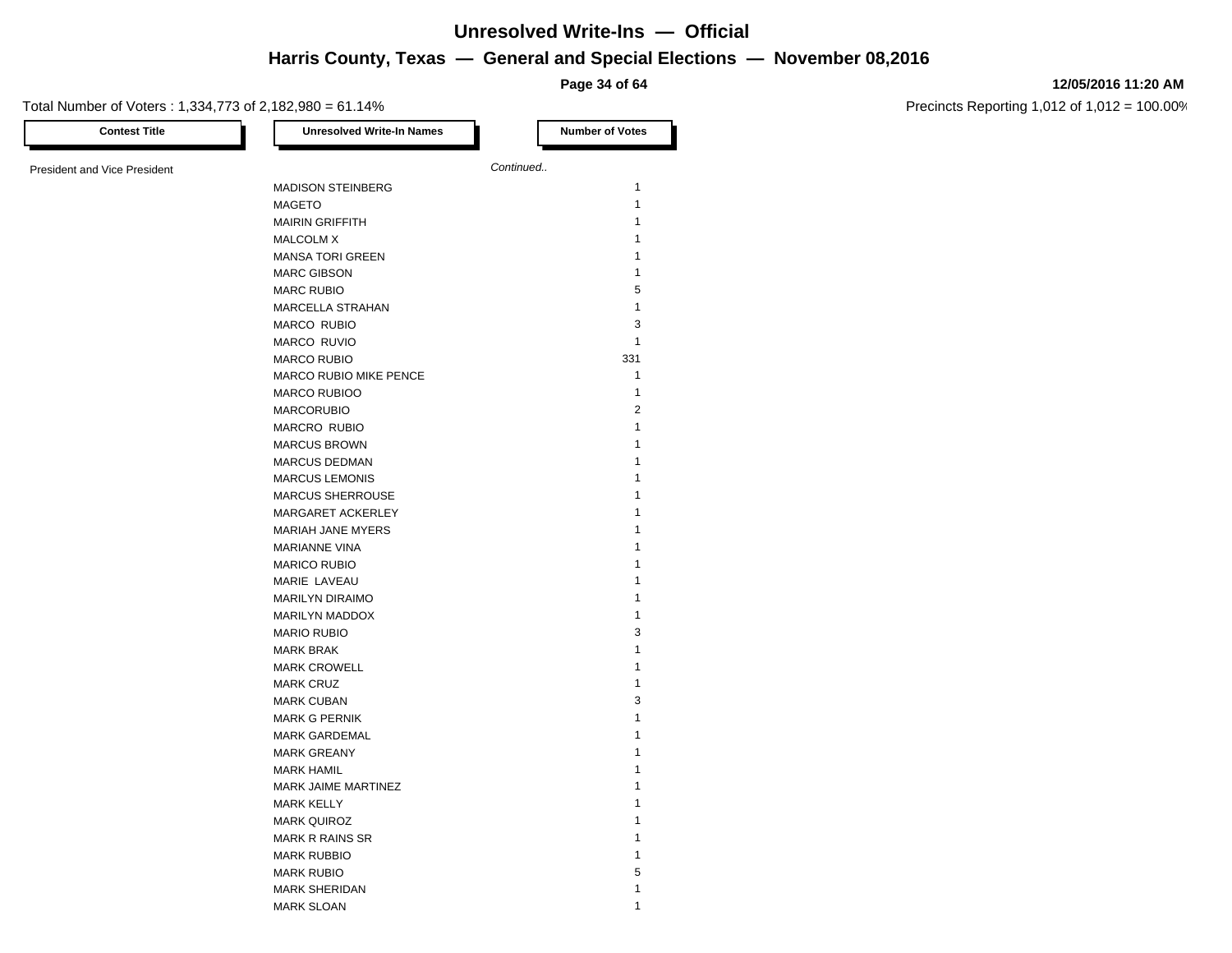# Unresolved Write-Ins — Official

## Harris County, Texas — General and Special Elections — November 08,2016

Total Number of Voters : 1,334,773 of 2,182,980 = 61.14%

Precincts Reporting 1,012 of 1,012 = 100.00%

| Contest Title | Unresolved Write-In Names | Number of Votes |
|---|---|---|
| President and Vice President | *Continued..* | |
| | MADISON STEINBERG | 1 |
| | MAGETO | 1 |
| | MAIRIN GRIFFITH | 1 |
| | MALCOLM X | 1 |
| | MANSA TORI GREEN | 1 |
| | MARC GIBSON | 1 |
| | MARC RUBIO | 5 |
| | MARCELLA STRAHAN | 1 |
| | MARCO  RUBIO | 3 |
| | MARCO  RUVIO | 1 |
| | MARCO RUBIO | 331 |
| | MARCO RUBIO MIKE PENCE | 1 |
| | MARCO RUBIOO | 1 |
| | MARCORUBIO | 2 |
| | MARCRO  RUBIO | 1 |
| | MARCUS BROWN | 1 |
| | MARCUS DEDMAN | 1 |
| | MARCUS LEMONIS | 1 |
| | MARCUS SHERROUSE | 1 |
| | MARGARET ACKERLEY | 1 |
| | MARIAH JANE MYERS | 1 |
| | MARIANNE VINA | 1 |
| | MARICO RUBIO | 1 |
| | MARIE  LAVEAU | 1 |
| | MARILYN DIRAIMO | 1 |
| | MARILYN MADDOX | 1 |
| | MARIO RUBIO | 3 |
| | MARK BRAK | 1 |
| | MARK CROWELL | 1 |
| | MARK CRUZ | 1 |
| | MARK CUBAN | 3 |
| | MARK G PERNIK | 1 |
| | MARK GARDEMAL | 1 |
| | MARK GREANY | 1 |
| | MARK HAMIL | 1 |
| | MARK JAIME MARTINEZ | 1 |
| | MARK KELLY | 1 |
| | MARK QUIROZ | 1 |
| | MARK R RAINS SR | 1 |
| | MARK RUBBIO | 1 |
| | MARK RUBIO | 5 |
| | MARK SHERIDAN | 1 |
| | MARK SLOAN | 1 |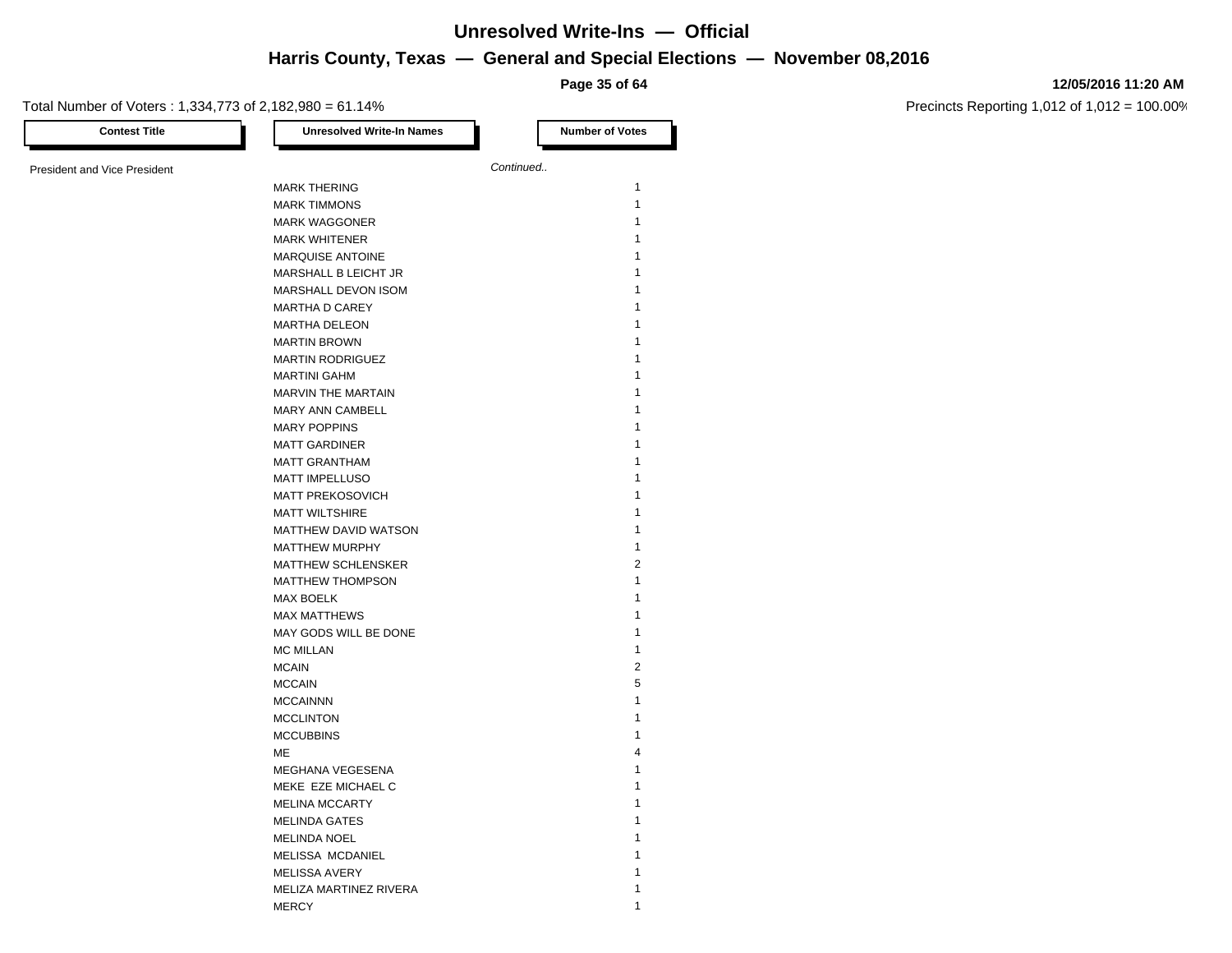# Unresolved Write-Ins — Official

## Harris County, Texas — General and Special Elections — November 08,2016

Total Number of Voters : 1,334,773 of 2,182,980 = 61.14%

Precincts Reporting 1,012 of 1,012 = 100.00%

| Contest Title | Unresolved Write-In Names | Number of Votes |
|---|---|---|
| President and Vice President | | *Continued..* |
| | MARK THERING | 1 |
| | MARK TIMMONS | 1 |
| | MARK WAGGONER | 1 |
| | MARK WHITENER | 1 |
| | MARQUISE ANTOINE | 1 |
| | MARSHALL B LEICHT JR | 1 |
| | MARSHALL DEVON ISOM | 1 |
| | MARTHA D CAREY | 1 |
| | MARTHA DELEON | 1 |
| | MARTIN BROWN | 1 |
| | MARTIN RODRIGUEZ | 1 |
| | MARTINI GAHM | 1 |
| | MARVIN THE MARTAIN | 1 |
| | MARY ANN CAMBELL | 1 |
| | MARY POPPINS | 1 |
| | MATT GARDINER | 1 |
| | MATT GRANTHAM | 1 |
| | MATT IMPELLUSO | 1 |
| | MATT PREKOSOVICH | 1 |
| | MATT WILTSHIRE | 1 |
| | MATTHEW DAVID WATSON | 1 |
| | MATTHEW MURPHY | 1 |
| | MATTHEW SCHLENSKER | 2 |
| | MATTHEW THOMPSON | 1 |
| | MAX BOELK | 1 |
| | MAX MATTHEWS | 1 |
| | MAY GODS WILL BE DONE | 1 |
| | MC MILLAN | 1 |
| | MCAIN | 2 |
| | MCCAIN | 5 |
| | MCCAINNN | 1 |
| | MCCLINTON | 1 |
| | MCCUBBINS | 1 |
| | ME | 4 |
| | MEGHANA VEGESENA | 1 |
| | MEKE EZE MICHAEL C | 1 |
| | MELINA MCCARTY | 1 |
| | MELINDA GATES | 1 |
| | MELINDA NOEL | 1 |
| | MELISSA MCDANIEL | 1 |
| | MELISSA AVERY | 1 |
| | MELIZA MARTINEZ RIVERA | 1 |
| | MERCY | 1 |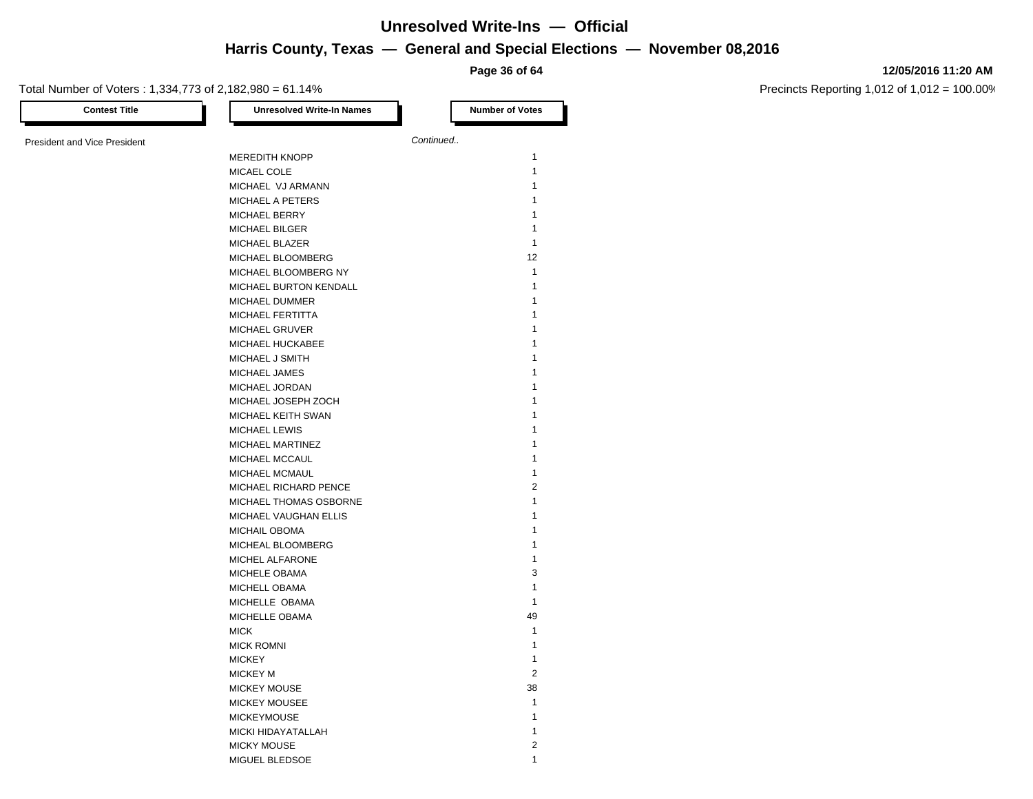# Unresolved Write-Ins — Official

## Harris County, Texas — General and Special Elections — November 08,2016

Total Number of Voters : 1,334,773 of 2,182,980 = 61.14%

Precincts Reporting 1,012 of 1,012 = 100.00%

| Contest Title | Unresolved Write-In Names | Number of Votes |
|---|---|---|
| President and Vice President | | *Continued..* |
| | MEREDITH KNOPP | 1 |
| | MICAEL COLE | 1 |
| | MICHAEL VJ ARMANN | 1 |
| | MICHAEL A PETERS | 1 |
| | MICHAEL BERRY | 1 |
| | MICHAEL BILGER | 1 |
| | MICHAEL BLAZER | 1 |
| | MICHAEL BLOOMBERG | 12 |
| | MICHAEL BLOOMBERG NY | 1 |
| | MICHAEL BURTON KENDALL | 1 |
| | MICHAEL DUMMER | 1 |
| | MICHAEL FERTITTA | 1 |
| | MICHAEL GRUVER | 1 |
| | MICHAEL HUCKABEE | 1 |
| | MICHAEL J SMITH | 1 |
| | MICHAEL JAMES | 1 |
| | MICHAEL JORDAN | 1 |
| | MICHAEL JOSEPH ZOCH | 1 |
| | MICHAEL KEITH SWAN | 1 |
| | MICHAEL LEWIS | 1 |
| | MICHAEL MARTINEZ | 1 |
| | MICHAEL MCCAUL | 1 |
| | MICHAEL MCMAUL | 1 |
| | MICHAEL RICHARD PENCE | 2 |
| | MICHAEL THOMAS OSBORNE | 1 |
| | MICHAEL VAUGHAN ELLIS | 1 |
| | MICHAIL OBOMA | 1 |
| | MICHEAL BLOOMBERG | 1 |
| | MICHEL ALFARONE | 1 |
| | MICHELE OBAMA | 3 |
| | MICHELL OBAMA | 1 |
| | MICHELLE OBAMA | 1 |
| | MICHELLE OBAMA | 49 |
| | MICK | 1 |
| | MICK ROMNI | 1 |
| | MICKEY | 1 |
| | MICKEY M | 2 |
| | MICKEY MOUSE | 38 |
| | MICKEY MOUSEE | 1 |
| | MICKEYMOUSE | 1 |
| | MICKI HIDAYATALLAH | 1 |
| | MICKY MOUSE | 2 |
| | MIGUEL BLEDSOE | 1 |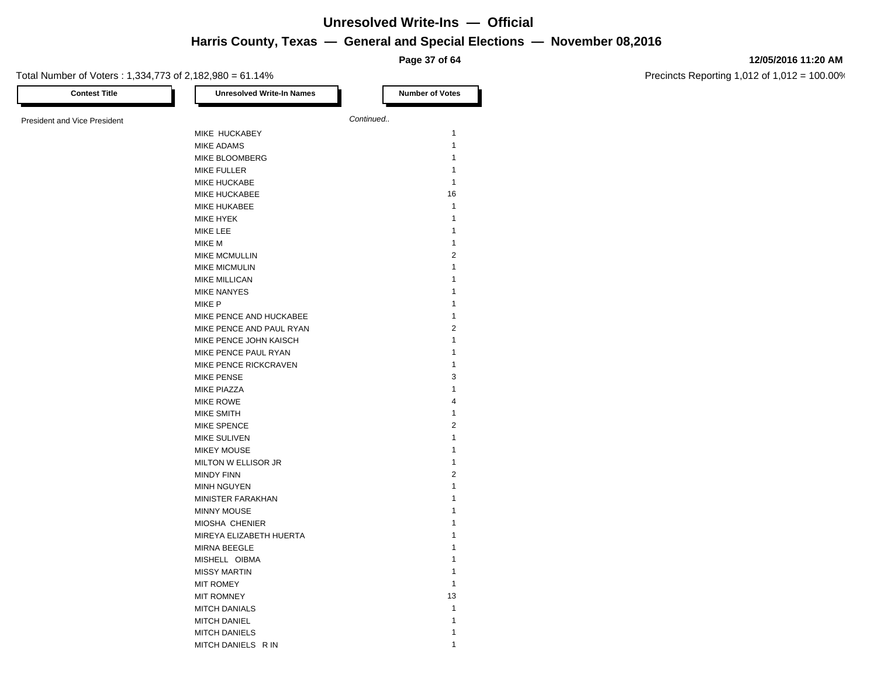# Unresolved Write-Ins — Official

## Harris County, Texas — General and Special Elections — November 08,2016

12/05/2016 11:20 AM

Total Number of Voters : 1,334,773 of 2,182,980 = 61.14%

Precincts Reporting 1,012 of 1,012 = 100.00%

| Contest Title | Unresolved Write-In Names | Number of Votes |
|---|---|---|
| President and Vice President | | *Continued..* |
| | MIKE  HUCKABEY | 1 |
| | MIKE ADAMS | 1 |
| | MIKE BLOOMBERG | 1 |
| | MIKE FULLER | 1 |
| | MIKE HUCKABE | 1 |
| | MIKE HUCKABEE | 16 |
| | MIKE HUKABEE | 1 |
| | MIKE HYEK | 1 |
| | MIKE LEE | 1 |
| | MIKE M | 1 |
| | MIKE MCMULLIN | 2 |
| | MIKE MICMULIN | 1 |
| | MIKE MILLICAN | 1 |
| | MIKE NANYES | 1 |
| | MIKE P | 1 |
| | MIKE PENCE AND HUCKABEE | 1 |
| | MIKE PENCE AND PAUL RYAN | 2 |
| | MIKE PENCE JOHN KAISCH | 1 |
| | MIKE PENCE PAUL RYAN | 1 |
| | MIKE PENCE RICKCRAVEN | 1 |
| | MIKE PENSE | 3 |
| | MIKE PIAZZA | 1 |
| | MIKE ROWE | 4 |
| | MIKE SMITH | 1 |
| | MIKE SPENCE | 2 |
| | MIKE SULIVEN | 1 |
| | MIKEY MOUSE | 1 |
| | MILTON W ELLISOR JR | 1 |
| | MINDY FINN | 2 |
| | MINH NGUYEN | 1 |
| | MINISTER FARAKHAN | 1 |
| | MINNY MOUSE | 1 |
| | MIOSHA  CHENIER | 1 |
| | MIREYA ELIZABETH HUERTA | 1 |
| | MIRNA BEEGLE | 1 |
| | MISHELL   OIBMA | 1 |
| | MISSY MARTIN | 1 |
| | MIT ROMEY | 1 |
| | MIT ROMNEY | 13 |
| | MITCH DANIALS | 1 |
| | MITCH DANIEL | 1 |
| | MITCH DANIELS | 1 |
| | MITCH DANIELS   R IN | 1 |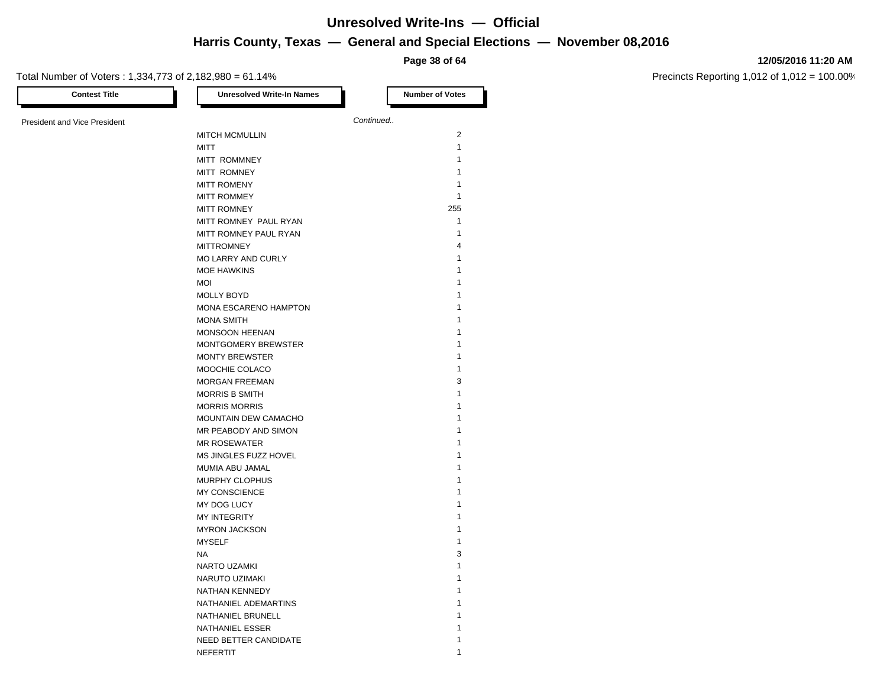# Unresolved Write-Ins — Official

## Harris County, Texas — General and Special Elections — November 08,2016

Total Number of Voters : 1,334,773 of 2,182,980 = 61.14%

Precincts Reporting 1,012 of 1,012 = 100.00%

| Contest Title | Unresolved Write-In Names | Number of Votes |
|---|---|---|
| President and Vice President | *Continued..* | |
| | MITCH MCMULLIN | 2 |
| | MITT | 1 |
| | MITT ROMMNEY | 1 |
| | MITT ROMNEY | 1 |
| | MITT ROMENY | 1 |
| | MITT ROMMEY | 1 |
| | MITT ROMNEY | 255 |
| | MITT ROMNEY PAUL RYAN | 1 |
| | MITT ROMNEY PAUL RYAN | 1 |
| | MITTROMNEY | 4 |
| | MO LARRY AND CURLY | 1 |
| | MOE HAWKINS | 1 |
| | MOI | 1 |
| | MOLLY BOYD | 1 |
| | MONA ESCARENO HAMPTON | 1 |
| | MONA SMITH | 1 |
| | MONSOON HEENAN | 1 |
| | MONTGOMERY BREWSTER | 1 |
| | MONTY BREWSTER | 1 |
| | MOOCHIE COLACO | 1 |
| | MORGAN FREEMAN | 3 |
| | MORRIS B SMITH | 1 |
| | MORRIS MORRIS | 1 |
| | MOUNTAIN DEW CAMACHO | 1 |
| | MR PEABODY AND SIMON | 1 |
| | MR ROSEWATER | 1 |
| | MS JINGLES FUZZ HOVEL | 1 |
| | MUMIA ABU JAMAL | 1 |
| | MURPHY CLOPHUS | 1 |
| | MY CONSCIENCE | 1 |
| | MY DOG LUCY | 1 |
| | MY INTEGRITY | 1 |
| | MYRON JACKSON | 1 |
| | MYSELF | 1 |
| | NA | 3 |
| | NARTO UZAMKI | 1 |
| | NARUTO UZIMAKI | 1 |
| | NATHAN KENNEDY | 1 |
| | NATHANIEL ADEMARTINS | 1 |
| | NATHANIEL BRUNELL | 1 |
| | NATHANIEL ESSER | 1 |
| | NEED BETTER CANDIDATE | 1 |
| | NEFERTIT | 1 |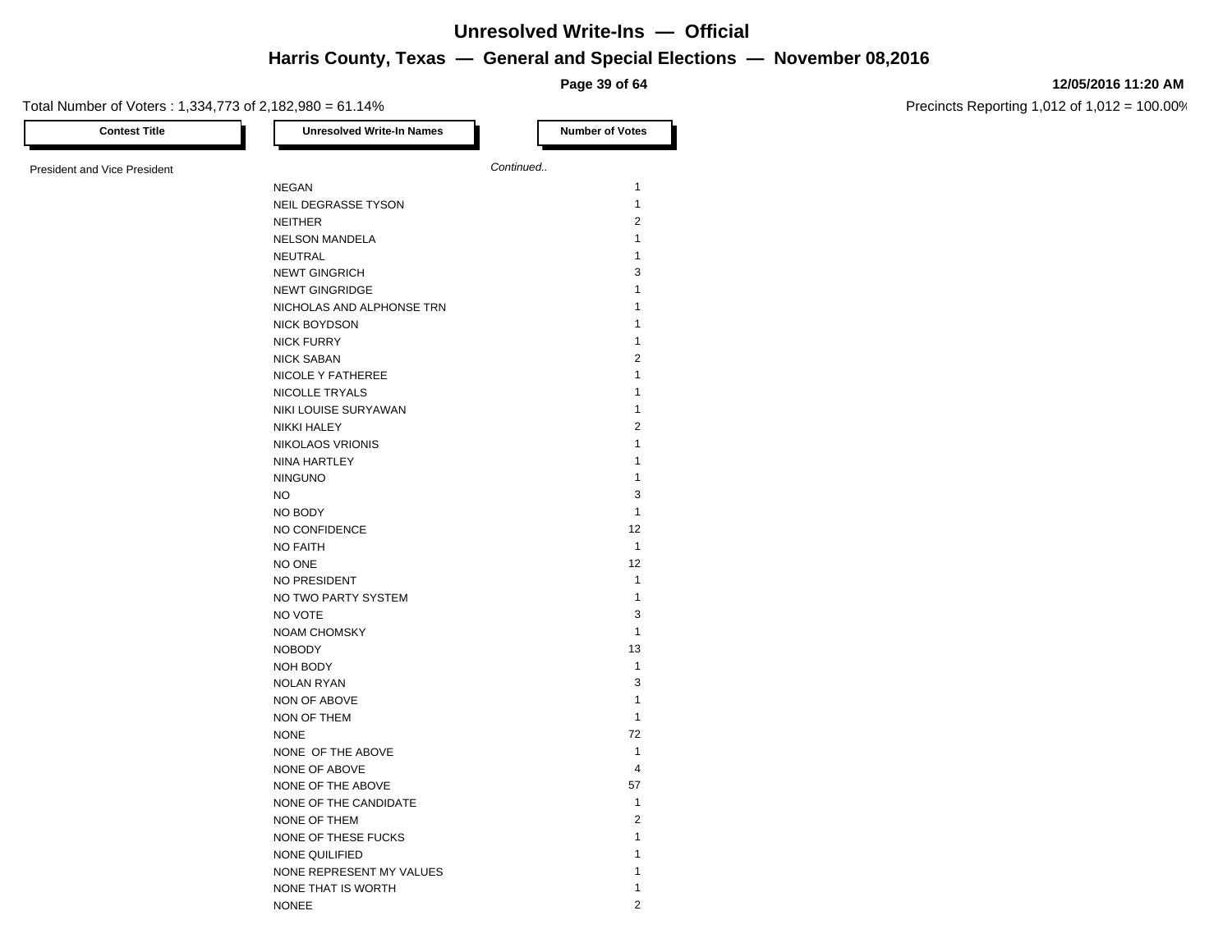# Unresolved Write-Ins — Official

## Harris County, Texas — General and Special Elections — November 08,2016

**12/05/2016 11:20 AM**

Total Number of Voters : 1,334,773 of 2,182,980 = 61.14%

Precincts Reporting 1,012 of 1,012 = 100.00%

| Contest Title | Unresolved Write-In Names | Number of Votes |
|---|---|---|
| President and Vice President | *Continued..* | |
| | NEGAN | 1 |
| | NEIL DEGRASSE TYSON | 1 |
| | NEITHER | 2 |
| | NELSON MANDELA | 1 |
| | NEUTRAL | 1 |
| | NEWT GINGRICH | 3 |
| | NEWT GINGRIDGE | 1 |
| | NICHOLAS AND ALPHONSE TRN | 1 |
| | NICK BOYDSON | 1 |
| | NICK FURRY | 1 |
| | NICK SABAN | 2 |
| | NICOLE Y FATHEREE | 1 |
| | NICOLLE TRYALS | 1 |
| | NIKI LOUISE SURYAWAN | 1 |
| | NIKKI HALEY | 2 |
| | NIKOLAOS VRIONIS | 1 |
| | NINA HARTLEY | 1 |
| | NINGUNO | 1 |
| | NO | 3 |
| | NO BODY | 1 |
| | NO CONFIDENCE | 12 |
| | NO FAITH | 1 |
| | NO ONE | 12 |
| | NO PRESIDENT | 1 |
| | NO TWO PARTY SYSTEM | 1 |
| | NO VOTE | 3 |
| | NOAM CHOMSKY | 1 |
| | NOBODY | 13 |
| | NOH BODY | 1 |
| | NOLAN RYAN | 3 |
| | NON OF ABOVE | 1 |
| | NON OF THEM | 1 |
| | NONE | 72 |
| | NONE OF THE ABOVE | 1 |
| | NONE OF ABOVE | 4 |
| | NONE OF THE ABOVE | 57 |
| | NONE OF THE CANDIDATE | 1 |
| | NONE OF THEM | 2 |
| | NONE OF THESE FUCKS | 1 |
| | NONE QUILIFIED | 1 |
| | NONE REPRESENT MY VALUES | 1 |
| | NONE THAT IS WORTH | 1 |
| | NONEE | 2 |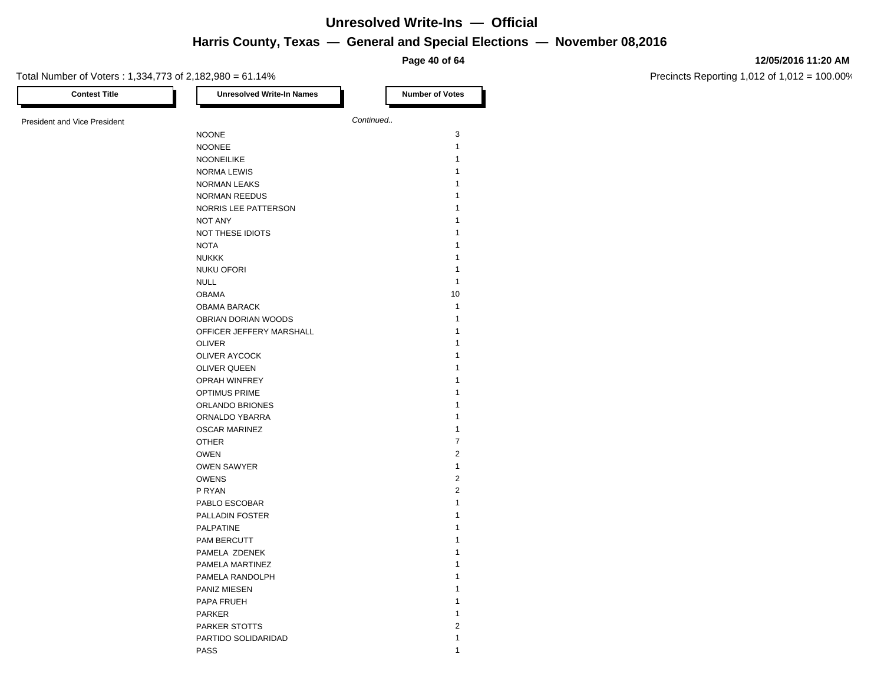# Unresolved Write-Ins — Official

## Harris County, Texas — General and Special Elections — November 08,2016

Total Number of Voters : 1,334,773 of 2,182,980 = 61.14%

Precincts Reporting 1,012 of 1,012 = 100.00%

| Contest Title | Unresolved Write-In Names | Number of Votes |
|---|---|---|
| President and Vice President | *Continued..* | |
| | NOONE | 3 |
| | NOONEE | 1 |
| | NOONEILIKE | 1 |
| | NORMA LEWIS | 1 |
| | NORMAN LEAKS | 1 |
| | NORMAN REEDUS | 1 |
| | NORRIS LEE PATTERSON | 1 |
| | NOT ANY | 1 |
| | NOT THESE IDIOTS | 1 |
| | NOTA | 1 |
| | NUKKK | 1 |
| | NUKU OFORI | 1 |
| | NULL | 1 |
| | OBAMA | 10 |
| | OBAMA BARACK | 1 |
| | OBRIAN DORIAN WOODS | 1 |
| | OFFICER JEFFERY MARSHALL | 1 |
| | OLIVER | 1 |
| | OLIVER AYCOCK | 1 |
| | OLIVER QUEEN | 1 |
| | OPRAH WINFREY | 1 |
| | OPTIMUS PRIME | 1 |
| | ORLANDO BRIONES | 1 |
| | ORNALDO YBARRA | 1 |
| | OSCAR MARINEZ | 1 |
| | OTHER | 7 |
| | OWEN | 2 |
| | OWEN SAWYER | 1 |
| | OWENS | 2 |
| | P RYAN | 2 |
| | PABLO ESCOBAR | 1 |
| | PALLADIN FOSTER | 1 |
| | PALPATINE | 1 |
| | PAM BERCUTT | 1 |
| | PAMELA ZDENEK | 1 |
| | PAMELA MARTINEZ | 1 |
| | PAMELA RANDOLPH | 1 |
| | PANIZ MIESEN | 1 |
| | PAPA FRUEH | 1 |
| | PARKER | 1 |
| | PARKER STOTTS | 2 |
| | PARTIDO SOLIDARIDAD | 1 |
| | PASS | 1 |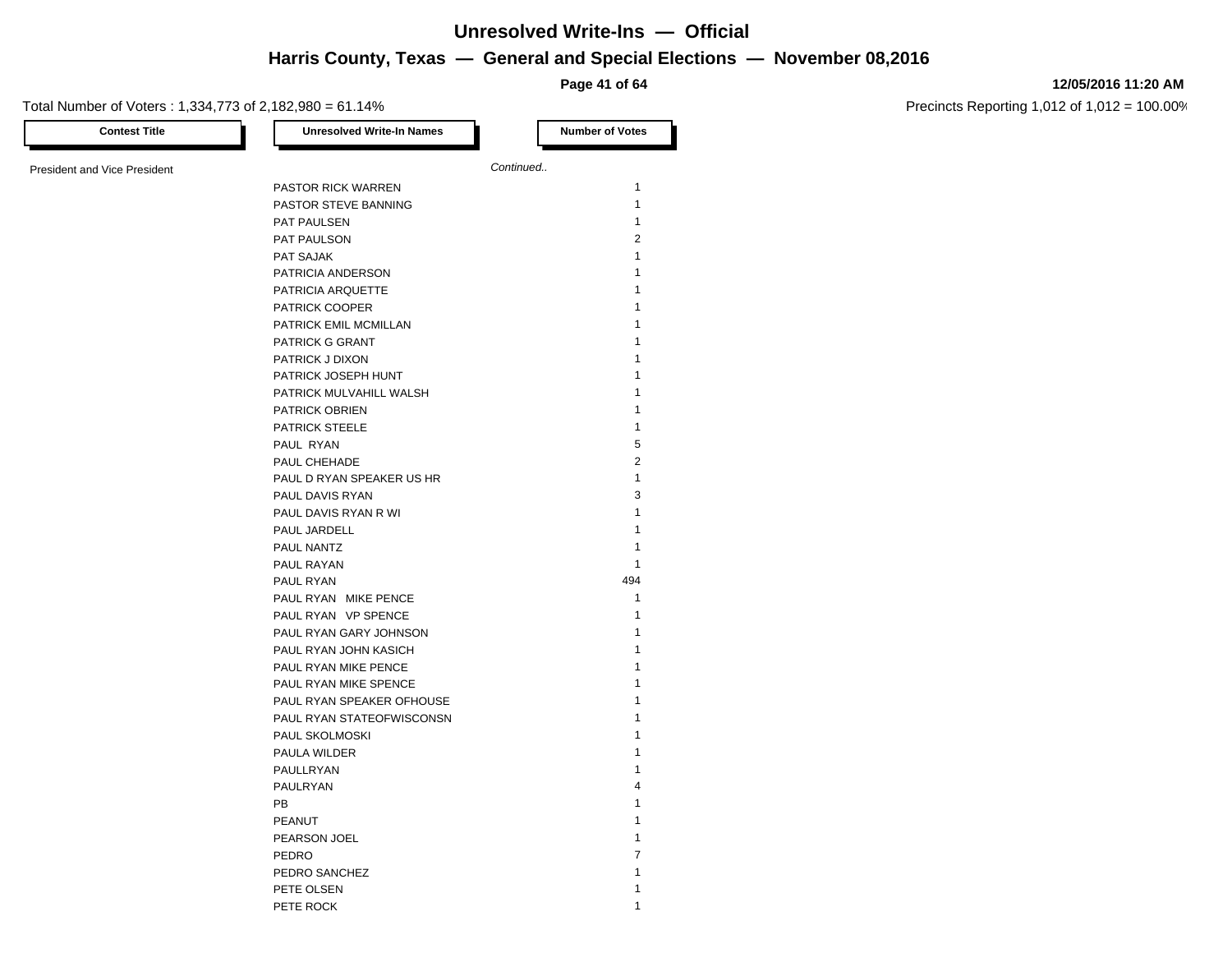# Unresolved Write-Ins — Official

## Harris County, Texas — General and Special Elections — November 08,2016

Total Number of Voters : 1,334,773 of 2,182,980 = 61.14%

Precincts Reporting 1,012 of 1,012 = 100.00%

| Contest Title | Unresolved Write-In Names | Number of Votes |
|---|---|---|
| President and Vice President | *Continued..* | |
| | PASTOR RICK WARREN | 1 |
| | PASTOR STEVE BANNING | 1 |
| | PAT PAULSEN | 1 |
| | PAT PAULSON | 2 |
| | PAT SAJAK | 1 |
| | PATRICIA ANDERSON | 1 |
| | PATRICIA ARQUETTE | 1 |
| | PATRICK COOPER | 1 |
| | PATRICK EMIL MCMILLAN | 1 |
| | PATRICK G GRANT | 1 |
| | PATRICK J DIXON | 1 |
| | PATRICK JOSEPH HUNT | 1 |
| | PATRICK MULVAHILL WALSH | 1 |
| | PATRICK OBRIEN | 1 |
| | PATRICK STEELE | 1 |
| | PAUL RYAN | 5 |
| | PAUL CHEHADE | 2 |
| | PAUL D RYAN SPEAKER US HR | 1 |
| | PAUL DAVIS RYAN | 3 |
| | PAUL DAVIS RYAN R WI | 1 |
| | PAUL JARDELL | 1 |
| | PAUL NANTZ | 1 |
| | PAUL RAYAN | 1 |
| | PAUL RYAN | 494 |
| | PAUL RYAN MIKE PENCE | 1 |
| | PAUL RYAN VP SPENCE | 1 |
| | PAUL RYAN GARY JOHNSON | 1 |
| | PAUL RYAN JOHN KASICH | 1 |
| | PAUL RYAN MIKE PENCE | 1 |
| | PAUL RYAN MIKE SPENCE | 1 |
| | PAUL RYAN SPEAKER OFHOUSE | 1 |
| | PAUL RYAN STATEOFWISCONSN | 1 |
| | PAUL SKOLMOSKI | 1 |
| | PAULA WILDER | 1 |
| | PAULLRYAN | 1 |
| | PAULRYAN | 4 |
| | PB | 1 |
| | PEANUT | 1 |
| | PEARSON JOEL | 1 |
| | PEDRO | 7 |
| | PEDRO SANCHEZ | 1 |
| | PETE OLSEN | 1 |
| | PETE ROCK | 1 |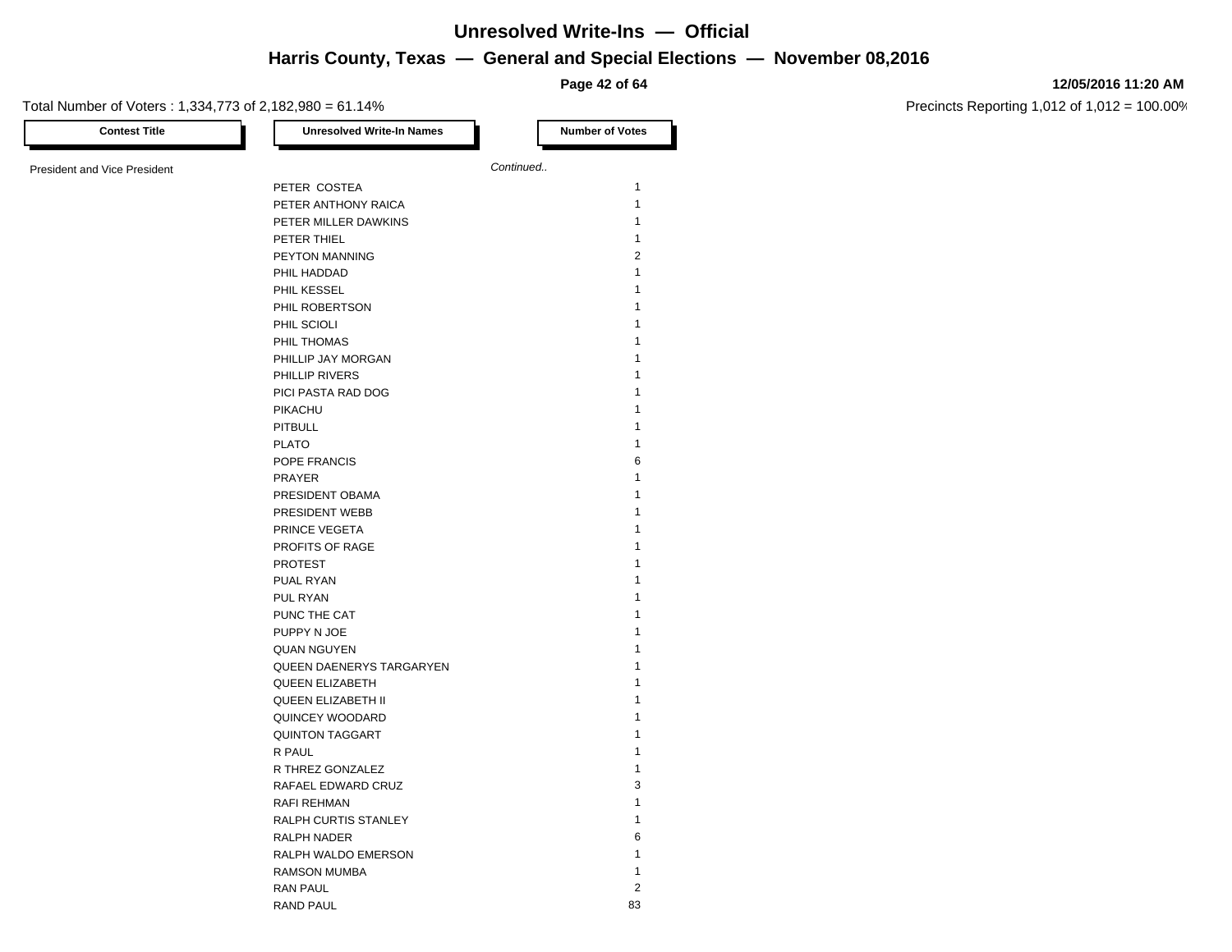# Unresolved Write-Ins — Official

## Harris County, Texas — General and Special Elections — November 08,2016

Total Number of Voters : 1,334,773 of 2,182,980 = 61.14%

Precincts Reporting 1,012 of 1,012 = 100.00%

| Contest Title | Unresolved Write-In Names | Number of Votes |
|---|---|---|
| President and Vice President | | *Continued..* |
| | PETER COSTEA | 1 |
| | PETER ANTHONY RAICA | 1 |
| | PETER MILLER DAWKINS | 1 |
| | PETER THIEL | 1 |
| | PEYTON MANNING | 2 |
| | PHIL HADDAD | 1 |
| | PHIL KESSEL | 1 |
| | PHIL ROBERTSON | 1 |
| | PHIL SCIOLI | 1 |
| | PHIL THOMAS | 1 |
| | PHILLIP JAY MORGAN | 1 |
| | PHILLIP RIVERS | 1 |
| | PICI PASTA RAD DOG | 1 |
| | PIKACHU | 1 |
| | PITBULL | 1 |
| | PLATO | 1 |
| | POPE FRANCIS | 6 |
| | PRAYER | 1 |
| | PRESIDENT OBAMA | 1 |
| | PRESIDENT WEBB | 1 |
| | PRINCE VEGETA | 1 |
| | PROFITS OF RAGE | 1 |
| | PROTEST | 1 |
| | PUAL RYAN | 1 |
| | PUL RYAN | 1 |
| | PUNC THE CAT | 1 |
| | PUPPY N JOE | 1 |
| | QUAN NGUYEN | 1 |
| | QUEEN DAENERYS TARGARYEN | 1 |
| | QUEEN ELIZABETH | 1 |
| | QUEEN ELIZABETH II | 1 |
| | QUINCEY WOODARD | 1 |
| | QUINTON TAGGART | 1 |
| | R PAUL | 1 |
| | R THREZ GONZALEZ | 1 |
| | RAFAEL EDWARD CRUZ | 3 |
| | RAFI REHMAN | 1 |
| | RALPH CURTIS STANLEY | 1 |
| | RALPH NADER | 6 |
| | RALPH WALDO EMERSON | 1 |
| | RAMSON MUMBA | 1 |
| | RAN PAUL | 2 |
| | RAND PAUL | 83 |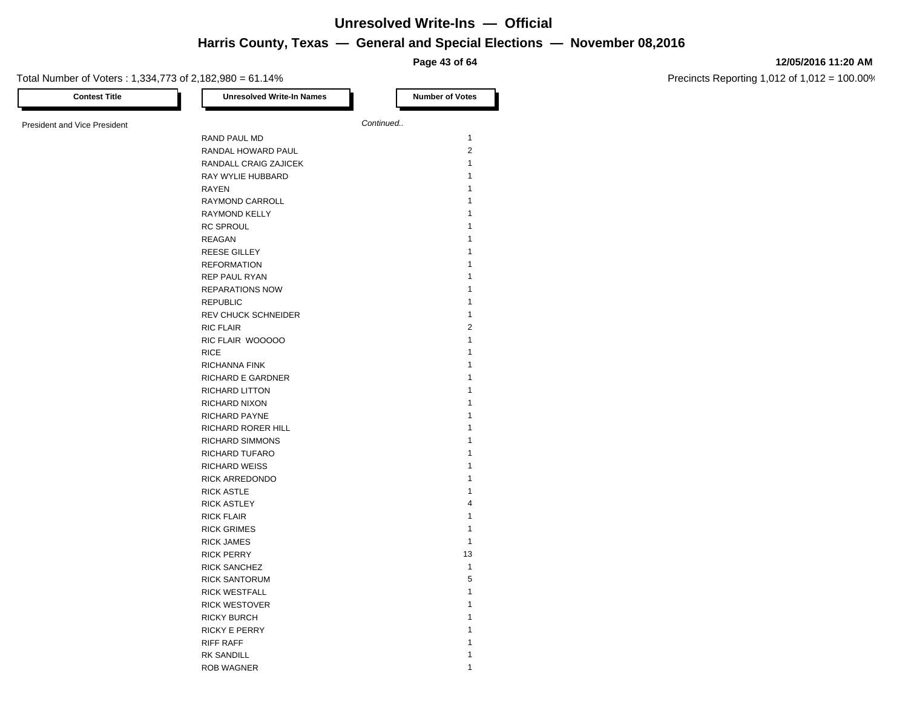# Unresolved Write-Ins — Official

## Harris County, Texas — General and Special Elections — November 08,2016

Total Number of Voters : 1,334,773 of 2,182,980 = 61.14%

Precincts Reporting 1,012 of 1,012 = 100.00%

| Contest Title | Unresolved Write-In Names | Number of Votes |
|---|---|---|
| President and Vice President | *Continued..* | |
| | RAND PAUL MD | 1 |
| | RANDAL HOWARD PAUL | 2 |
| | RANDALL CRAIG ZAJICEK | 1 |
| | RAY WYLIE HUBBARD | 1 |
| | RAYEN | 1 |
| | RAYMOND CARROLL | 1 |
| | RAYMOND KELLY | 1 |
| | RC SPROUL | 1 |
| | REAGAN | 1 |
| | REESE GILLEY | 1 |
| | REFORMATION | 1 |
| | REP PAUL RYAN | 1 |
| | REPARATIONS NOW | 1 |
| | REPUBLIC | 1 |
| | REV CHUCK SCHNEIDER | 1 |
| | RIC FLAIR | 2 |
| | RIC FLAIR WOOOOO | 1 |
| | RICE | 1 |
| | RICHANNA FINK | 1 |
| | RICHARD E GARDNER | 1 |
| | RICHARD LITTON | 1 |
| | RICHARD NIXON | 1 |
| | RICHARD PAYNE | 1 |
| | RICHARD RORER HILL | 1 |
| | RICHARD SIMMONS | 1 |
| | RICHARD TUFARO | 1 |
| | RICHARD WEISS | 1 |
| | RICK ARREDONDO | 1 |
| | RICK ASTLE | 1 |
| | RICK ASTLEY | 4 |
| | RICK FLAIR | 1 |
| | RICK GRIMES | 1 |
| | RICK JAMES | 1 |
| | RICK PERRY | 13 |
| | RICK SANCHEZ | 1 |
| | RICK SANTORUM | 5 |
| | RICK WESTFALL | 1 |
| | RICK WESTOVER | 1 |
| | RICKY BURCH | 1 |
| | RICKY E PERRY | 1 |
| | RIFF RAFF | 1 |
| | RK SANDILL | 1 |
| | ROB WAGNER | 1 |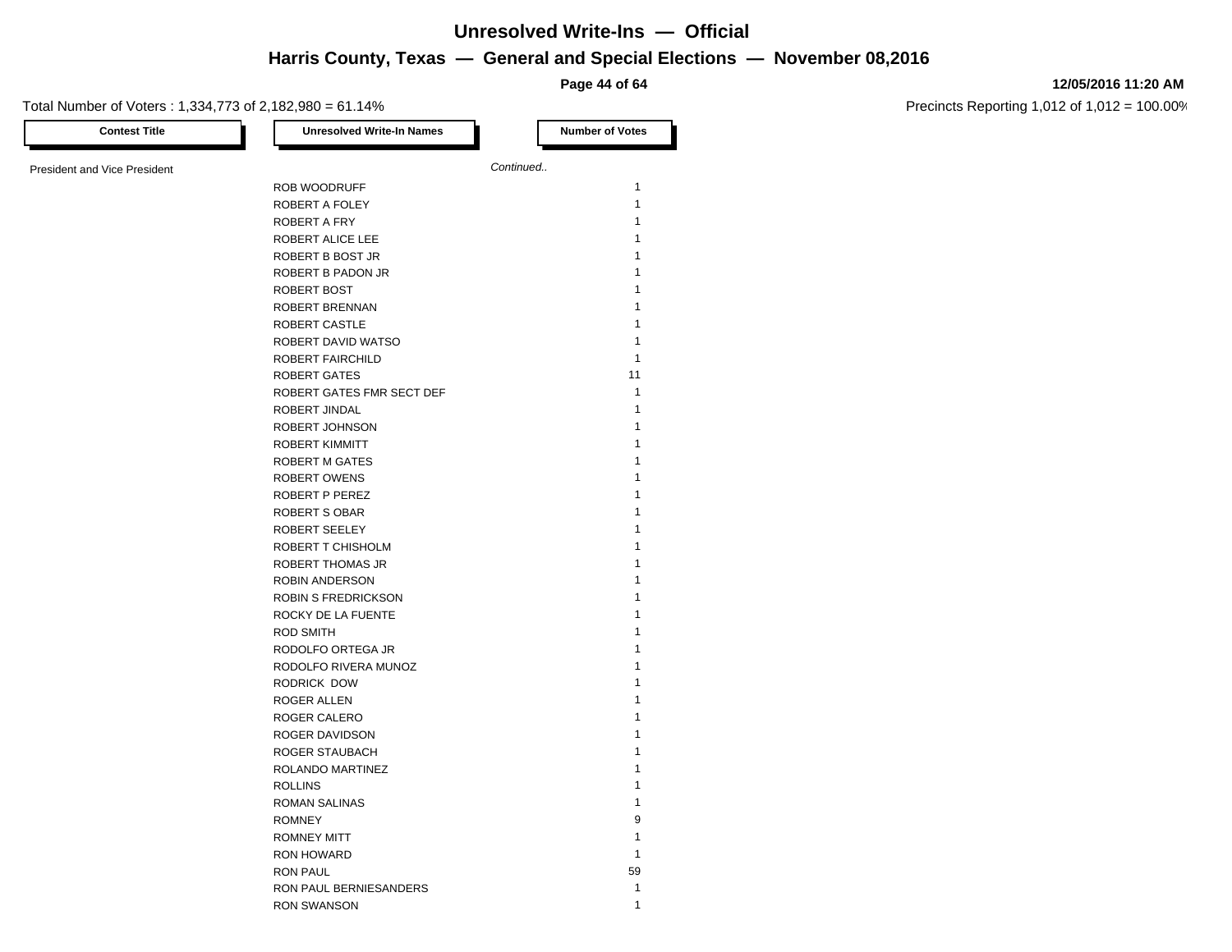# Unresolved Write-Ins — Official

## Harris County, Texas — General and Special Elections — November 08,2016

Total Number of Voters : 1,334,773 of 2,182,980 = 61.14%

Precincts Reporting 1,012 of 1,012 = 100.00%

| Contest Title | Unresolved Write-In Names | Number of Votes |
|---|---|---|
| President and Vice President | | *Continued..* |
| | ROB WOODRUFF | 1 |
| | ROBERT A FOLEY | 1 |
| | ROBERT A FRY | 1 |
| | ROBERT ALICE LEE | 1 |
| | ROBERT B BOST JR | 1 |
| | ROBERT B PADON JR | 1 |
| | ROBERT BOST | 1 |
| | ROBERT BRENNAN | 1 |
| | ROBERT CASTLE | 1 |
| | ROBERT DAVID WATSO | 1 |
| | ROBERT FAIRCHILD | 1 |
| | ROBERT GATES | 11 |
| | ROBERT GATES FMR SECT DEF | 1 |
| | ROBERT JINDAL | 1 |
| | ROBERT JOHNSON | 1 |
| | ROBERT KIMMITT | 1 |
| | ROBERT M GATES | 1 |
| | ROBERT OWENS | 1 |
| | ROBERT P PEREZ | 1 |
| | ROBERT S OBAR | 1 |
| | ROBERT SEELEY | 1 |
| | ROBERT T CHISHOLM | 1 |
| | ROBERT THOMAS JR | 1 |
| | ROBIN ANDERSON | 1 |
| | ROBIN S FREDRICKSON | 1 |
| | ROCKY DE LA FUENTE | 1 |
| | ROD SMITH | 1 |
| | RODOLFO ORTEGA JR | 1 |
| | RODOLFO RIVERA MUNOZ | 1 |
| | RODRICK DOW | 1 |
| | ROGER ALLEN | 1 |
| | ROGER CALERO | 1 |
| | ROGER DAVIDSON | 1 |
| | ROGER STAUBACH | 1 |
| | ROLANDO MARTINEZ | 1 |
| | ROLLINS | 1 |
| | ROMAN SALINAS | 1 |
| | ROMNEY | 9 |
| | ROMNEY MITT | 1 |
| | RON HOWARD | 1 |
| | RON PAUL | 59 |
| | RON PAUL BERNIESANDERS | 1 |
| | RON SWANSON | 1 |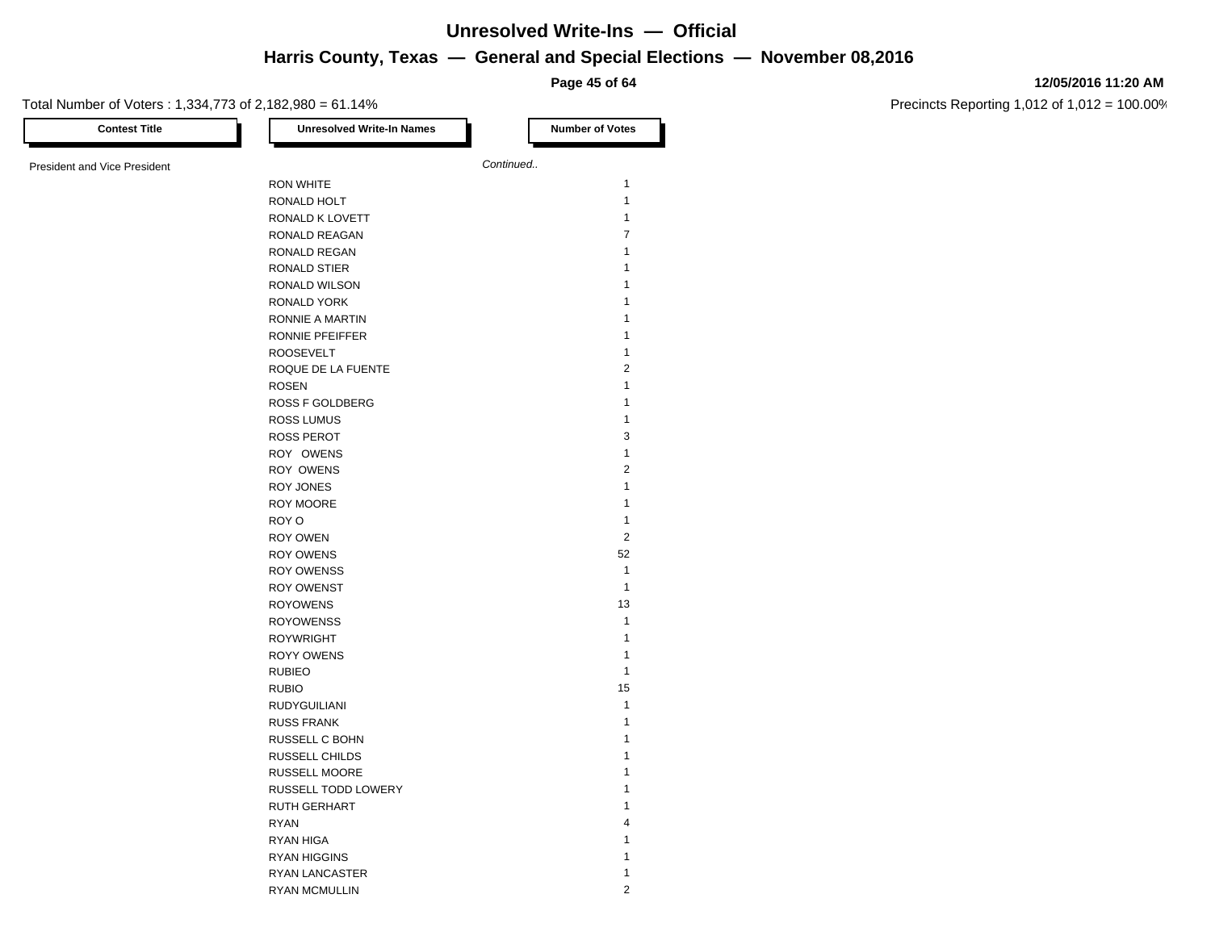# Unresolved Write-Ins — Official

## Harris County, Texas — General and Special Elections — November 08,2016

12/05/2016 11:20 AM

Total Number of Voters : 1,334,773 of 2,182,980 = 61.14%

Precincts Reporting 1,012 of 1,012 = 100.00%

| Contest Title | Unresolved Write-In Names | Number of Votes |
| --- | --- | --- |
| President and Vice President | | *Continued..* |
| | RON WHITE | 1 |
| | RONALD HOLT | 1 |
| | RONALD K LOVETT | 1 |
| | RONALD REAGAN | 7 |
| | RONALD REGAN | 1 |
| | RONALD STIER | 1 |
| | RONALD WILSON | 1 |
| | RONALD YORK | 1 |
| | RONNIE A MARTIN | 1 |
| | RONNIE PFEIFFER | 1 |
| | ROOSEVELT | 1 |
| | ROQUE DE LA FUENTE | 2 |
| | ROSEN | 1 |
| | ROSS F GOLDBERG | 1 |
| | ROSS LUMUS | 1 |
| | ROSS PEROT | 3 |
| | ROY OWENS | 1 |
| | ROY OWENS | 2 |
| | ROY JONES | 1 |
| | ROY MOORE | 1 |
| | ROY O | 1 |
| | ROY OWEN | 2 |
| | ROY OWENS | 52 |
| | ROY OWENSS | 1 |
| | ROY OWENST | 1 |
| | ROYOWENS | 13 |
| | ROYOWENSS | 1 |
| | ROYWRIGHT | 1 |
| | ROYY OWENS | 1 |
| | RUBIEO | 1 |
| | RUBIO | 15 |
| | RUDYGUILIANI | 1 |
| | RUSS FRANK | 1 |
| | RUSSELL C BOHN | 1 |
| | RUSSELL CHILDS | 1 |
| | RUSSELL MOORE | 1 |
| | RUSSELL TODD LOWERY | 1 |
| | RUTH GERHART | 1 |
| | RYAN | 4 |
| | RYAN HIGA | 1 |
| | RYAN HIGGINS | 1 |
| | RYAN LANCASTER | 1 |
| | RYAN MCMULLIN | 2 |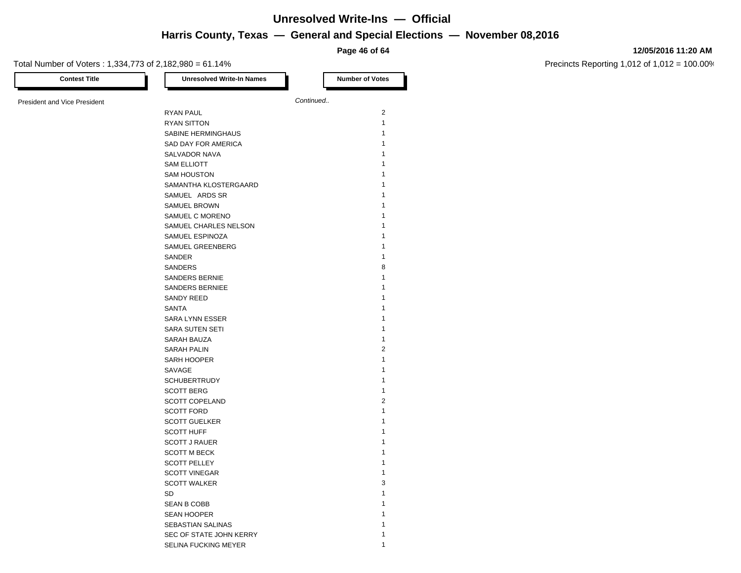# Unresolved Write-Ins — Official

## Harris County, Texas — General and Special Elections — November 08,2016

Total Number of Voters : 1,334,773 of 2,182,980 = 61.14%

Precincts Reporting 1,012 of 1,012 = 100.00%

12/05/2016 11:20 AM

| Contest Title | Unresolved Write-In Names | Number of Votes |
|---|---|---|
| President and Vice President | *Continued..* | |
| | RYAN PAUL | 2 |
| | RYAN SITTON | 1 |
| | SABINE HERMINGHAUS | 1 |
| | SAD DAY FOR AMERICA | 1 |
| | SALVADOR NAVA | 1 |
| | SAM ELLIOTT | 1 |
| | SAM HOUSTON | 1 |
| | SAMANTHA KLOSTERGAARD | 1 |
| | SAMUEL ARDS SR | 1 |
| | SAMUEL BROWN | 1 |
| | SAMUEL C MORENO | 1 |
| | SAMUEL CHARLES NELSON | 1 |
| | SAMUEL ESPINOZA | 1 |
| | SAMUEL GREENBERG | 1 |
| | SANDER | 1 |
| | SANDERS | 8 |
| | SANDERS BERNIE | 1 |
| | SANDERS BERNIEE | 1 |
| | SANDY REED | 1 |
| | SANTA | 1 |
| | SARA LYNN ESSER | 1 |
| | SARA SUTEN SETI | 1 |
| | SARAH BAUZA | 1 |
| | SARAH PALIN | 2 |
| | SARH HOOPER | 1 |
| | SAVAGE | 1 |
| | SCHUBERTRUDY | 1 |
| | SCOTT BERG | 1 |
| | SCOTT COPELAND | 2 |
| | SCOTT FORD | 1 |
| | SCOTT GUELKER | 1 |
| | SCOTT HUFF | 1 |
| | SCOTT J RAUER | 1 |
| | SCOTT M BECK | 1 |
| | SCOTT PELLEY | 1 |
| | SCOTT VINEGAR | 1 |
| | SCOTT WALKER | 3 |
| | SD | 1 |
| | SEAN B COBB | 1 |
| | SEAN HOOPER | 1 |
| | SEBASTIAN SALINAS | 1 |
| | SEC OF STATE JOHN KERRY | 1 |
| | SELINA FUCKING MEYER | 1 |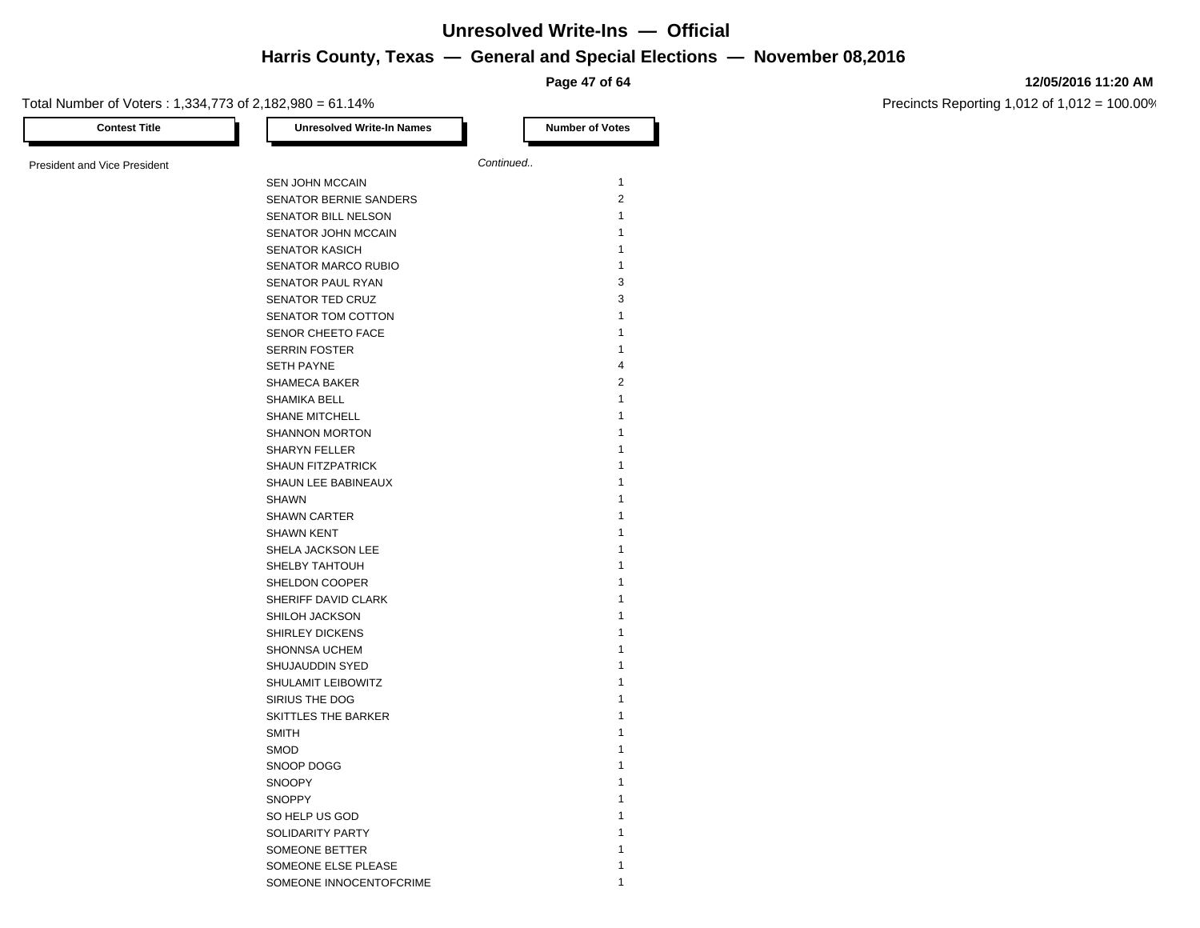# Unresolved Write-Ins — Official

## Harris County, Texas — General and Special Elections — November 08,2016

12/05/2016 11:20 AM

Total Number of Voters : 1,334,773 of 2,182,980 = 61.14%

Precincts Reporting 1,012 of 1,012 = 100.00%

| Contest Title | Unresolved Write-In Names | Number of Votes |
|---|---|---|
| President and Vice President | *Continued..* | |
| | SEN JOHN MCCAIN | 1 |
| | SENATOR BERNIE SANDERS | 2 |
| | SENATOR BILL NELSON | 1 |
| | SENATOR JOHN MCCAIN | 1 |
| | SENATOR KASICH | 1 |
| | SENATOR MARCO RUBIO | 1 |
| | SENATOR PAUL RYAN | 3 |
| | SENATOR TED CRUZ | 3 |
| | SENATOR TOM COTTON | 1 |
| | SENOR CHEETO FACE | 1 |
| | SERRIN FOSTER | 1 |
| | SETH PAYNE | 4 |
| | SHAMECA BAKER | 2 |
| | SHAMIKA BELL | 1 |
| | SHANE MITCHELL | 1 |
| | SHANNON MORTON | 1 |
| | SHARYN FELLER | 1 |
| | SHAUN FITZPATRICK | 1 |
| | SHAUN LEE BABINEAUX | 1 |
| | SHAWN | 1 |
| | SHAWN CARTER | 1 |
| | SHAWN KENT | 1 |
| | SHELA JACKSON LEE | 1 |
| | SHELBY TAHTOUH | 1 |
| | SHELDON COOPER | 1 |
| | SHERIFF DAVID CLARK | 1 |
| | SHILOH JACKSON | 1 |
| | SHIRLEY DICKENS | 1 |
| | SHONNSA UCHEM | 1 |
| | SHUJAUDDIN SYED | 1 |
| | SHULAMIT LEIBOWITZ | 1 |
| | SIRIUS THE DOG | 1 |
| | SKITTLES THE BARKER | 1 |
| | SMITH | 1 |
| | SMOD | 1 |
| | SNOOP DOGG | 1 |
| | SNOOPY | 1 |
| | SNOPPY | 1 |
| | SO HELP US GOD | 1 |
| | SOLIDARITY PARTY | 1 |
| | SOMEONE BETTER | 1 |
| | SOMEONE ELSE PLEASE | 1 |
| | SOMEONE INNOCENTOFCRIME | 1 |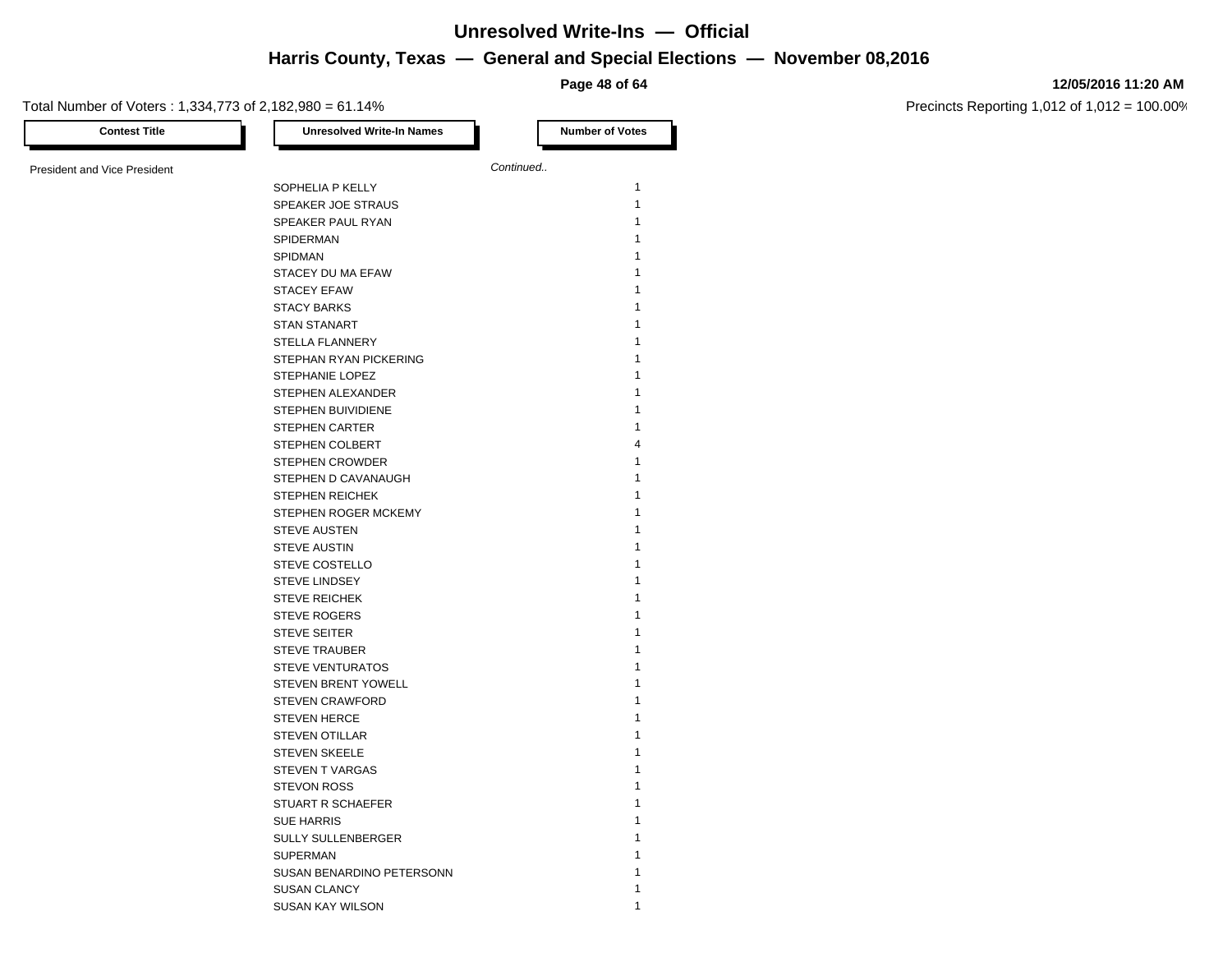# Unresolved Write-Ins — Official

## Harris County, Texas — General and Special Elections — November 08,2016

**12/05/2016 11:20 AM**

Total Number of Voters : 1,334,773 of 2,182,980 = 61.14%

Precincts Reporting 1,012 of 1,012 = 100.00%

| Contest Title | Unresolved Write-In Names | Number of Votes |
|---|---|---|
| President and Vice President | *Continued..* | |
| | SOPHELIA P KELLY | 1 |
| | SPEAKER JOE STRAUS | 1 |
| | SPEAKER PAUL RYAN | 1 |
| | SPIDERMAN | 1 |
| | SPIDMAN | 1 |
| | STACEY DU MA EFAW | 1 |
| | STACEY EFAW | 1 |
| | STACY BARKS | 1 |
| | STAN STANART | 1 |
| | STELLA FLANNERY | 1 |
| | STEPHAN RYAN PICKERING | 1 |
| | STEPHANIE LOPEZ | 1 |
| | STEPHEN ALEXANDER | 1 |
| | STEPHEN BUIVIDIENE | 1 |
| | STEPHEN CARTER | 1 |
| | STEPHEN COLBERT | 4 |
| | STEPHEN CROWDER | 1 |
| | STEPHEN D CAVANAUGH | 1 |
| | STEPHEN REICHEK | 1 |
| | STEPHEN ROGER MCKEMY | 1 |
| | STEVE AUSTEN | 1 |
| | STEVE AUSTIN | 1 |
| | STEVE COSTELLO | 1 |
| | STEVE LINDSEY | 1 |
| | STEVE REICHEK | 1 |
| | STEVE ROGERS | 1 |
| | STEVE SEITER | 1 |
| | STEVE TRAUBER | 1 |
| | STEVE VENTURATOS | 1 |
| | STEVEN BRENT YOWELL | 1 |
| | STEVEN CRAWFORD | 1 |
| | STEVEN HERCE | 1 |
| | STEVEN OTILLAR | 1 |
| | STEVEN SKEELE | 1 |
| | STEVEN T VARGAS | 1 |
| | STEVON ROSS | 1 |
| | STUART R SCHAEFER | 1 |
| | SUE HARRIS | 1 |
| | SULLY SULLENBERGER | 1 |
| | SUPERMAN | 1 |
| | SUSAN BENARDINO PETERSONN | 1 |
| | SUSAN CLANCY | 1 |
| | SUSAN KAY WILSON | 1 |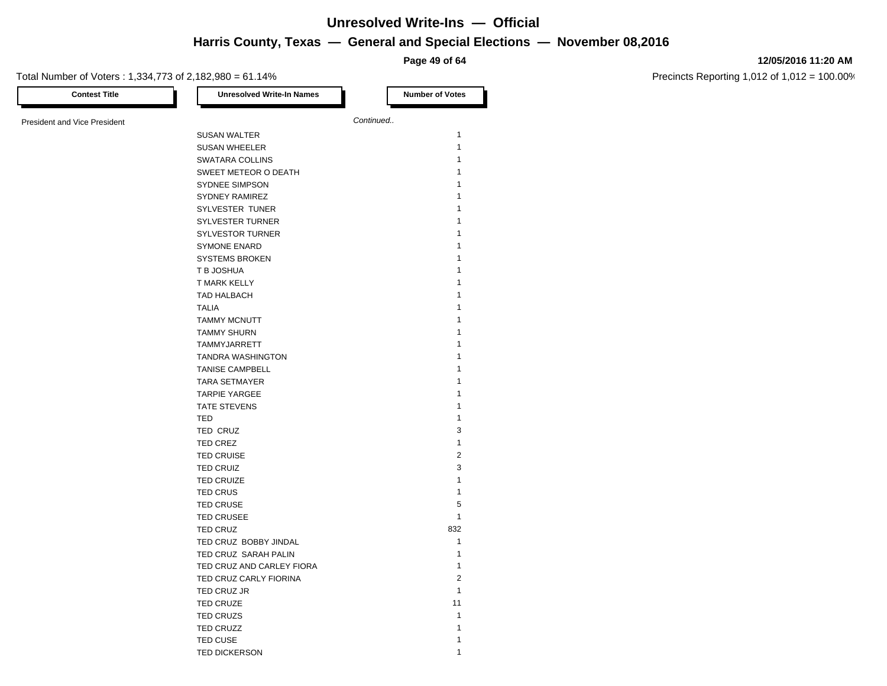# Unresolved Write-Ins — Official

## Harris County, Texas — General and Special Elections — November 08,2016

12/05/2016 11:20 AM

Total Number of Voters : 1,334,773 of 2,182,980 = 61.14%

Precincts Reporting 1,012 of 1,012 = 100.00%

| Contest Title | Unresolved Write-In Names | Number of Votes |
|---|---|---|
| President and Vice President | *Continued..* | |
| | SUSAN WALTER | 1 |
| | SUSAN WHEELER | 1 |
| | SWATARA COLLINS | 1 |
| | SWEET METEOR O DEATH | 1 |
| | SYDNEE SIMPSON | 1 |
| | SYDNEY RAMIREZ | 1 |
| | SYLVESTER TUNER | 1 |
| | SYLVESTER TURNER | 1 |
| | SYLVESTOR TURNER | 1 |
| | SYMONE ENARD | 1 |
| | SYSTEMS BROKEN | 1 |
| | T B JOSHUA | 1 |
| | T MARK KELLY | 1 |
| | TAD HALBACH | 1 |
| | TALIA | 1 |
| | TAMMY MCNUTT | 1 |
| | TAMMY SHURN | 1 |
| | TAMMYJARRETT | 1 |
| | TANDRA WASHINGTON | 1 |
| | TANISE CAMPBELL | 1 |
| | TARA SETMAYER | 1 |
| | TARPIE YARGEE | 1 |
| | TATE STEVENS | 1 |
| | TED | 1 |
| | TED CRUZ | 3 |
| | TED CREZ | 1 |
| | TED CRUISE | 2 |
| | TED CRUIZ | 3 |
| | TED CRUIZE | 1 |
| | TED CRUS | 1 |
| | TED CRUSE | 5 |
| | TED CRUSEE | 1 |
| | TED CRUZ | 832 |
| | TED CRUZ BOBBY JINDAL | 1 |
| | TED CRUZ SARAH PALIN | 1 |
| | TED CRUZ AND CARLEY FIORA | 1 |
| | TED CRUZ CARLY FIORINA | 2 |
| | TED CRUZ JR | 1 |
| | TED CRUZE | 11 |
| | TED CRUZS | 1 |
| | TED CRUZZ | 1 |
| | TED CUSE | 1 |
| | TED DICKERSON | 1 |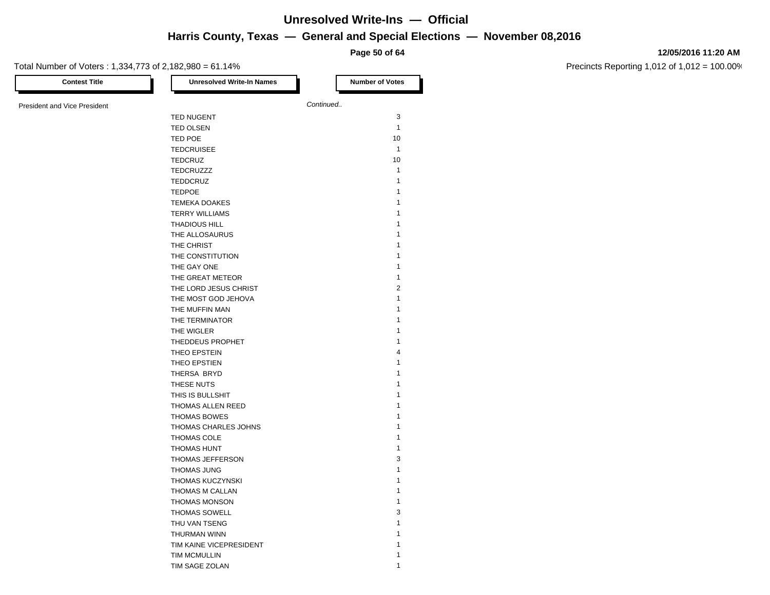# Unresolved Write-Ins — Official

## Harris County, Texas — General and Special Elections — November 08,2016

Total Number of Voters : 1,334,773 of 2,182,980 = 61.14%

Precincts Reporting 1,012 of 1,012 = 100.00%

| Contest Title | Unresolved Write-In Names | Number of Votes |
|---|---|---|
| President and Vice President | | *Continued..* |
| | TED NUGENT | 3 |
| | TED OLSEN | 1 |
| | TED POE | 10 |
| | TEDCRUISEE | 1 |
| | TEDCRUZ | 10 |
| | TEDCRUZZZ | 1 |
| | TEDDCRUZ | 1 |
| | TEDPOE | 1 |
| | TEMEKA DOAKES | 1 |
| | TERRY WILLIAMS | 1 |
| | THADIOUS HILL | 1 |
| | THE ALLOSAURUS | 1 |
| | THE CHRIST | 1 |
| | THE CONSTITUTION | 1 |
| | THE GAY ONE | 1 |
| | THE GREAT METEOR | 1 |
| | THE LORD JESUS CHRIST | 2 |
| | THE MOST GOD JEHOVA | 1 |
| | THE MUFFIN MAN | 1 |
| | THE TERMINATOR | 1 |
| | THE WIGLER | 1 |
| | THEDDEUS PROPHET | 1 |
| | THEO EPSTEIN | 4 |
| | THEO EPSTIEN | 1 |
| | THERSA BRYD | 1 |
| | THESE NUTS | 1 |
| | THIS IS BULLSHIT | 1 |
| | THOMAS ALLEN REED | 1 |
| | THOMAS BOWES | 1 |
| | THOMAS CHARLES JOHNS | 1 |
| | THOMAS COLE | 1 |
| | THOMAS HUNT | 1 |
| | THOMAS JEFFERSON | 3 |
| | THOMAS JUNG | 1 |
| | THOMAS KUCZYNSKI | 1 |
| | THOMAS M CALLAN | 1 |
| | THOMAS MONSON | 1 |
| | THOMAS SOWELL | 3 |
| | THU VAN TSENG | 1 |
| | THURMAN WINN | 1 |
| | TIM KAINE VICEPRESIDENT | 1 |
| | TIM MCMULLIN | 1 |
| | TIM SAGE ZOLAN | 1 |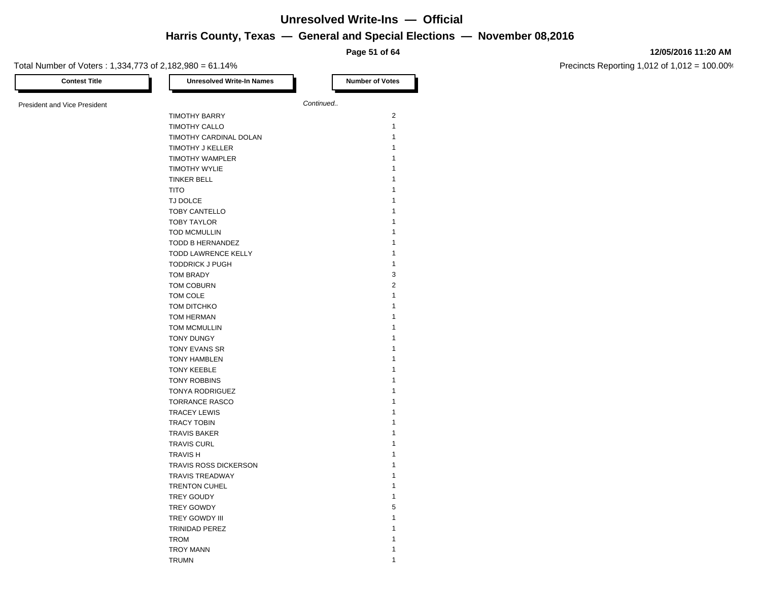# Unresolved Write-Ins — Official

## Harris County, Texas — General and Special Elections — November 08,2016

Total Number of Voters : 1,334,773 of 2,182,980 = 61.14%

Precincts Reporting 1,012 of 1,012 = 100.00%

| Contest Title | Unresolved Write-In Names | Number of Votes |
|---|---|---|
| President and Vice President | *Continued..* | |
| | TIMOTHY BARRY | 2 |
| | TIMOTHY CALLO | 1 |
| | TIMOTHY CARDINAL DOLAN | 1 |
| | TIMOTHY J KELLER | 1 |
| | TIMOTHY WAMPLER | 1 |
| | TIMOTHY WYLIE | 1 |
| | TINKER BELL | 1 |
| | TITO | 1 |
| | TJ DOLCE | 1 |
| | TOBY CANTELLO | 1 |
| | TOBY TAYLOR | 1 |
| | TOD MCMULLIN | 1 |
| | TODD B HERNANDEZ | 1 |
| | TODD LAWRENCE KELLY | 1 |
| | TODDRICK J PUGH | 1 |
| | TOM BRADY | 3 |
| | TOM COBURN | 2 |
| | TOM COLE | 1 |
| | TOM DITCHKO | 1 |
| | TOM HERMAN | 1 |
| | TOM MCMULLIN | 1 |
| | TONY DUNGY | 1 |
| | TONY EVANS SR | 1 |
| | TONY HAMBLEN | 1 |
| | TONY KEEBLE | 1 |
| | TONY ROBBINS | 1 |
| | TONYA RODRIGUEZ | 1 |
| | TORRANCE RASCO | 1 |
| | TRACEY LEWIS | 1 |
| | TRACY TOBIN | 1 |
| | TRAVIS BAKER | 1 |
| | TRAVIS CURL | 1 |
| | TRAVIS H | 1 |
| | TRAVIS ROSS DICKERSON | 1 |
| | TRAVIS TREADWAY | 1 |
| | TRENTON CUHEL | 1 |
| | TREY GOUDY | 1 |
| | TREY GOWDY | 5 |
| | TREY GOWDY III | 1 |
| | TRINIDAD PEREZ | 1 |
| | TROM | 1 |
| | TROY MANN | 1 |
| | TRUMN | 1 |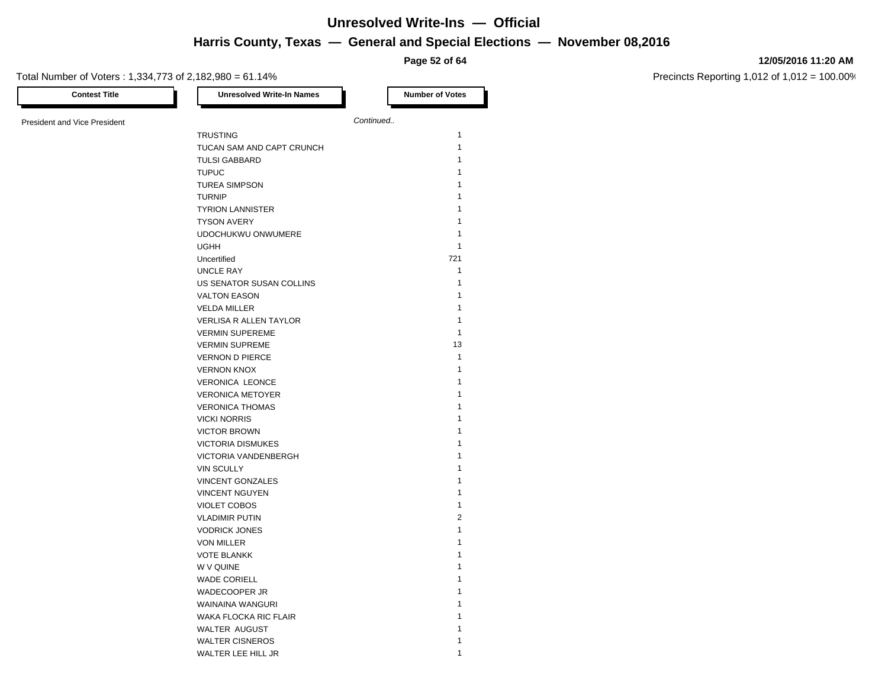# Unresolved Write-Ins — Official

## Harris County, Texas — General and Special Elections — November 08,2016

Total Number of Voters : 1,334,773 of 2,182,980 = 61.14%

Precincts Reporting 1,012 of 1,012 = 100.00%

| Contest Title | Unresolved Write-In Names | Number of Votes |
|---|---|---|
| President and Vice President | *Continued..* | |
| | TRUSTING | 1 |
| | TUCAN SAM AND CAPT CRUNCH | 1 |
| | TULSI GABBARD | 1 |
| | TUPUC | 1 |
| | TUREA SIMPSON | 1 |
| | TURNIP | 1 |
| | TYRION LANNISTER | 1 |
| | TYSON AVERY | 1 |
| | UDOCHUKWU ONWUMERE | 1 |
| | UGHH | 1 |
| | Uncertified | 721 |
| | UNCLE RAY | 1 |
| | US SENATOR SUSAN COLLINS | 1 |
| | VALTON EASON | 1 |
| | VELDA MILLER | 1 |
| | VERLISA R ALLEN TAYLOR | 1 |
| | VERMIN SUPEREME | 1 |
| | VERMIN SUPREME | 13 |
| | VERNON D PIERCE | 1 |
| | VERNON KNOX | 1 |
| | VERONICA LEONCE | 1 |
| | VERONICA METOYER | 1 |
| | VERONICA THOMAS | 1 |
| | VICKI NORRIS | 1 |
| | VICTOR BROWN | 1 |
| | VICTORIA DISMUKES | 1 |
| | VICTORIA VANDENBERGH | 1 |
| | VIN SCULLY | 1 |
| | VINCENT GONZALES | 1 |
| | VINCENT NGUYEN | 1 |
| | VIOLET COBOS | 1 |
| | VLADIMIR PUTIN | 2 |
| | VODRICK JONES | 1 |
| | VON MILLER | 1 |
| | VOTE BLANKK | 1 |
| | W V QUINE | 1 |
| | WADE CORIELL | 1 |
| | WADECOOPER JR | 1 |
| | WAINAINA WANGURI | 1 |
| | WAKA FLOCKA RIC FLAIR | 1 |
| | WALTER AUGUST | 1 |
| | WALTER CISNEROS | 1 |
| | WALTER LEE HILL JR | 1 |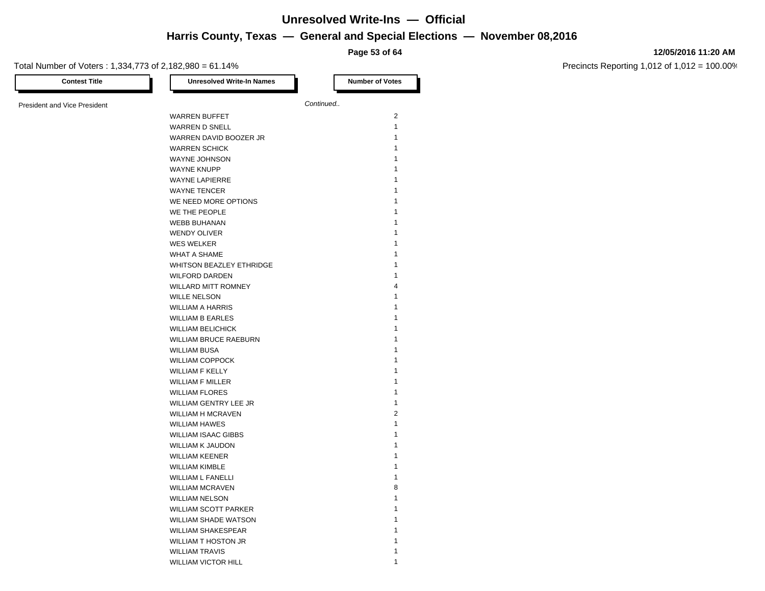# Unresolved Write-Ins — Official

## Harris County, Texas — General and Special Elections — November 08,2016

Total Number of Voters : 1,334,773 of 2,182,980 = 61.14%

Precincts Reporting 1,012 of 1,012 = 100.00%

12/05/2016 11:20 AM

| Contest Title | Unresolved Write-In Names | Number of Votes |
|---|---|---|
| President and Vice President | *Continued..* | |
| | WARREN BUFFET | 2 |
| | WARREN D SNELL | 1 |
| | WARREN DAVID BOOZER JR | 1 |
| | WARREN SCHICK | 1 |
| | WAYNE JOHNSON | 1 |
| | WAYNE KNUPP | 1 |
| | WAYNE LAPIERRE | 1 |
| | WAYNE TENCER | 1 |
| | WE NEED MORE OPTIONS | 1 |
| | WE THE PEOPLE | 1 |
| | WEBB BUHANAN | 1 |
| | WENDY OLIVER | 1 |
| | WES WELKER | 1 |
| | WHAT A SHAME | 1 |
| | WHITSON BEAZLEY ETHRIDGE | 1 |
| | WILFORD DARDEN | 1 |
| | WILLARD MITT ROMNEY | 4 |
| | WILLE NELSON | 1 |
| | WILLIAM A HARRIS | 1 |
| | WILLIAM B EARLES | 1 |
| | WILLIAM BELICHICK | 1 |
| | WILLIAM BRUCE RAEBURN | 1 |
| | WILLIAM BUSA | 1 |
| | WILLIAM COPPOCK | 1 |
| | WILLIAM F KELLY | 1 |
| | WILLIAM F MILLER | 1 |
| | WILLIAM FLORES | 1 |
| | WILLIAM GENTRY LEE JR | 1 |
| | WILLIAM H MCRAVEN | 2 |
| | WILLIAM HAWES | 1 |
| | WILLIAM ISAAC GIBBS | 1 |
| | WILLIAM K JAUDON | 1 |
| | WILLIAM KEENER | 1 |
| | WILLIAM KIMBLE | 1 |
| | WILLIAM L FANELLI | 1 |
| | WILLIAM MCRAVEN | 8 |
| | WILLIAM NELSON | 1 |
| | WILLIAM SCOTT PARKER | 1 |
| | WILLIAM SHADE WATSON | 1 |
| | WILLIAM SHAKESPEAR | 1 |
| | WILLIAM T HOSTON JR | 1 |
| | WILLIAM TRAVIS | 1 |
| | WILLIAM VICTOR HILL | 1 |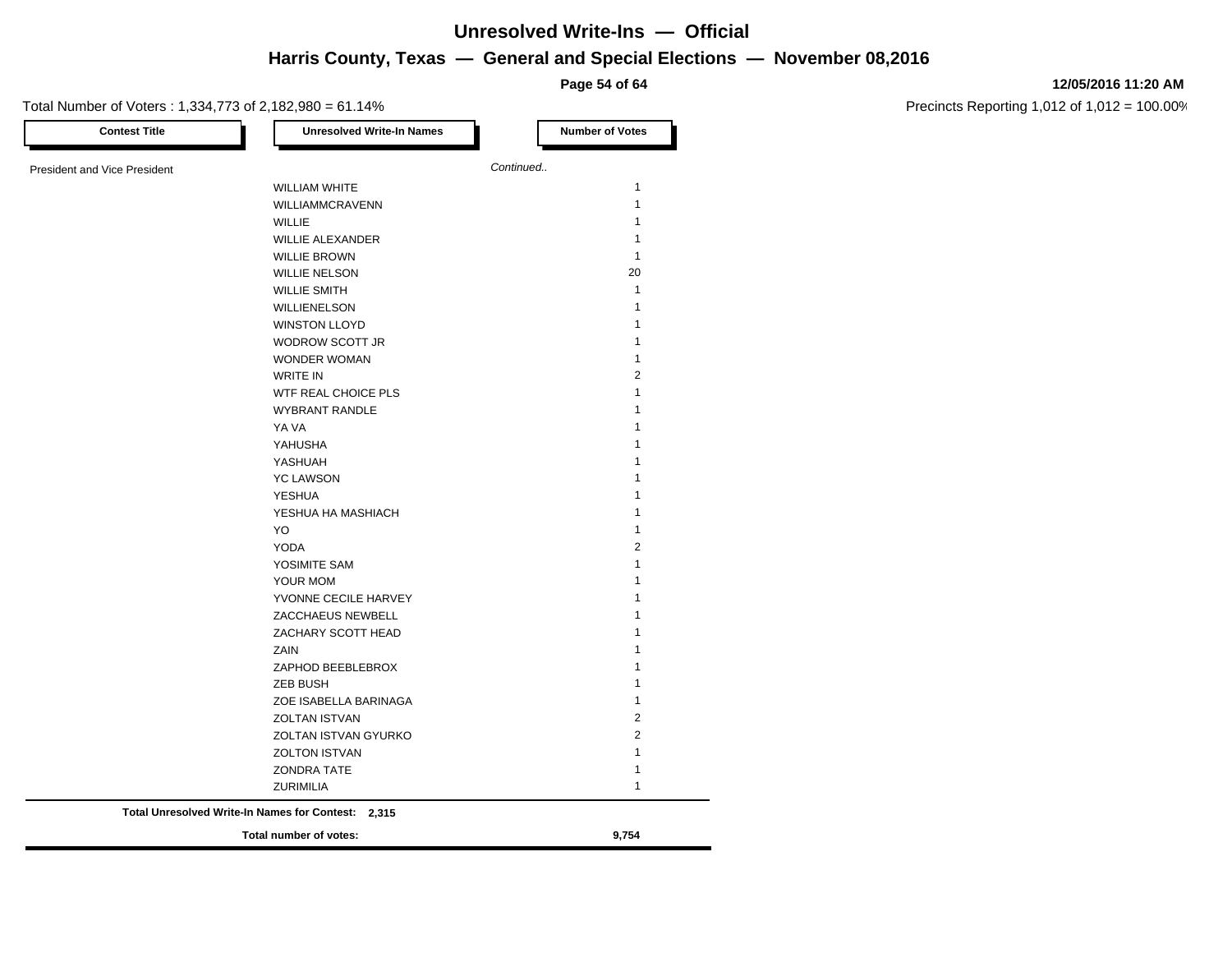# Unresolved Write-Ins — Official

## Harris County, Texas — General and Special Elections — November 08,2016

Total Number of Voters : 1,334,773 of 2,182,980 = 61.14%

Precincts Reporting 1,012 of 1,012 = 100.00%

| Contest Title | Unresolved Write-In Names | Number of Votes |
|---|---|---|
| President and Vice President | | *Continued..* |
| | WILLIAM WHITE | 1 |
| | WILLIAMMCRAVENN | 1 |
| | WILLIE | 1 |
| | WILLIE ALEXANDER | 1 |
| | WILLIE BROWN | 1 |
| | WILLIE NELSON | 20 |
| | WILLIE SMITH | 1 |
| | WILLIENELSON | 1 |
| | WINSTON LLOYD | 1 |
| | WODROW SCOTT JR | 1 |
| | WONDER WOMAN | 1 |
| | WRITE IN | 2 |
| | WTF REAL CHOICE PLS | 1 |
| | WYBRANT RANDLE | 1 |
| | YA VA | 1 |
| | YAHUSHA | 1 |
| | YASHUAH | 1 |
| | YC LAWSON | 1 |
| | YESHUA | 1 |
| | YESHUA HA MASHIACH | 1 |
| | YO | 1 |
| | YODA | 2 |
| | YOSIMITE SAM | 1 |
| | YOUR MOM | 1 |
| | YVONNE CECILE HARVEY | 1 |
| | ZACCHAEUS NEWBELL | 1 |
| | ZACHARY SCOTT HEAD | 1 |
| | ZAIN | 1 |
| | ZAPHOD BEEBLEBROX | 1 |
| | ZEB BUSH | 1 |
| | ZOE ISABELLA BARINAGA | 1 |
| | ZOLTAN ISTVAN | 2 |
| | ZOLTAN ISTVAN GYURKO | 2 |
| | ZOLTON ISTVAN | 1 |
| | ZONDRA TATE | 1 |
| | ZURIMILIA | 1 |

**Total Unresolved Write-In Names for Contest: 2,315**

**Total number of votes: 9,754**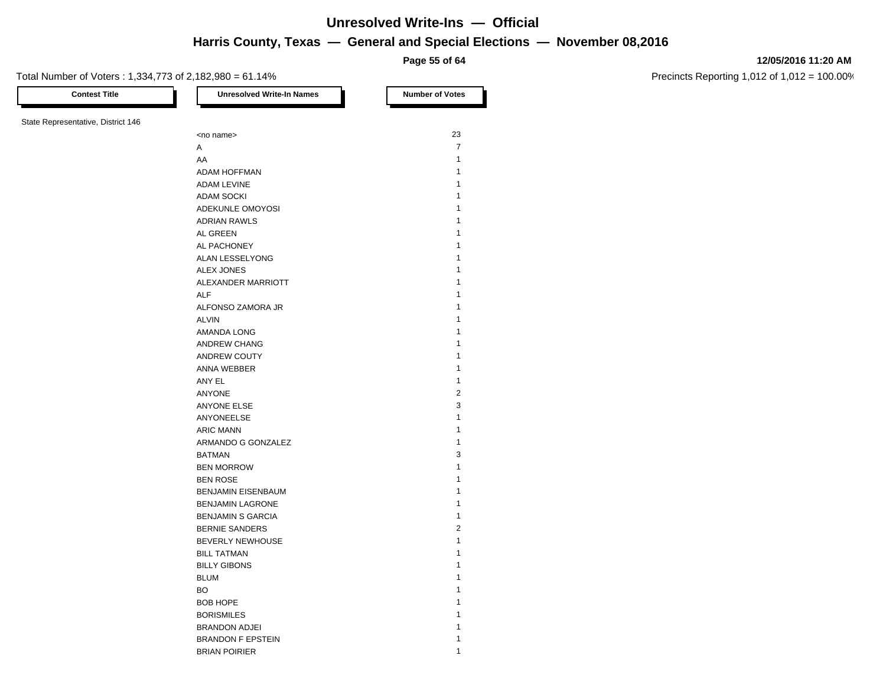# Unresolved Write-Ins — Official

## Harris County, Texas — General and Special Elections — November 08,2016

12/05/2016 11:20 AM

Total Number of Voters : 1,334,773 of 2,182,980 = 61.14%

Precincts Reporting 1,012 of 1,012 = 100.00%

| Contest Title | Unresolved Write-In Names | Number of Votes |
|---|---|---|
| State Representative, District 146 | | |
| | <no name> | 23 |
| | A | 7 |
| | AA | 1 |
| | ADAM HOFFMAN | 1 |
| | ADAM LEVINE | 1 |
| | ADAM SOCKI | 1 |
| | ADEKUNLE OMOYOSI | 1 |
| | ADRIAN RAWLS | 1 |
| | AL GREEN | 1 |
| | AL PACHONEY | 1 |
| | ALAN LESSELYONG | 1 |
| | ALEX JONES | 1 |
| | ALEXANDER MARRIOTT | 1 |
| | ALF | 1 |
| | ALFONSO ZAMORA JR | 1 |
| | ALVIN | 1 |
| | AMANDA LONG | 1 |
| | ANDREW CHANG | 1 |
| | ANDREW COUTY | 1 |
| | ANNA WEBBER | 1 |
| | ANY EL | 1 |
| | ANYONE | 2 |
| | ANYONE ELSE | 3 |
| | ANYONEELSE | 1 |
| | ARIC MANN | 1 |
| | ARMANDO G GONZALEZ | 1 |
| | BATMAN | 3 |
| | BEN MORROW | 1 |
| | BEN ROSE | 1 |
| | BENJAMIN EISENBAUM | 1 |
| | BENJAMIN LAGRONE | 1 |
| | BENJAMIN S GARCIA | 1 |
| | BERNIE SANDERS | 2 |
| | BEVERLY NEWHOUSE | 1 |
| | BILL TATMAN | 1 |
| | BILLY GIBONS | 1 |
| | BLUM | 1 |
| | BO | 1 |
| | BOB HOPE | 1 |
| | BORISMILES | 1 |
| | BRANDON ADJEI | 1 |
| | BRANDON F EPSTEIN | 1 |
| | BRIAN POIRIER | 1 |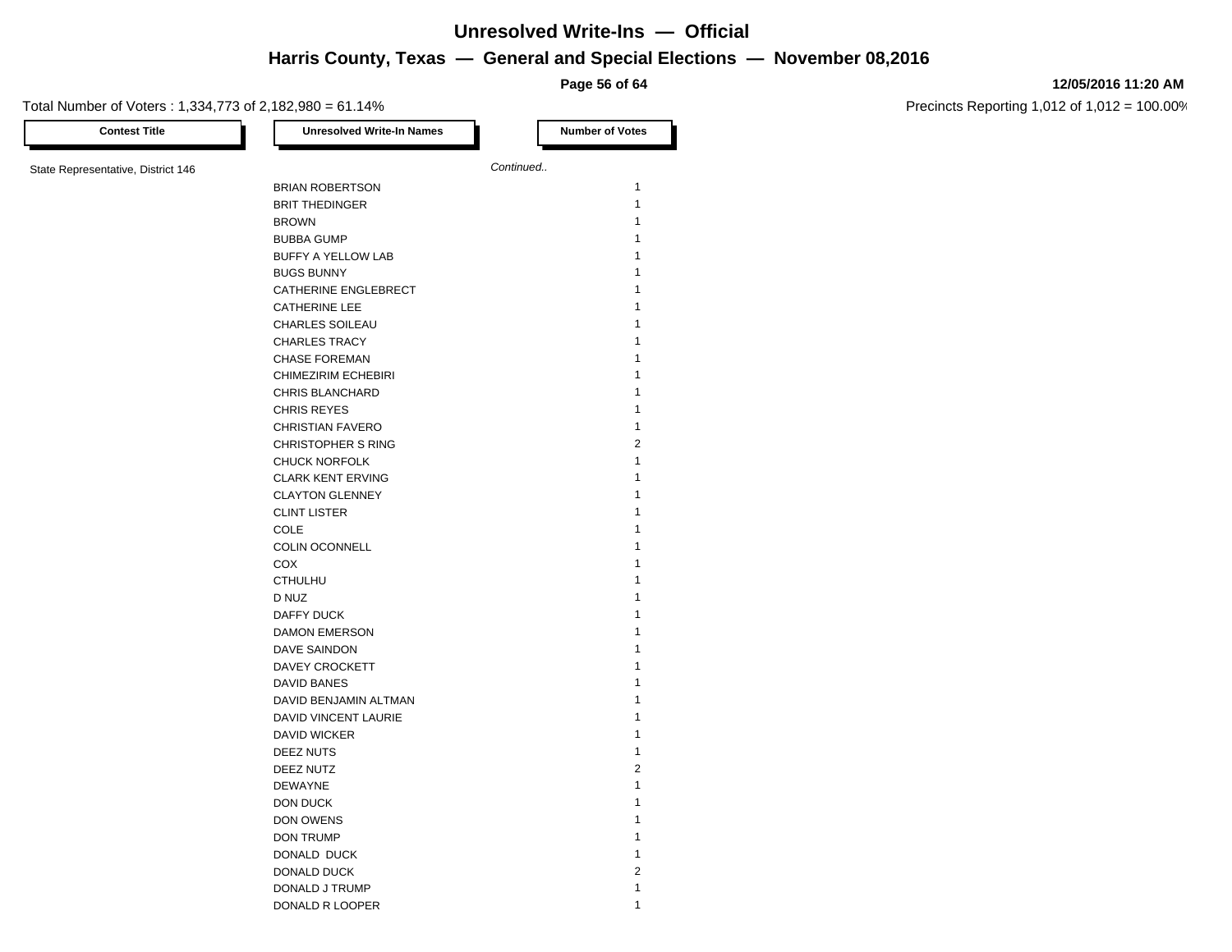# Unresolved Write-Ins — Official

## Harris County, Texas — General and Special Elections — November 08,2016

12/05/2016 11:20 AM

Total Number of Voters : 1,334,773 of 2,182,980 = 61.14%

Precincts Reporting 1,012 of 1,012 = 100.00%

| Contest Title | Unresolved Write-In Names | Number of Votes |
|---|---|---|
| State Representative, District 146 | *Continued..* | |
| | BRIAN ROBERTSON | 1 |
| | BRIT THEDINGER | 1 |
| | BROWN | 1 |
| | BUBBA GUMP | 1 |
| | BUFFY A YELLOW LAB | 1 |
| | BUGS BUNNY | 1 |
| | CATHERINE ENGLEBRECT | 1 |
| | CATHERINE LEE | 1 |
| | CHARLES SOILEAU | 1 |
| | CHARLES TRACY | 1 |
| | CHASE FOREMAN | 1 |
| | CHIMEZIRIM ECHEBIRI | 1 |
| | CHRIS BLANCHARD | 1 |
| | CHRIS REYES | 1 |
| | CHRISTIAN FAVERO | 1 |
| | CHRISTOPHER S RING | 2 |
| | CHUCK NORFOLK | 1 |
| | CLARK KENT ERVING | 1 |
| | CLAYTON GLENNEY | 1 |
| | CLINT LISTER | 1 |
| | COLE | 1 |
| | COLIN OCONNELL | 1 |
| | COX | 1 |
| | CTHULHU | 1 |
| | D NUZ | 1 |
| | DAFFY DUCK | 1 |
| | DAMON EMERSON | 1 |
| | DAVE SAINDON | 1 |
| | DAVEY CROCKETT | 1 |
| | DAVID BANES | 1 |
| | DAVID BENJAMIN ALTMAN | 1 |
| | DAVID VINCENT LAURIE | 1 |
| | DAVID WICKER | 1 |
| | DEEZ NUTS | 1 |
| | DEEZ NUTZ | 2 |
| | DEWAYNE | 1 |
| | DON DUCK | 1 |
| | DON OWENS | 1 |
| | DON TRUMP | 1 |
| | DONALD DUCK | 1 |
| | DONALD DUCK | 2 |
| | DONALD J TRUMP | 1 |
| | DONALD R LOOPER | 1 |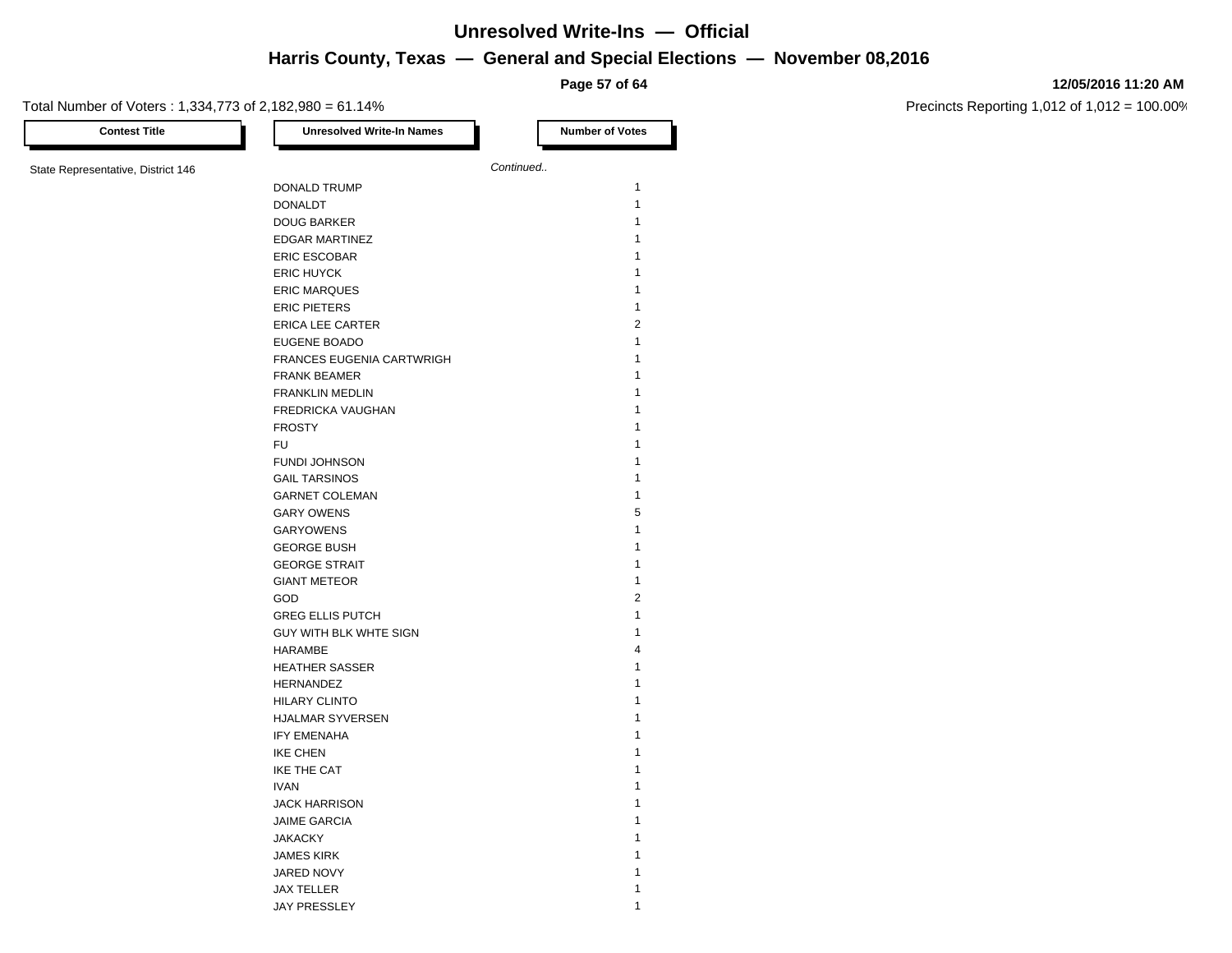# Unresolved Write-Ins — Official

## Harris County, Texas — General and Special Elections — November 08,2016

12/05/2016 11:20 AM

Total Number of Voters : 1,334,773 of 2,182,980 = 61.14%

Precincts Reporting 1,012 of 1,012 = 100.00%

| Contest Title | Unresolved Write-In Names | Number of Votes |
|---|---|---|
| State Representative, District 146 | *Continued..* | |
| | DONALD TRUMP | 1 |
| | DONALDT | 1 |
| | DOUG BARKER | 1 |
| | EDGAR MARTINEZ | 1 |
| | ERIC ESCOBAR | 1 |
| | ERIC HUYCK | 1 |
| | ERIC MARQUES | 1 |
| | ERIC PIETERS | 1 |
| | ERICA LEE CARTER | 2 |
| | EUGENE BOADO | 1 |
| | FRANCES EUGENIA CARTWRIGH | 1 |
| | FRANK BEAMER | 1 |
| | FRANKLIN MEDLIN | 1 |
| | FREDRICKA VAUGHAN | 1 |
| | FROSTY | 1 |
| | FU | 1 |
| | FUNDI JOHNSON | 1 |
| | GAIL TARSINOS | 1 |
| | GARNET COLEMAN | 1 |
| | GARY OWENS | 5 |
| | GARYOWENS | 1 |
| | GEORGE BUSH | 1 |
| | GEORGE STRAIT | 1 |
| | GIANT METEOR | 1 |
| | GOD | 2 |
| | GREG ELLIS PUTCH | 1 |
| | GUY WITH BLK WHTE SIGN | 1 |
| | HARAMBE | 4 |
| | HEATHER SASSER | 1 |
| | HERNANDEZ | 1 |
| | HILARY CLINTO | 1 |
| | HJALMAR SYVERSEN | 1 |
| | IFY EMENAHA | 1 |
| | IKE CHEN | 1 |
| | IKE THE CAT | 1 |
| | IVAN | 1 |
| | JACK HARRISON | 1 |
| | JAIME GARCIA | 1 |
| | JAKACKY | 1 |
| | JAMES KIRK | 1 |
| | JARED NOVY | 1 |
| | JAX TELLER | 1 |
| | JAY PRESSLEY | 1 |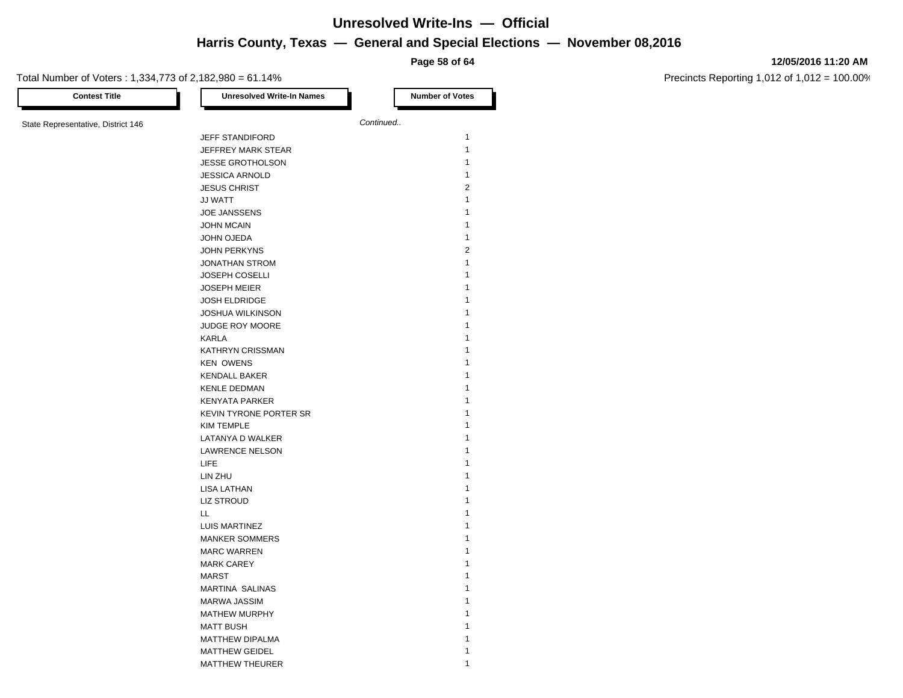# Unresolved Write-Ins — Official

## Harris County, Texas — General and Special Elections — November 08,2016

**12/05/2016 11:20 AM**

Total Number of Voters : 1,334,773 of 2,182,980 = 61.14%

Precincts Reporting 1,012 of 1,012 = 100.00%

| Contest Title | Unresolved Write-In Names | Number of Votes |
|---|---|---|
| State Representative, District 146 | *Continued..* | |
| | JEFF STANDIFORD | 1 |
| | JEFFREY MARK STEAR | 1 |
| | JESSE GROTHOLSON | 1 |
| | JESSICA ARNOLD | 1 |
| | JESUS CHRIST | 2 |
| | JJ WATT | 1 |
| | JOE JANSSENS | 1 |
| | JOHN MCAIN | 1 |
| | JOHN OJEDA | 1 |
| | JOHN PERKYNS | 2 |
| | JONATHAN STROM | 1 |
| | JOSEPH COSELLI | 1 |
| | JOSEPH MEIER | 1 |
| | JOSH ELDRIDGE | 1 |
| | JOSHUA WILKINSON | 1 |
| | JUDGE ROY MOORE | 1 |
| | KARLA | 1 |
| | KATHRYN CRISSMAN | 1 |
| | KEN OWENS | 1 |
| | KENDALL BAKER | 1 |
| | KENLE DEDMAN | 1 |
| | KENYATA PARKER | 1 |
| | KEVIN TYRONE PORTER SR | 1 |
| | KIM TEMPLE | 1 |
| | LATANYA D WALKER | 1 |
| | LAWRENCE NELSON | 1 |
| | LIFE | 1 |
| | LIN ZHU | 1 |
| | LISA LATHAN | 1 |
| | LIZ STROUD | 1 |
| | LL | 1 |
| | LUIS MARTINEZ | 1 |
| | MANKER SOMMERS | 1 |
| | MARC WARREN | 1 |
| | MARK CAREY | 1 |
| | MARST | 1 |
| | MARTINA SALINAS | 1 |
| | MARWA JASSIM | 1 |
| | MATHEW MURPHY | 1 |
| | MATT BUSH | 1 |
| | MATTHEW DIPALMA | 1 |
| | MATTHEW GEIDEL | 1 |
| | MATTHEW THEURER | 1 |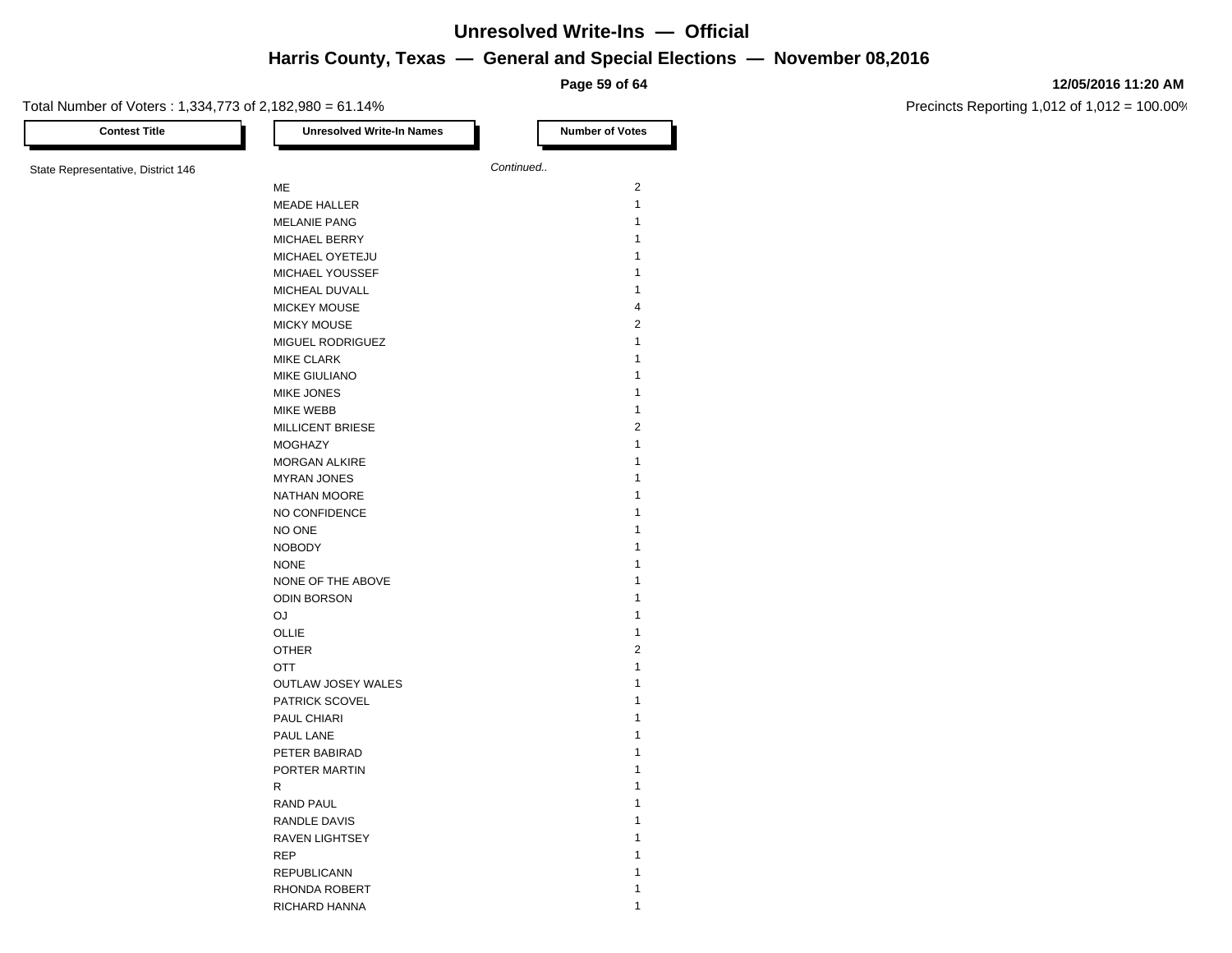# Unresolved Write-Ins — Official

## Harris County, Texas — General and Special Elections — November 08,2016

Total Number of Voters : 1,334,773 of 2,182,980 = 61.14%

Precincts Reporting 1,012 of 1,012 = 100.00%

| Contest Title | Unresolved Write-In Names | Number of Votes |
|---|---|---|
| State Representative, District 146 | | *Continued..* |
| | ME | 2 |
| | MEADE HALLER | 1 |
| | MELANIE PANG | 1 |
| | MICHAEL BERRY | 1 |
| | MICHAEL OYETEJU | 1 |
| | MICHAEL YOUSSEF | 1 |
| | MICHEAL DUVALL | 1 |
| | MICKEY MOUSE | 4 |
| | MICKY MOUSE | 2 |
| | MIGUEL RODRIGUEZ | 1 |
| | MIKE CLARK | 1 |
| | MIKE GIULIANO | 1 |
| | MIKE JONES | 1 |
| | MIKE WEBB | 1 |
| | MILLICENT BRIESE | 2 |
| | MOGHAZY | 1 |
| | MORGAN ALKIRE | 1 |
| | MYRAN JONES | 1 |
| | NATHAN MOORE | 1 |
| | NO CONFIDENCE | 1 |
| | NO ONE | 1 |
| | NOBODY | 1 |
| | NONE | 1 |
| | NONE OF THE ABOVE | 1 |
| | ODIN BORSON | 1 |
| | OJ | 1 |
| | OLLIE | 1 |
| | OTHER | 2 |
| | OTT | 1 |
| | OUTLAW JOSEY WALES | 1 |
| | PATRICK SCOVEL | 1 |
| | PAUL CHIARI | 1 |
| | PAUL LANE | 1 |
| | PETER BABIRAD | 1 |
| | PORTER MARTIN | 1 |
| | R | 1 |
| | RAND PAUL | 1 |
| | RANDLE DAVIS | 1 |
| | RAVEN LIGHTSEY | 1 |
| | REP | 1 |
| | REPUBLICANN | 1 |
| | RHONDA ROBERT | 1 |
| | RICHARD HANNA | 1 |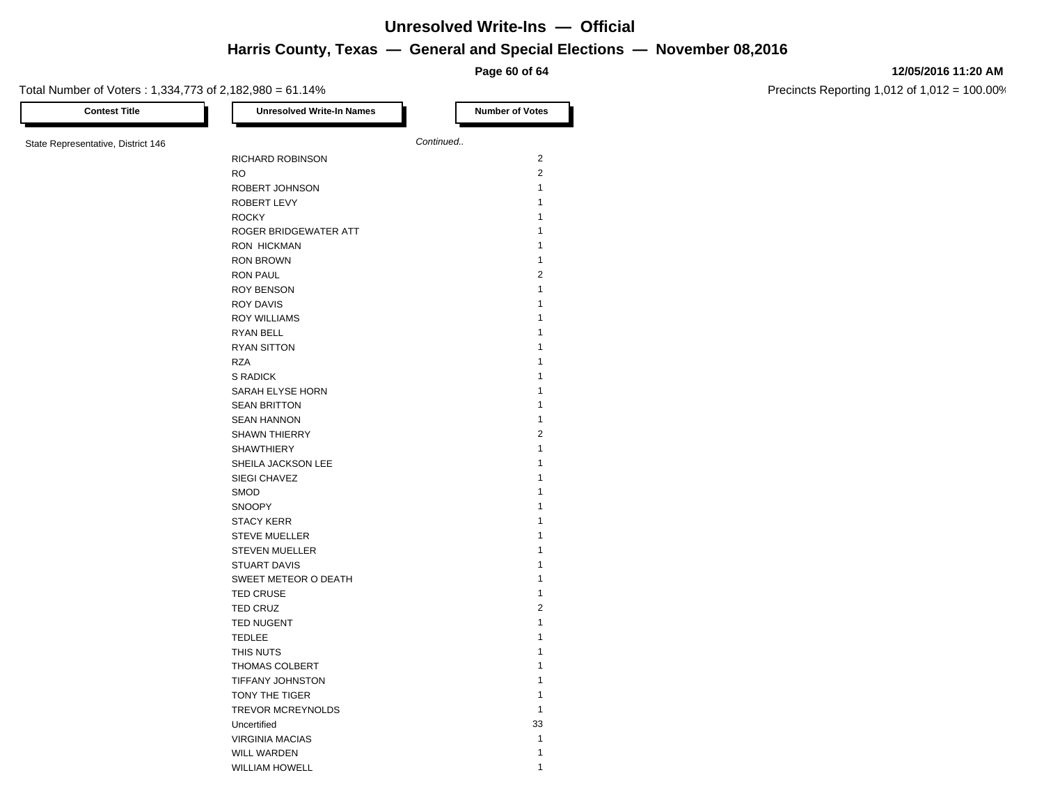# Unresolved Write-Ins — Official

## Harris County, Texas — General and Special Elections — November 08,2016

**12/05/2016 11:20 AM**

Total Number of Voters : 1,334,773 of 2,182,980 = 61.14%

Precincts Reporting 1,012 of 1,012 = 100.00%

| Contest Title | Unresolved Write-In Names | Number of Votes |
|---|---|---|
| State Representative, District 146 | *Continued..* | |
| | RICHARD ROBINSON | 2 |
| | RO | 2 |
| | ROBERT JOHNSON | 1 |
| | ROBERT LEVY | 1 |
| | ROCKY | 1 |
| | ROGER BRIDGEWATER ATT | 1 |
| | RON HICKMAN | 1 |
| | RON BROWN | 1 |
| | RON PAUL | 2 |
| | ROY BENSON | 1 |
| | ROY DAVIS | 1 |
| | ROY WILLIAMS | 1 |
| | RYAN BELL | 1 |
| | RYAN SITTON | 1 |
| | RZA | 1 |
| | S RADICK | 1 |
| | SARAH ELYSE HORN | 1 |
| | SEAN BRITTON | 1 |
| | SEAN HANNON | 1 |
| | SHAWN THIERRY | 2 |
| | SHAWTHIERY | 1 |
| | SHEILA JACKSON LEE | 1 |
| | SIEGI CHAVEZ | 1 |
| | SMOD | 1 |
| | SNOOPY | 1 |
| | STACY KERR | 1 |
| | STEVE MUELLER | 1 |
| | STEVEN MUELLER | 1 |
| | STUART DAVIS | 1 |
| | SWEET METEOR O DEATH | 1 |
| | TED CRUSE | 1 |
| | TED CRUZ | 2 |
| | TED NUGENT | 1 |
| | TEDLEE | 1 |
| | THIS NUTS | 1 |
| | THOMAS COLBERT | 1 |
| | TIFFANY JOHNSTON | 1 |
| | TONY THE TIGER | 1 |
| | TREVOR MCREYNOLDS | 1 |
| | Uncertified | 33 |
| | VIRGINIA MACIAS | 1 |
| | WILL WARDEN | 1 |
| | WILLIAM HOWELL | 1 |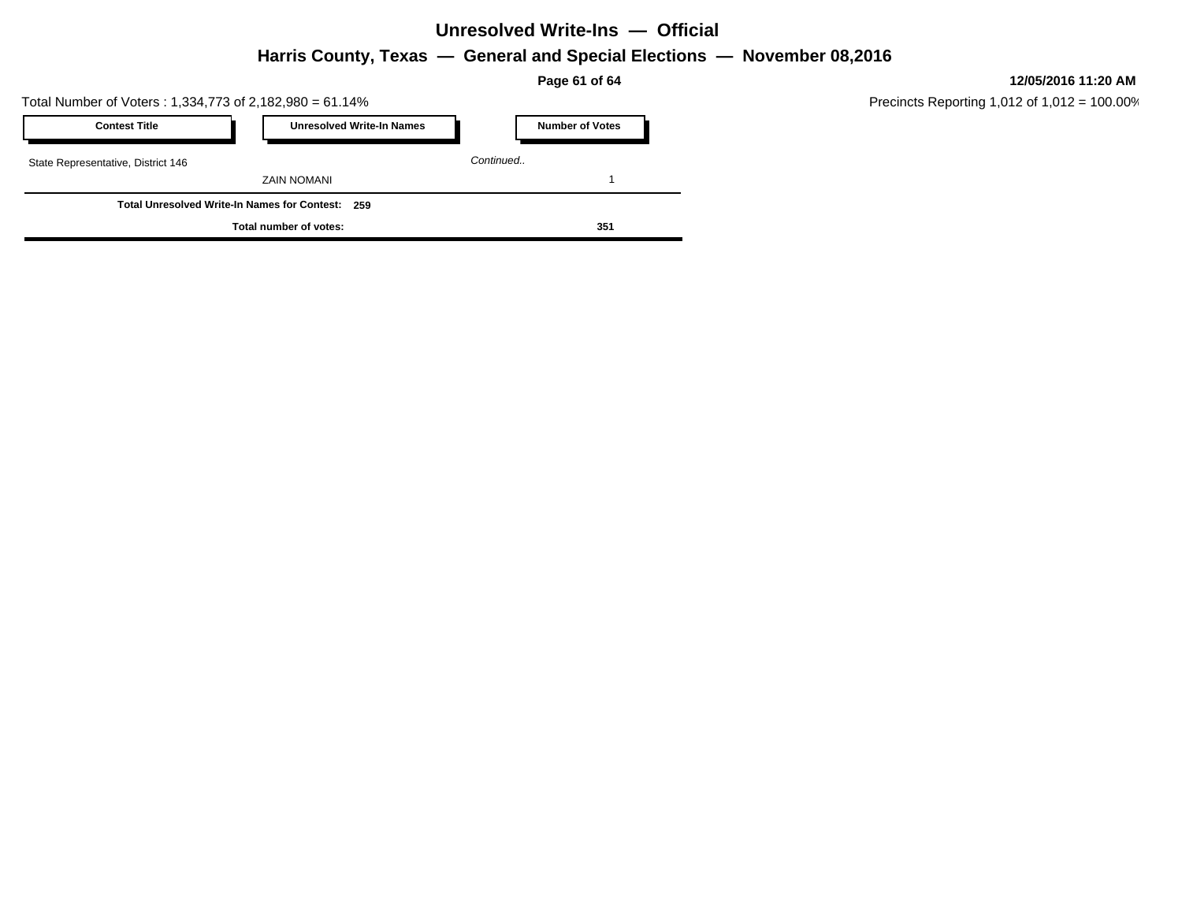# Unresolved Write-Ins — Official

## Harris County, Texas — General and Special Elections — November 08,2016

12/05/2016 11:20 AM

Total Number of Voters : 1,334,773 of 2,182,980 = 61.14%

Precincts Reporting 1,012 of 1,012 = 100.00%

| Contest Title | Unresolved Write-In Names | Number of Votes |
|---|---|---|
| State Representative, District 146 | | *Continued..* |
| | ZAIN NOMANI | 1 |
| **Total Unresolved Write-In Names for Contest:** | **259** | |
| | **Total number of votes:** | **351** |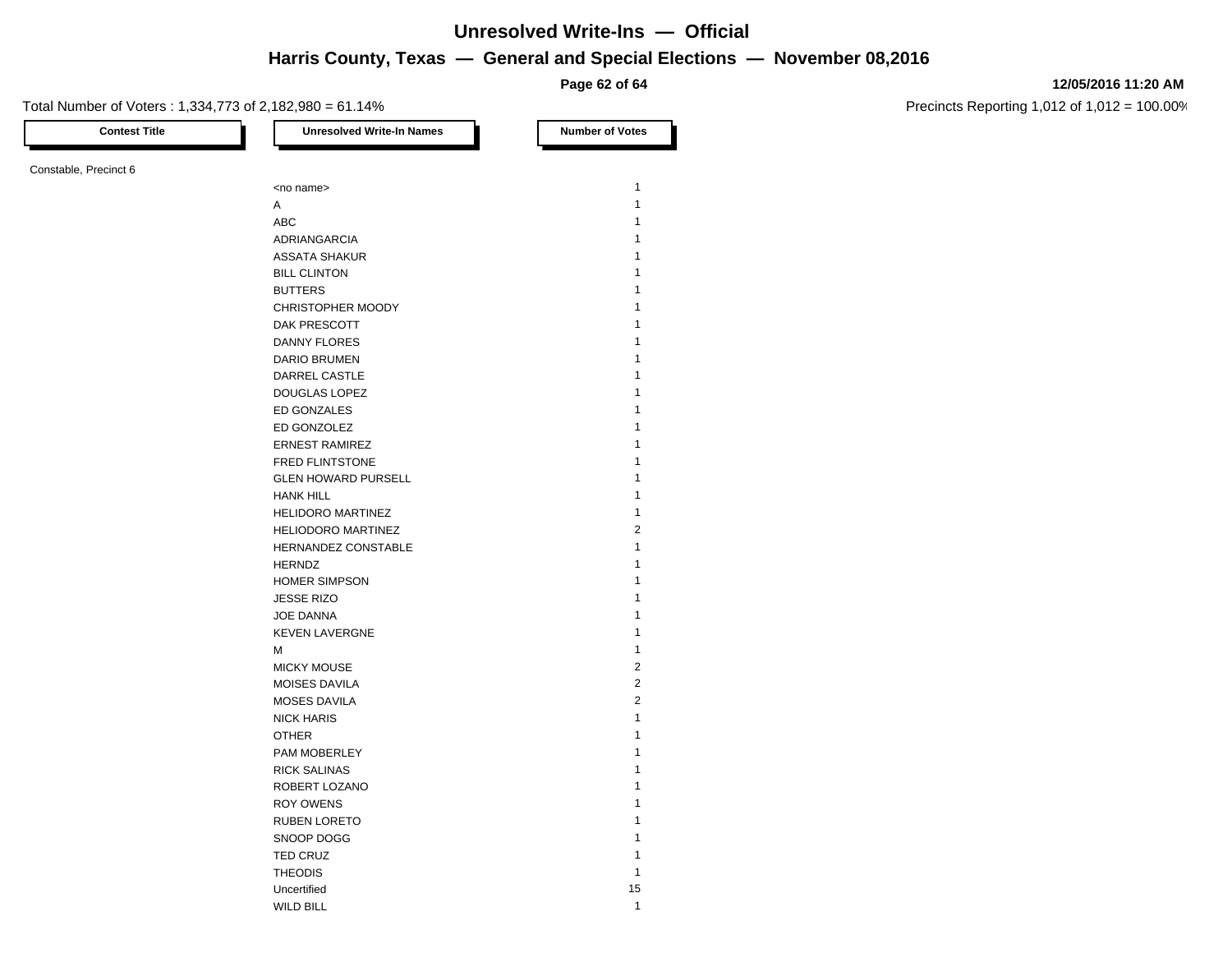# Unresolved Write-Ins — Official

## Harris County, Texas — General and Special Elections — November 08,2016

12/05/2016 11:20 AM

Total Number of Voters : 1,334,773 of 2,182,980 = 61.14%

Precincts Reporting 1,012 of 1,012 = 100.00%

| Contest Title | Unresolved Write-In Names | Number of Votes |
|---|---|---|
| Constable, Precinct 6 | | |
| | <no name> | 1 |
| | A | 1 |
| | ABC | 1 |
| | ADRIANGARCIA | 1 |
| | ASSATA SHAKUR | 1 |
| | BILL CLINTON | 1 |
| | BUTTERS | 1 |
| | CHRISTOPHER MOODY | 1 |
| | DAK PRESCOTT | 1 |
| | DANNY FLORES | 1 |
| | DARIO BRUMEN | 1 |
| | DARREL CASTLE | 1 |
| | DOUGLAS LOPEZ | 1 |
| | ED GONZALES | 1 |
| | ED GONZOLEZ | 1 |
| | ERNEST RAMIREZ | 1 |
| | FRED FLINTSTONE | 1 |
| | GLEN HOWARD PURSELL | 1 |
| | HANK HILL | 1 |
| | HELIDORO MARTINEZ | 1 |
| | HELIODORO MARTINEZ | 2 |
| | HERNANDEZ CONSTABLE | 1 |
| | HERNDZ | 1 |
| | HOMER SIMPSON | 1 |
| | JESSE RIZO | 1 |
| | JOE DANNA | 1 |
| | KEVEN LAVERGNE | 1 |
| | M | 1 |
| | MICKY MOUSE | 2 |
| | MOISES DAVILA | 2 |
| | MOSES DAVILA | 2 |
| | NICK HARIS | 1 |
| | OTHER | 1 |
| | PAM MOBERLEY | 1 |
| | RICK SALINAS | 1 |
| | ROBERT LOZANO | 1 |
| | ROY OWENS | 1 |
| | RUBEN LORETO | 1 |
| | SNOOP DOGG | 1 |
| | TED CRUZ | 1 |
| | THEODIS | 1 |
| | Uncertified | 15 |
| | WILD BILL | 1 |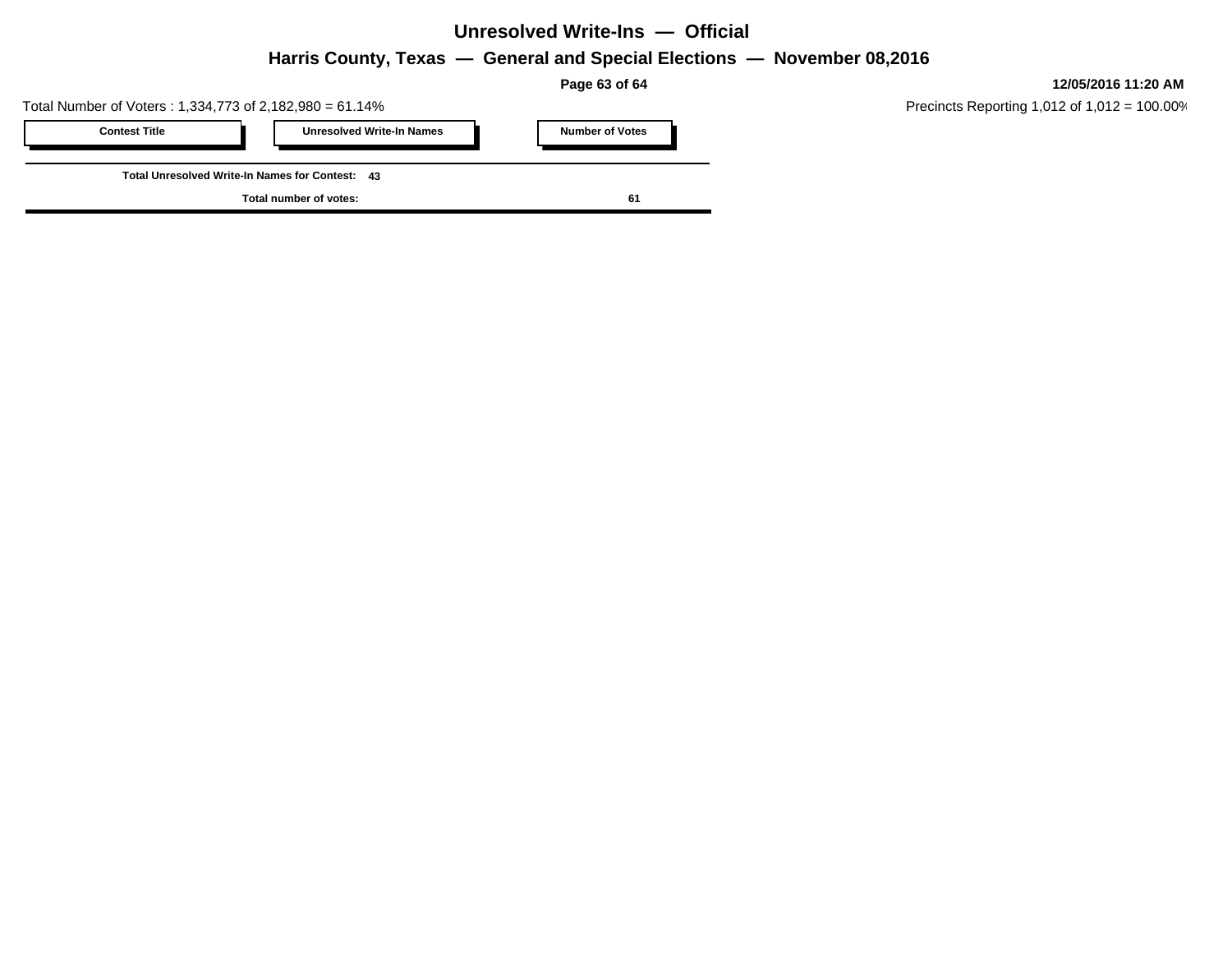# Unresolved Write-Ins — Official

## Harris County, Texas — General and Special Elections — November 08,2016

**12/05/2016 11:20 AM**

Total Number of Voters : 1,334,773 of 2,182,980 = 61.14%

Precincts Reporting 1,012 of 1,012 = 100.00%

| Contest Title | Unresolved Write-In Names | Number of Votes |
|---|---|---|
| **Total Unresolved Write-In Names for Contest:** | **43** | |
| **Total number of votes:** | | **61** |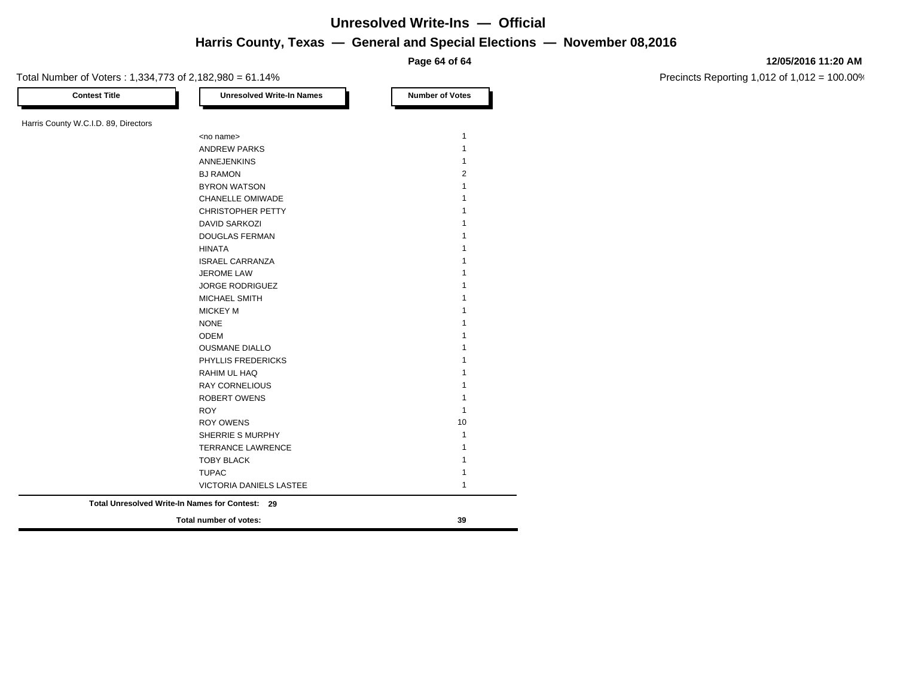# Unresolved Write-Ins — Official

## Harris County, Texas — General and Special Elections — November 08,2016

12/05/2016 11:20 AM

Total Number of Voters : 1,334,773 of 2,182,980 = 61.14%

Precincts Reporting 1,012 of 1,012 = 100.00%

| Contest Title | Unresolved Write-In Names | Number of Votes |
|---|---|---|
| Harris County W.C.I.D. 89, Directors | | |
| | <no name> | 1 |
| | ANDREW PARKS | 1 |
| | ANNEJENKINS | 1 |
| | BJ RAMON | 2 |
| | BYRON WATSON | 1 |
| | CHANELLE OMIWADE | 1 |
| | CHRISTOPHER PETTY | 1 |
| | DAVID SARKOZI | 1 |
| | DOUGLAS FERMAN | 1 |
| | HINATA | 1 |
| | ISRAEL CARRANZA | 1 |
| | JEROME LAW | 1 |
| | JORGE RODRIGUEZ | 1 |
| | MICHAEL SMITH | 1 |
| | MICKEY M | 1 |
| | NONE | 1 |
| | ODEM | 1 |
| | OUSMANE DIALLO | 1 |
| | PHYLLIS FREDERICKS | 1 |
| | RAHIM UL HAQ | 1 |
| | RAY CORNELIOUS | 1 |
| | ROBERT OWENS | 1 |
| | ROY | 1 |
| | ROY OWENS | 10 |
| | SHERRIE S MURPHY | 1 |
| | TERRANCE LAWRENCE | 1 |
| | TOBY BLACK | 1 |
| | TUPAC | 1 |
| | VICTORIA DANIELS LASTEE | 1 |

**Total Unresolved Write-In Names for Contest: 29**

**Total number of votes: 39**